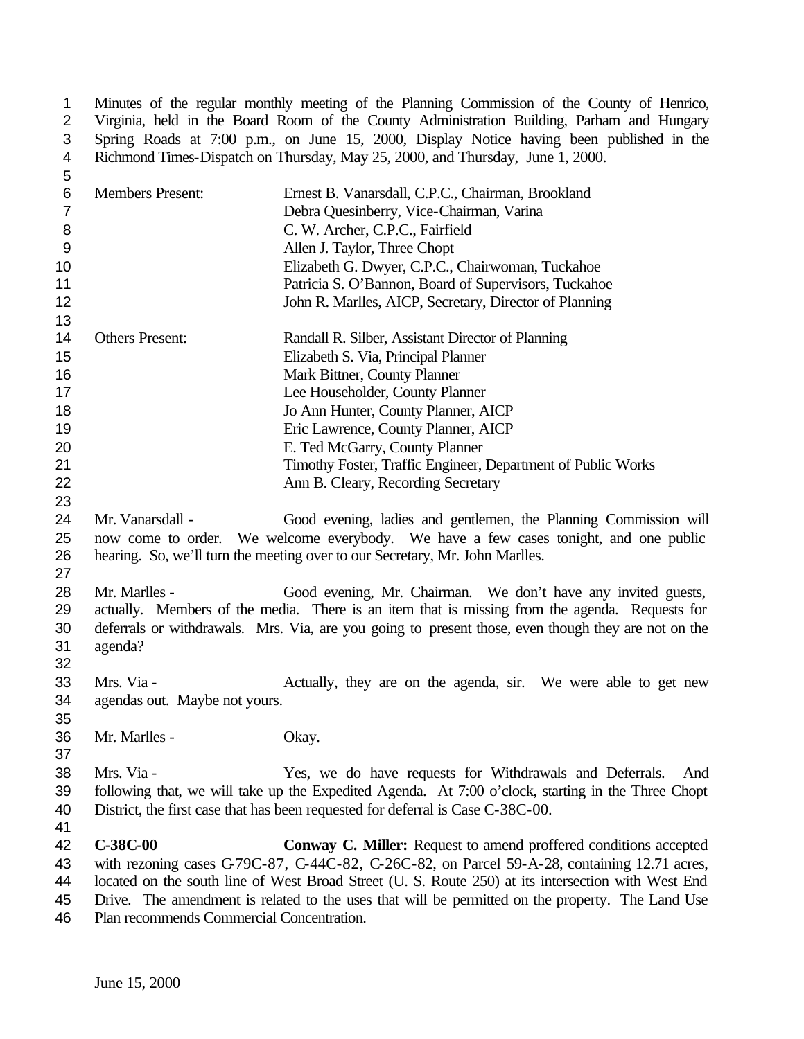Minutes of the regular monthly meeting of the Planning Commission of the County of Henrico, Virginia, held in the Board Room of the County Administration Building, Parham and Hungary Spring Roads at 7:00 p.m., on June 15, 2000, Display Notice having been published in the Richmond Times-Dispatch on Thursday, May 25, 2000, and Thursday, June 1, 2000.

| | |
|---|---|
| Members Present: | Ernest B. Vanarsdall, C.P.C., Chairman, Brookland |
| | Debra Quesinberry, Vice-Chairman, Varina |
| | C. W. Archer, C.P.C., Fairfield |
| | Allen J. Taylor, Three Chopt |
| | Elizabeth G. Dwyer, C.P.C., Chairwoman, Tuckahoe |
| | Patricia S. O'Bannon, Board of Supervisors, Tuckahoe |
| | John R. Marlles, AICP, Secretary, Director of Planning |
| Others Present: | Randall R. Silber, Assistant Director of Planning |
| | Elizabeth S. Via, Principal Planner |
| | Mark Bittner, County Planner |
| | Lee Householder, County Planner |
| | Jo Ann Hunter, County Planner, AICP |
| | Eric Lawrence, County Planner, AICP |
| | E. Ted McGarry, County Planner |
| | Timothy Foster, Traffic Engineer, Department of Public Works |
| | Ann B. Cleary, Recording Secretary |

Mr. Vanarsdall - Good evening, ladies and gentlemen, the Planning Commission will now come to order. We welcome everybody. We have a few cases tonight, and one public hearing. So, we'll turn the meeting over to our Secretary, Mr. John Marlles.

Mr. Marlles - Good evening, Mr. Chairman. We don't have any invited guests, actually. Members of the media. There is an item that is missing from the agenda. Requests for deferrals or withdrawals. Mrs. Via, are you going to present those, even though they are not on the agenda?

Mrs. Via - Actually, they are on the agenda, sir. We were able to get new agendas out. Maybe not yours.

Mr. Marlles - Okay.

Mrs. Via - Yes, we do have requests for Withdrawals and Deferrals. And following that, we will take up the Expedited Agenda. At 7:00 o'clock, starting in the Three Chopt District, the first case that has been requested for deferral is Case C-38C-00.

**C-38C-00** **Conway C. Miller:** Request to amend proffered conditions accepted with rezoning cases C-79C-87, C-44C-82, C-26C-82, on Parcel 59-A-28, containing 12.71 acres, located on the south line of West Broad Street (U. S. Route 250) at its intersection with West End Drive. The amendment is related to the uses that will be permitted on the property. The Land Use Plan recommends Commercial Concentration.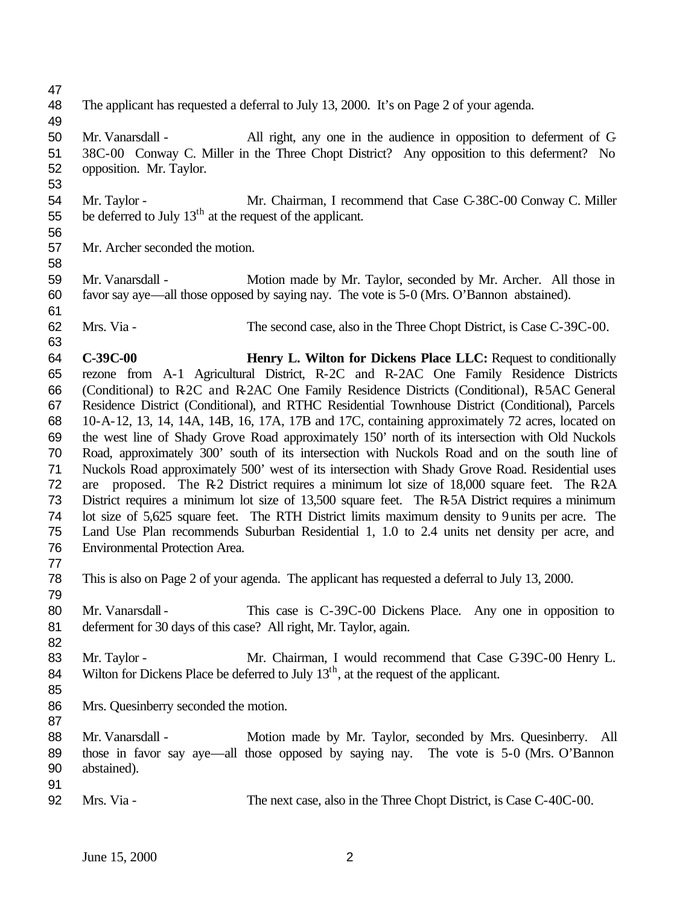The applicant has requested a deferral to July 13, 2000. It's on Page 2 of your agenda.

Mr. Vanarsdall - All right, any one in the audience in opposition to deferment of C-38C-00 Conway C. Miller in the Three Chopt District? Any opposition to this deferment? No opposition. Mr. Taylor.

Mr. Taylor - Mr. Chairman, I recommend that Case C-38C-00 Conway C. Miller be deferred to July 13th at the request of the applicant.

Mr. Archer seconded the motion.

Mr. Vanarsdall - Motion made by Mr. Taylor, seconded by Mr. Archer. All those in favor say aye—all those opposed by saying nay. The vote is 5-0 (Mrs. O'Bannon abstained).

Mrs. Via - The second case, also in the Three Chopt District, is Case C-39C-00.

**C-39C-00** **Henry L. Wilton for Dickens Place LLC:** Request to conditionally rezone from A-1 Agricultural District, R-2C and R-2AC One Family Residence Districts (Conditional) to R-2C and R-2AC One Family Residence Districts (Conditional), R-5AC General Residence District (Conditional), and RTHC Residential Townhouse District (Conditional), Parcels 10-A-12, 13, 14, 14A, 14B, 16, 17A, 17B and 17C, containing approximately 72 acres, located on the west line of Shady Grove Road approximately 150' north of its intersection with Old Nuckols Road, approximately 300' south of its intersection with Nuckols Road and on the south line of Nuckols Road approximately 500' west of its intersection with Shady Grove Road. Residential uses are proposed. The R-2 District requires a minimum lot size of 18,000 square feet. The R-2A District requires a minimum lot size of 13,500 square feet. The R-5A District requires a minimum lot size of 5,625 square feet. The RTH District limits maximum density to 9 units per acre. The Land Use Plan recommends Suburban Residential 1, 1.0 to 2.4 units net density per acre, and Environmental Protection Area.

This is also on Page 2 of your agenda. The applicant has requested a deferral to July 13, 2000.

Mr. Vanarsdall - This case is C-39C-00 Dickens Place. Any one in opposition to deferment for 30 days of this case? All right, Mr. Taylor, again.

Mr. Taylor - Mr. Chairman, I would recommend that Case C-39C-00 Henry L. Wilton for Dickens Place be deferred to July 13th, at the request of the applicant.

Mrs. Quesinberry seconded the motion.

Mr. Vanarsdall - Motion made by Mr. Taylor, seconded by Mrs. Quesinberry. All those in favor say aye—all those opposed by saying nay. The vote is 5-0 (Mrs. O'Bannon abstained).

Mrs. Via - The next case, also in the Three Chopt District, is Case C-40C-00.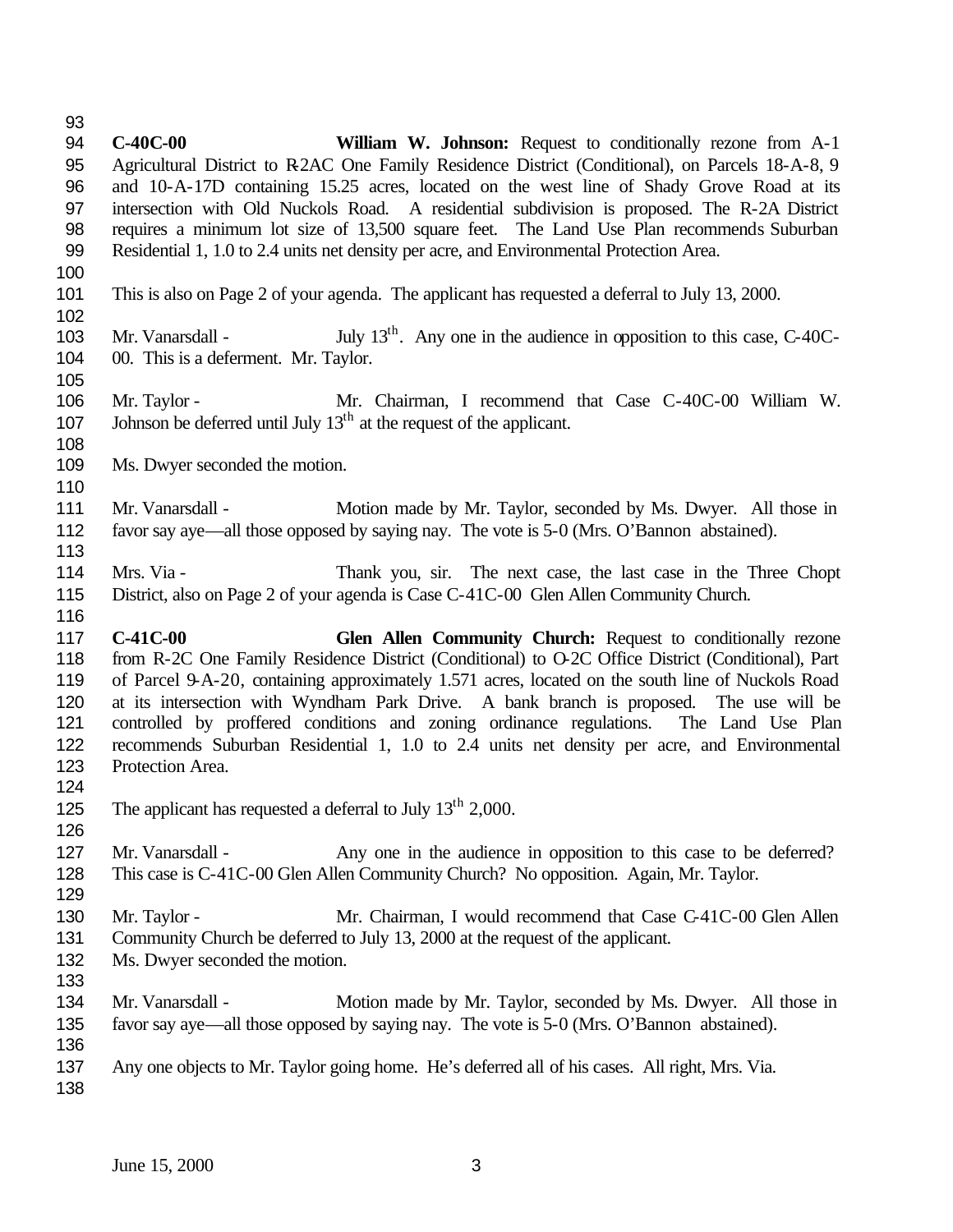**C-40C-00** **William W. Johnson:** Request to conditionally rezone from A-1 Agricultural District to R-2AC One Family Residence District (Conditional), on Parcels 18-A-8, 9 and 10-A-17D containing 15.25 acres, located on the west line of Shady Grove Road at its intersection with Old Nuckols Road. A residential subdivision is proposed. The R-2A District requires a minimum lot size of 13,500 square feet. The Land Use Plan recommends Suburban Residential 1, 1.0 to 2.4 units net density per acre, and Environmental Protection Area.

This is also on Page 2 of your agenda. The applicant has requested a deferral to July 13, 2000.

Mr. Vanarsdall - July 13th. Any one in the audience in opposition to this case, C-40C-00. This is a deferment. Mr. Taylor.

Mr. Taylor - Mr. Chairman, I recommend that Case C-40C-00 William W. Johnson be deferred until July 13th at the request of the applicant.

Ms. Dwyer seconded the motion.

Mr. Vanarsdall - Motion made by Mr. Taylor, seconded by Ms. Dwyer. All those in favor say aye—all those opposed by saying nay. The vote is 5-0 (Mrs. O'Bannon abstained).

Mrs. Via - Thank you, sir. The next case, the last case in the Three Chopt District, also on Page 2 of your agenda is Case C-41C-00 Glen Allen Community Church.

**C-41C-00** **Glen Allen Community Church:** Request to conditionally rezone from R-2C One Family Residence District (Conditional) to O-2C Office District (Conditional), Part of Parcel 9-A-20, containing approximately 1.571 acres, located on the south line of Nuckols Road at its intersection with Wyndham Park Drive. A bank branch is proposed. The use will be controlled by proffered conditions and zoning ordinance regulations. The Land Use Plan recommends Suburban Residential 1, 1.0 to 2.4 units net density per acre, and Environmental Protection Area.

The applicant has requested a deferral to July 13th 2,000.

Mr. Vanarsdall - Any one in the audience in opposition to this case to be deferred? This case is C-41C-00 Glen Allen Community Church? No opposition. Again, Mr. Taylor.

Mr. Taylor - Mr. Chairman, I would recommend that Case C-41C-00 Glen Allen Community Church be deferred to July 13, 2000 at the request of the applicant.
Ms. Dwyer seconded the motion.

Mr. Vanarsdall - Motion made by Mr. Taylor, seconded by Ms. Dwyer. All those in favor say aye—all those opposed by saying nay. The vote is 5-0 (Mrs. O'Bannon abstained).

Any one objects to Mr. Taylor going home. He's deferred all of his cases. All right, Mrs. Via.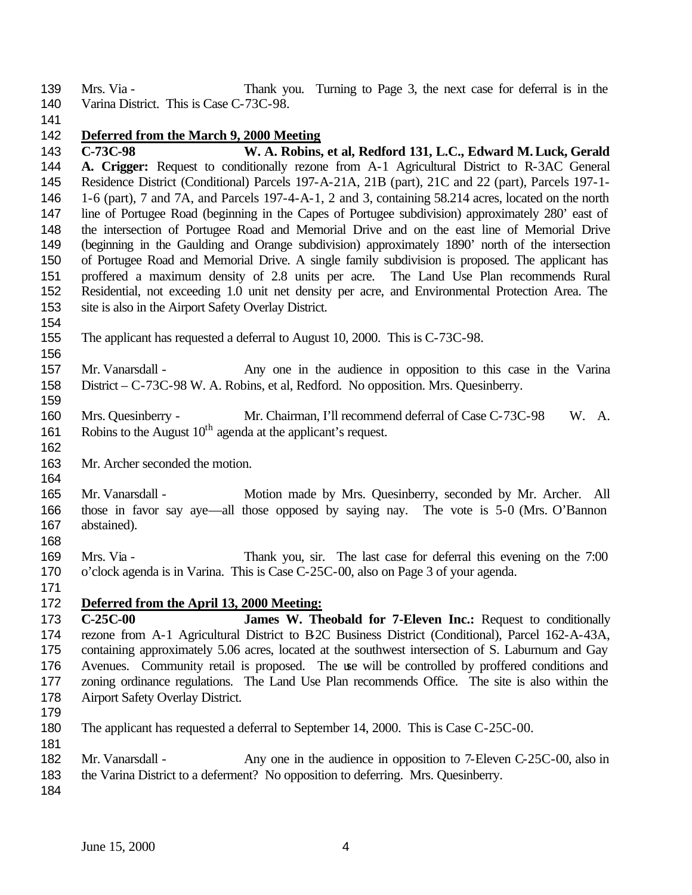Mrs. Via - Thank you. Turning to Page 3, the next case for deferral is in the Varina District. This is Case C-73C-98.

**Deferred from the March 9, 2000 Meeting**

**C-73C-98 W. A. Robins, et al, Redford 131, L.C., Edward M. Luck, Gerald A. Crigger:** Request to conditionally rezone from A-1 Agricultural District to R-3AC General Residence District (Conditional) Parcels 197-A-21A, 21B (part), 21C and 22 (part), Parcels 197-1-1-6 (part), 7 and 7A, and Parcels 197-4-A-1, 2 and 3, containing 58.214 acres, located on the north line of Portugee Road (beginning in the Capes of Portugee subdivision) approximately 280' east of the intersection of Portugee Road and Memorial Drive and on the east line of Memorial Drive (beginning in the Gaulding and Orange subdivision) approximately 1890' north of the intersection of Portugee Road and Memorial Drive. A single family subdivision is proposed. The applicant has proffered a maximum density of 2.8 units per acre. The Land Use Plan recommends Rural Residential, not exceeding 1.0 unit net density per acre, and Environmental Protection Area. The site is also in the Airport Safety Overlay District.

The applicant has requested a deferral to August 10, 2000. This is C-73C-98.

Mr. Vanarsdall - Any one in the audience in opposition to this case in the Varina District – C-73C-98 W. A. Robins, et al, Redford. No opposition. Mrs. Quesinberry.

Mrs. Quesinberry - Mr. Chairman, I'll recommend deferral of Case C-73C-98 W. A. Robins to the August 10th agenda at the applicant's request.

Mr. Archer seconded the motion.

Mr. Vanarsdall - Motion made by Mrs. Quesinberry, seconded by Mr. Archer. All those in favor say aye—all those opposed by saying nay. The vote is 5-0 (Mrs. O'Bannon abstained).

Mrs. Via - Thank you, sir. The last case for deferral this evening on the 7:00 o'clock agenda is in Varina. This is Case C-25C-00, also on Page 3 of your agenda.

**Deferred from the April 13, 2000 Meeting:**

**C-25C-00 James W. Theobald for 7-Eleven Inc.:** Request to conditionally rezone from A-1 Agricultural District to B-2C Business District (Conditional), Parcel 162-A-43A, containing approximately 5.06 acres, located at the southwest intersection of S. Laburnum and Gay Avenues. Community retail is proposed. The use will be controlled by proffered conditions and zoning ordinance regulations. The Land Use Plan recommends Office. The site is also within the Airport Safety Overlay District.

The applicant has requested a deferral to September 14, 2000. This is Case C-25C-00.

Mr. Vanarsdall - Any one in the audience in opposition to 7-Eleven C-25C-00, also in the Varina District to a deferment? No opposition to deferring. Mrs. Quesinberry.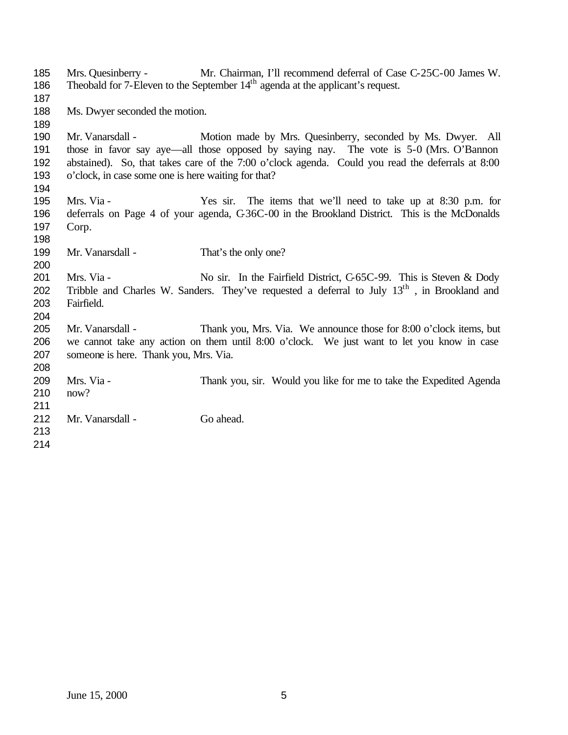Mrs. Quesinberry - Mr. Chairman, I'll recommend deferral of Case C-25C-00 James W. Theobald for 7-Eleven to the September 14th agenda at the applicant's request.

Ms. Dwyer seconded the motion.

Mr. Vanarsdall - Motion made by Mrs. Quesinberry, seconded by Ms. Dwyer. All those in favor say aye—all those opposed by saying nay. The vote is 5-0 (Mrs. O'Bannon abstained). So, that takes care of the 7:00 o'clock agenda. Could you read the deferrals at 8:00 o'clock, in case some one is here waiting for that?

Mrs. Via - Yes sir. The items that we'll need to take up at 8:30 p.m. for deferrals on Page 4 of your agenda, C-36C-00 in the Brookland District. This is the McDonalds Corp.

Mr. Vanarsdall - That's the only one?

Mrs. Via - No sir. In the Fairfield District, C-65C-99. This is Steven & Dody Tribble and Charles W. Sanders. They've requested a deferral to July 13th , in Brookland and Fairfield.

Mr. Vanarsdall - Thank you, Mrs. Via. We announce those for 8:00 o'clock items, but we cannot take any action on them until 8:00 o'clock. We just want to let you know in case someone is here. Thank you, Mrs. Via.

Mrs. Via - Thank you, sir. Would you like for me to take the Expedited Agenda now?

Mr. Vanarsdall - Go ahead.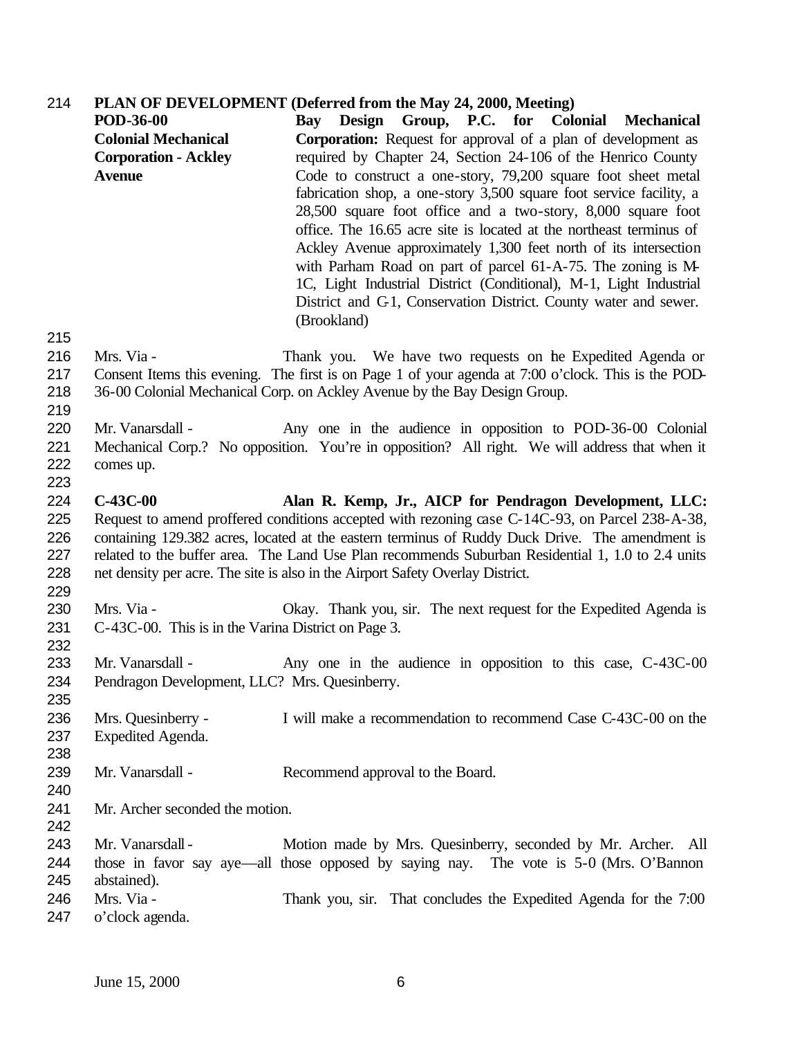**PLAN OF DEVELOPMENT (Deferred from the May 24, 2000, Meeting)**

**POD-36-00 Colonial Mechanical Corporation - Ackley Avenue**

**Bay Design Group, P.C. for Colonial Mechanical Corporation:** Request for approval of a plan of development as required by Chapter 24, Section 24-106 of the Henrico County Code to construct a one-story, 79,200 square foot sheet metal fabrication shop, a one-story 3,500 square foot service facility, a 28,500 square foot office and a two-story, 8,000 square foot office. The 16.65 acre site is located at the northeast terminus of Ackley Avenue approximately 1,300 feet north of its intersection with Parham Road on part of parcel 61-A-75. The zoning is M-1C, Light Industrial District (Conditional), M-1, Light Industrial District and C-1, Conservation District. County water and sewer. (Brookland)

Mrs. Via - Thank you. We have two requests on the Expedited Agenda or Consent Items this evening. The first is on Page 1 of your agenda at 7:00 o'clock. This is the POD-36-00 Colonial Mechanical Corp. on Ackley Avenue by the Bay Design Group.

Mr. Vanarsdall - Any one in the audience in opposition to POD-36-00 Colonial Mechanical Corp.? No opposition. You're in opposition? All right. We will address that when it comes up.

**C-43C-00 Alan R. Kemp, Jr., AICP for Pendragon Development, LLC:** Request to amend proffered conditions accepted with rezoning case C-14C-93, on Parcel 238-A-38, containing 129.382 acres, located at the eastern terminus of Ruddy Duck Drive. The amendment is related to the buffer area. The Land Use Plan recommends Suburban Residential 1, 1.0 to 2.4 units net density per acre. The site is also in the Airport Safety Overlay District.

Mrs. Via - Okay. Thank you, sir. The next request for the Expedited Agenda is C-43C-00. This is in the Varina District on Page 3.

Mr. Vanarsdall - Any one in the audience in opposition to this case, C-43C-00 Pendragon Development, LLC? Mrs. Quesinberry.

Mrs. Quesinberry - I will make a recommendation to recommend Case C-43C-00 on the Expedited Agenda.

Mr. Vanarsdall - Recommend approval to the Board.

Mr. Archer seconded the motion.

Mr. Vanarsdall - Motion made by Mrs. Quesinberry, seconded by Mr. Archer. All those in favor say aye—all those opposed by saying nay. The vote is 5-0 (Mrs. O'Bannon abstained).

Mrs. Via - Thank you, sir. That concludes the Expedited Agenda for the 7:00 o'clock agenda.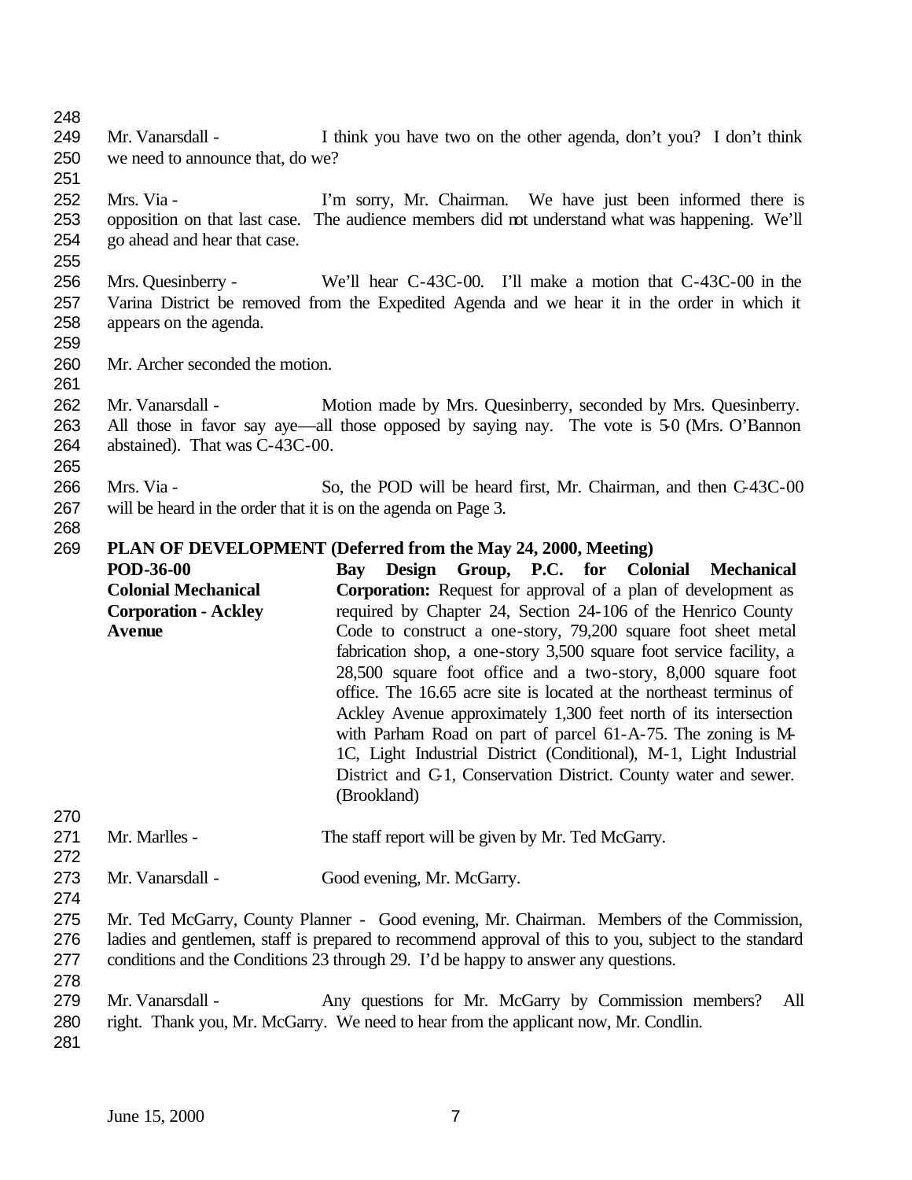Mr. Vanarsdall - I think you have two on the other agenda, don't you? I don't think we need to announce that, do we?

Mrs. Via - I'm sorry, Mr. Chairman. We have just been informed there is opposition on that last case. The audience members did not understand what was happening. We'll go ahead and hear that case.

Mrs. Quesinberry - We'll hear C-43C-00. I'll make a motion that C-43C-00 in the Varina District be removed from the Expedited Agenda and we hear it in the order in which it appears on the agenda.

Mr. Archer seconded the motion.

Mr. Vanarsdall - Motion made by Mrs. Quesinberry, seconded by Mrs. Quesinberry. All those in favor say aye—all those opposed by saying nay. The vote is 5-0 (Mrs. O'Bannon abstained). That was C-43C-00.

Mrs. Via - So, the POD will be heard first, Mr. Chairman, and then C-43C-00 will be heard in the order that it is on the agenda on Page 3.

**PLAN OF DEVELOPMENT (Deferred from the May 24, 2000, Meeting)**

**POD-36-00**
**Colonial Mechanical Corporation - Ackley Avenue**

**Bay Design Group, P.C. for Colonial Mechanical Corporation:** Request for approval of a plan of development as required by Chapter 24, Section 24-106 of the Henrico County Code to construct a one-story, 79,200 square foot sheet metal fabrication shop, a one-story 3,500 square foot service facility, a 28,500 square foot office and a two-story, 8,000 square foot office. The 16.65 acre site is located at the northeast terminus of Ackley Avenue approximately 1,300 feet north of its intersection with Parham Road on part of parcel 61-A-75. The zoning is M-1C, Light Industrial District (Conditional), M-1, Light Industrial District and C-1, Conservation District. County water and sewer. (Brookland)

Mr. Marlles - The staff report will be given by Mr. Ted McGarry.

Mr. Vanarsdall - Good evening, Mr. McGarry.

Mr. Ted McGarry, County Planner - Good evening, Mr. Chairman. Members of the Commission, ladies and gentlemen, staff is prepared to recommend approval of this to you, subject to the standard conditions and the Conditions 23 through 29. I'd be happy to answer any questions.

Mr. Vanarsdall - Any questions for Mr. McGarry by Commission members? All right. Thank you, Mr. McGarry. We need to hear from the applicant now, Mr. Condlin.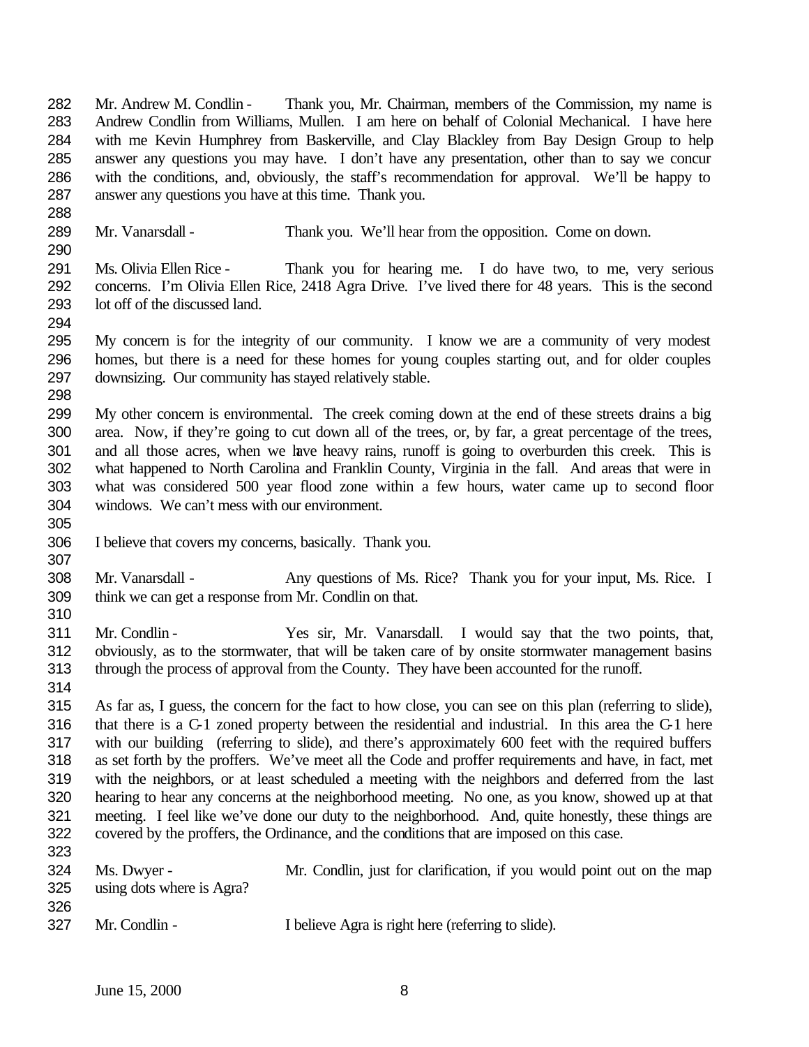282 Mr. Andrew M. Condlin - Thank you, Mr. Chairman, members of the Commission, my name is
283 Andrew Condlin from Williams, Mullen. I am here on behalf of Colonial Mechanical. I have here
284 with me Kevin Humphrey from Baskerville, and Clay Blackley from Bay Design Group to help
285 answer any questions you may have. I don't have any presentation, other than to say we concur
286 with the conditions, and, obviously, the staff's recommendation for approval. We'll be happy to
287 answer any questions you have at this time. Thank you.
288
289 Mr. Vanarsdall - Thank you. We'll hear from the opposition. Come on down.
290
291 Ms. Olivia Ellen Rice - Thank you for hearing me. I do have two, to me, very serious
292 concerns. I'm Olivia Ellen Rice, 2418 Agra Drive. I've lived there for 48 years. This is the second
293 lot off of the discussed land.
294
295 My concern is for the integrity of our community. I know we are a community of very modest
296 homes, but there is a need for these homes for young couples starting out, and for older couples
297 downsizing. Our community has stayed relatively stable.
298
299 My other concern is environmental. The creek coming down at the end of these streets drains a big
300 area. Now, if they're going to cut down all of the trees, or, by far, a great percentage of the trees,
301 and all those acres, when we have heavy rains, runoff is going to overburden this creek. This is
302 what happened to North Carolina and Franklin County, Virginia in the fall. And areas that were in
303 what was considered 500 year flood zone within a few hours, water came up to second floor
304 windows. We can't mess with our environment.
305
306 I believe that covers my concerns, basically. Thank you.
307
308 Mr. Vanarsdall - Any questions of Ms. Rice? Thank you for your input, Ms. Rice. I
309 think we can get a response from Mr. Condlin on that.
310
311 Mr. Condlin - Yes sir, Mr. Vanarsdall. I would say that the two points, that,
312 obviously, as to the stormwater, that will be taken care of by onsite stormwater management basins
313 through the process of approval from the County. They have been accounted for the runoff.
314
315 As far as, I guess, the concern for the fact to how close, you can see on this plan (referring to slide),
316 that there is a C-1 zoned property between the residential and industrial. In this area the C-1 here
317 with our building (referring to slide), and there's approximately 600 feet with the required buffers
318 as set forth by the proffers. We've meet all the Code and proffer requirements and have, in fact, met
319 with the neighbors, or at least scheduled a meeting with the neighbors and deferred from the last
320 hearing to hear any concerns at the neighborhood meeting. No one, as you know, showed up at that
321 meeting. I feel like we've done our duty to the neighborhood. And, quite honestly, these things are
322 covered by the proffers, the Ordinance, and the conditions that are imposed on this case.
323
324 Ms. Dwyer - Mr. Condlin, just for clarification, if you would point out on the map
325 using dots where is Agra?
326
327 Mr. Condlin - I believe Agra is right here (referring to slide).

June 15, 2000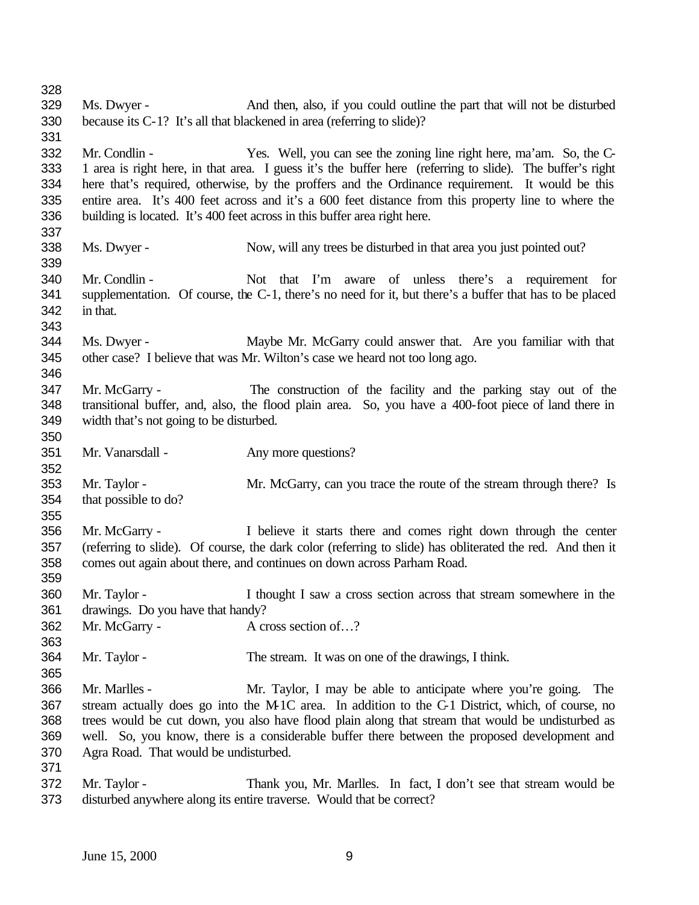Ms. Dwyer - And then, also, if you could outline the part that will not be disturbed because its C-1? It's all that blackened in area (referring to slide)?

Mr. Condlin - Yes. Well, you can see the zoning line right here, ma'am. So, the C-1 area is right here, in that area. I guess it's the buffer here (referring to slide). The buffer's right here that's required, otherwise, by the proffers and the Ordinance requirement. It would be this entire area. It's 400 feet across and it's a 600 feet distance from this property line to where the building is located. It's 400 feet across in this buffer area right here.

Ms. Dwyer - Now, will any trees be disturbed in that area you just pointed out?

Mr. Condlin - Not that I'm aware of unless there's a requirement for supplementation. Of course, the C-1, there's no need for it, but there's a buffer that has to be placed in that.

Ms. Dwyer - Maybe Mr. McGarry could answer that. Are you familiar with that other case? I believe that was Mr. Wilton's case we heard not too long ago.

Mr. McGarry - The construction of the facility and the parking stay out of the transitional buffer, and, also, the flood plain area. So, you have a 400-foot piece of land there in width that's not going to be disturbed.

Mr. Vanarsdall - Any more questions?

Mr. Taylor - Mr. McGarry, can you trace the route of the stream through there? Is that possible to do?

Mr. McGarry - I believe it starts there and comes right down through the center (referring to slide). Of course, the dark color (referring to slide) has obliterated the red. And then it comes out again about there, and continues on down across Parham Road.

Mr. Taylor - I thought I saw a cross section across that stream somewhere in the drawings. Do you have that handy?

Mr. McGarry - A cross section of…?

Mr. Taylor - The stream. It was on one of the drawings, I think.

Mr. Marlles - Mr. Taylor, I may be able to anticipate where you're going. The stream actually does go into the M-1C area. In addition to the C-1 District, which, of course, no trees would be cut down, you also have flood plain along that stream that would be undisturbed as well. So, you know, there is a considerable buffer there between the proposed development and Agra Road. That would be undisturbed.

Mr. Taylor - Thank you, Mr. Marlles. In fact, I don't see that stream would be disturbed anywhere along its entire traverse. Would that be correct?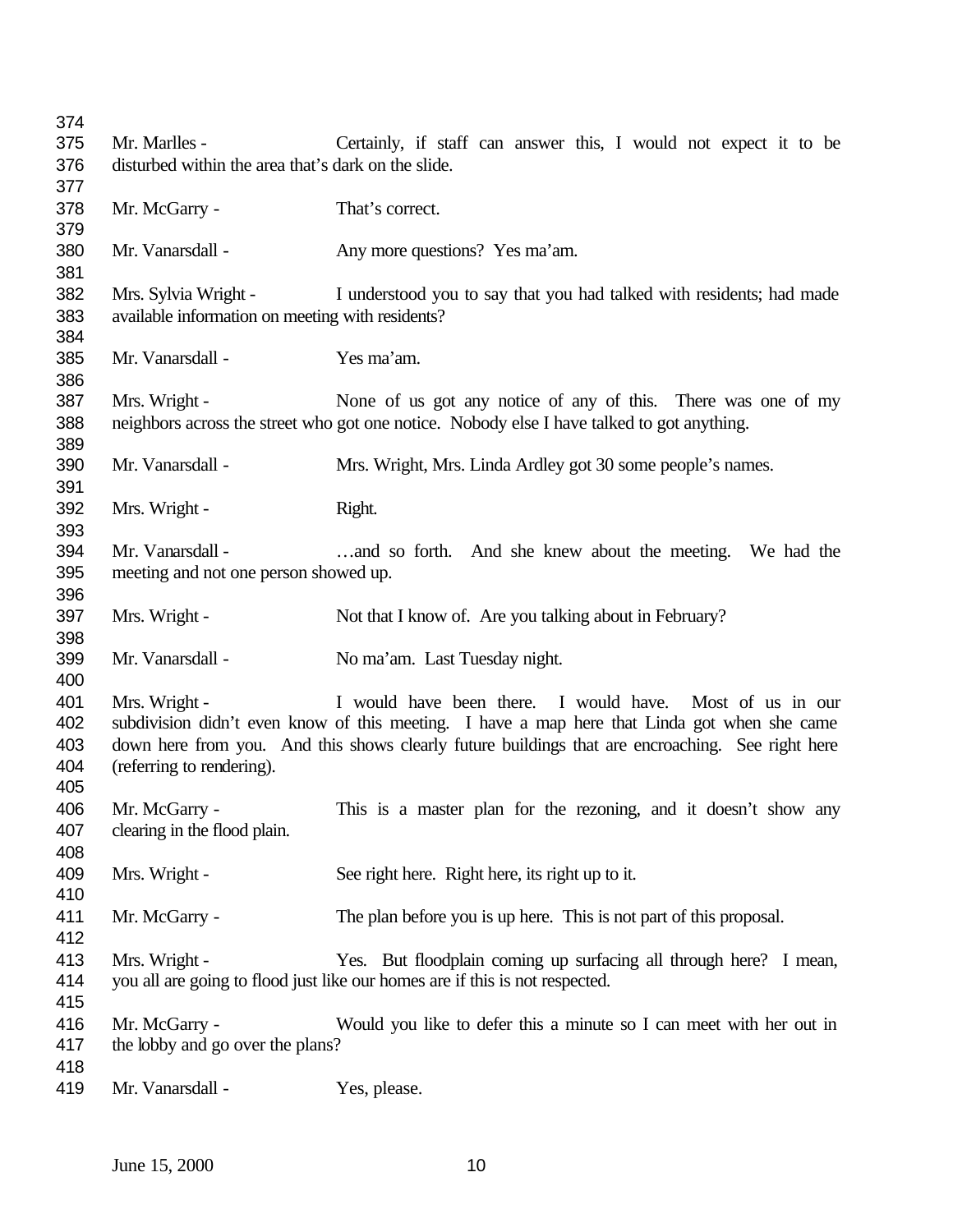Mr. Marlles - Certainly, if staff can answer this, I would not expect it to be disturbed within the area that's dark on the slide.

Mr. McGarry - That's correct.

Mr. Vanarsdall - Any more questions? Yes ma'am.

Mrs. Sylvia Wright - I understood you to say that you had talked with residents; had made available information on meeting with residents?

Mr. Vanarsdall - Yes ma'am.

Mrs. Wright - None of us got any notice of any of this. There was one of my neighbors across the street who got one notice. Nobody else I have talked to got anything.

Mr. Vanarsdall - Mrs. Wright, Mrs. Linda Ardley got 30 some people's names.

Mrs. Wright - Right.

Mr. Vanarsdall - …and so forth. And she knew about the meeting. We had the meeting and not one person showed up.

Mrs. Wright - Not that I know of. Are you talking about in February?

Mr. Vanarsdall - No ma'am. Last Tuesday night.

Mrs. Wright - I would have been there. I would have. Most of us in our subdivision didn't even know of this meeting. I have a map here that Linda got when she came down here from you. And this shows clearly future buildings that are encroaching. See right here (referring to rendering).

Mr. McGarry - This is a master plan for the rezoning, and it doesn't show any clearing in the flood plain.

Mrs. Wright - See right here. Right here, its right up to it.

Mr. McGarry - The plan before you is up here. This is not part of this proposal.

Mrs. Wright - Yes. But floodplain coming up surfacing all through here? I mean, you all are going to flood just like our homes are if this is not respected.

Mr. McGarry - Would you like to defer this a minute so I can meet with her out in the lobby and go over the plans?

Mr. Vanarsdall - Yes, please.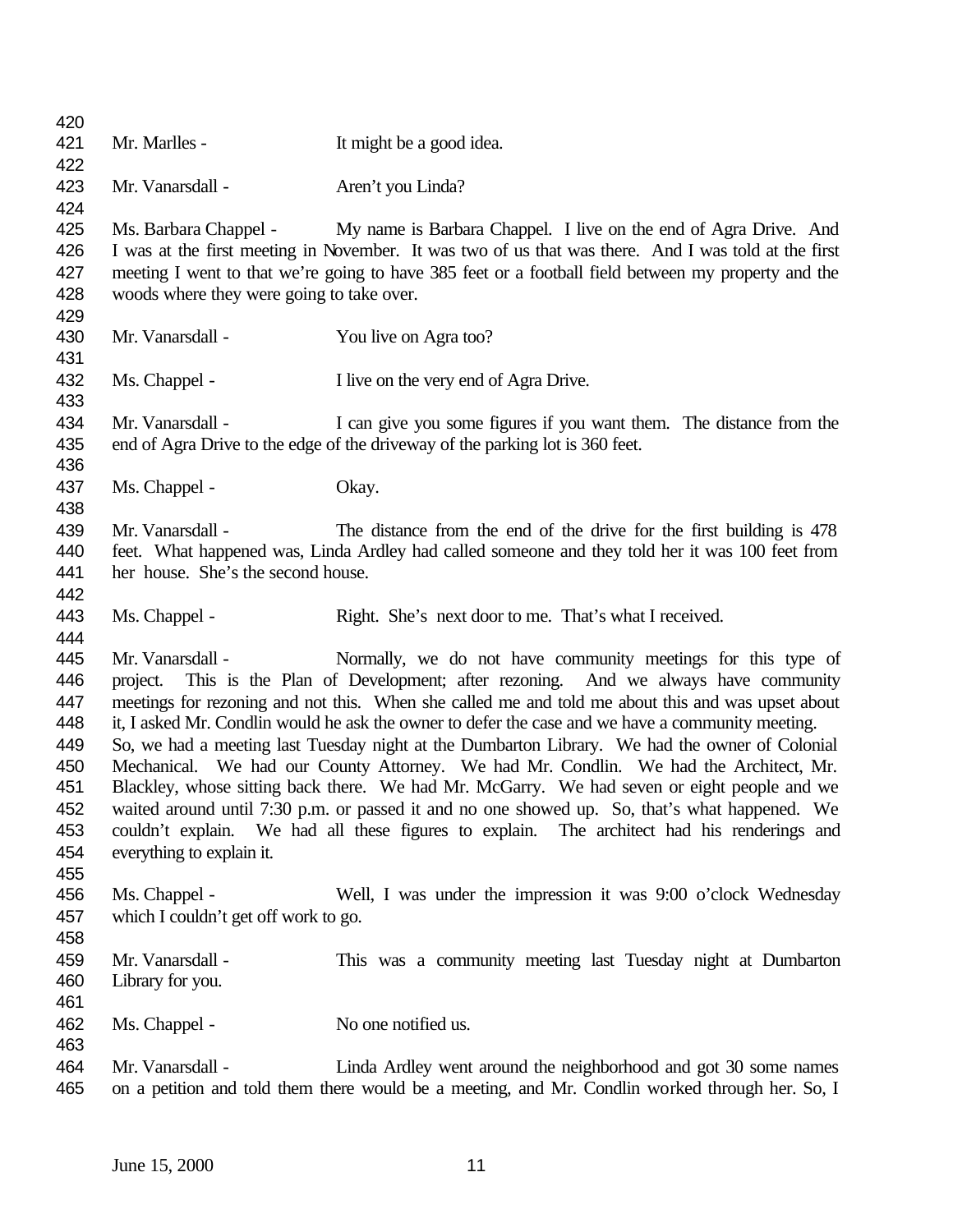Mr. Marlles - It might be a good idea.

Mr. Vanarsdall - Aren't you Linda?

Ms. Barbara Chappel - My name is Barbara Chappel. I live on the end of Agra Drive. And I was at the first meeting in November. It was two of us that was there. And I was told at the first meeting I went to that we're going to have 385 feet or a football field between my property and the woods where they were going to take over.

Mr. Vanarsdall - You live on Agra too?

Ms. Chappel - I live on the very end of Agra Drive.

Mr. Vanarsdall - I can give you some figures if you want them. The distance from the end of Agra Drive to the edge of the driveway of the parking lot is 360 feet.

Ms. Chappel - Okay.

Mr. Vanarsdall - The distance from the end of the drive for the first building is 478 feet. What happened was, Linda Ardley had called someone and they told her it was 100 feet from her house. She's the second house.

Ms. Chappel - Right. She's next door to me. That's what I received.

Mr. Vanarsdall - Normally, we do not have community meetings for this type of project. This is the Plan of Development; after rezoning. And we always have community meetings for rezoning and not this. When she called me and told me about this and was upset about it, I asked Mr. Condlin would he ask the owner to defer the case and we have a community meeting. So, we had a meeting last Tuesday night at the Dumbarton Library. We had the owner of Colonial Mechanical. We had our County Attorney. We had Mr. Condlin. We had the Architect, Mr. Blackley, whose sitting back there. We had Mr. McGarry. We had seven or eight people and we waited around until 7:30 p.m. or passed it and no one showed up. So, that's what happened. We couldn't explain. We had all these figures to explain. The architect had his renderings and everything to explain it.

Ms. Chappel - Well, I was under the impression it was 9:00 o'clock Wednesday which I couldn't get off work to go.

Mr. Vanarsdall - This was a community meeting last Tuesday night at Dumbarton Library for you.

Ms. Chappel - No one notified us.

Mr. Vanarsdall - Linda Ardley went around the neighborhood and got 30 some names on a petition and told them there would be a meeting, and Mr. Condlin worked through her. So, I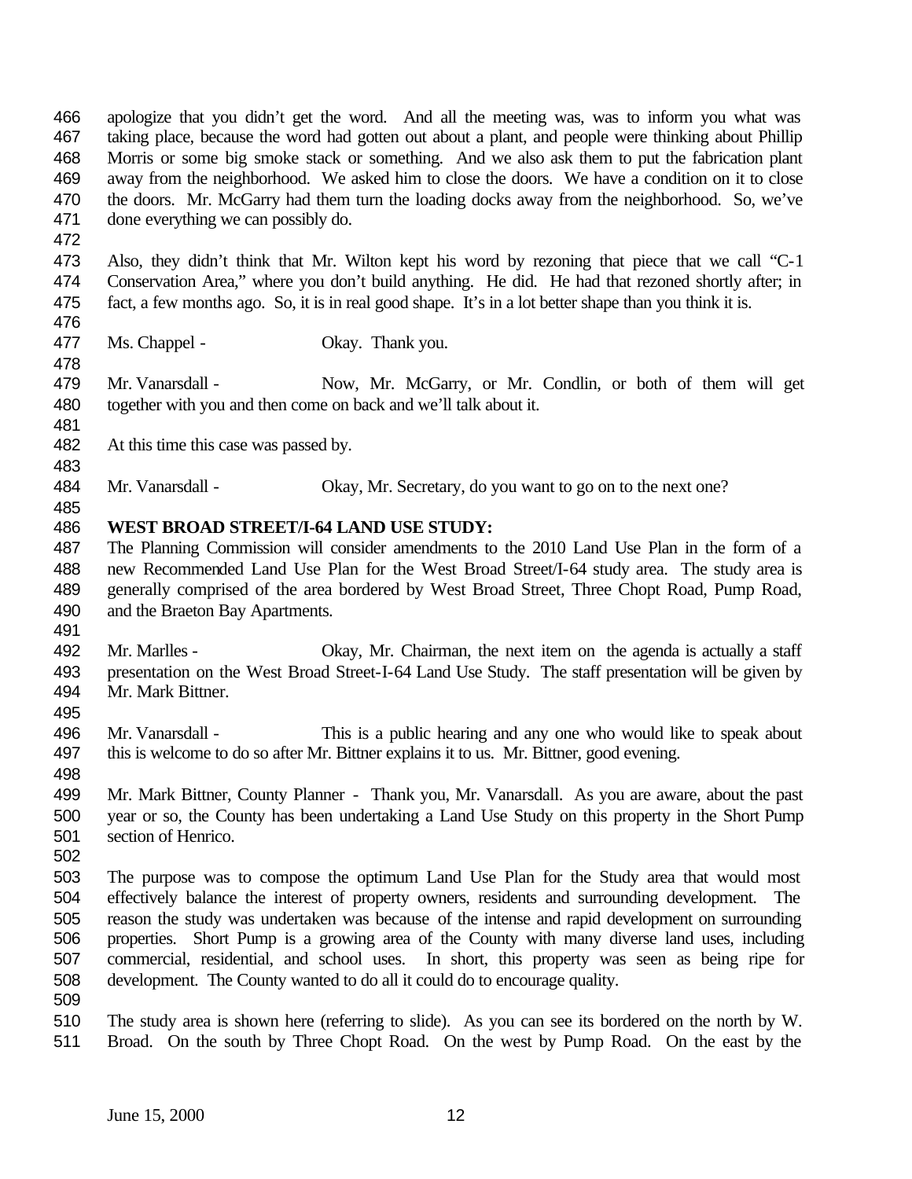apologize that you didn't get the word. And all the meeting was, was to inform you what was taking place, because the word had gotten out about a plant, and people were thinking about Phillip Morris or some big smoke stack or something. And we also ask them to put the fabrication plant away from the neighborhood. We asked him to close the doors. We have a condition on it to close the doors. Mr. McGarry had them turn the loading docks away from the neighborhood. So, we've done everything we can possibly do.

Also, they didn't think that Mr. Wilton kept his word by rezoning that piece that we call "C-1 Conservation Area," where you don't build anything. He did. He had that rezoned shortly after; in fact, a few months ago. So, it is in real good shape. It's in a lot better shape than you think it is.

Ms. Chappel - Okay. Thank you.

Mr. Vanarsdall - Now, Mr. McGarry, or Mr. Condlin, or both of them will get together with you and then come on back and we'll talk about it.

At this time this case was passed by.

Mr. Vanarsdall - Okay, Mr. Secretary, do you want to go on to the next one?

**WEST BROAD STREET/I-64 LAND USE STUDY:**
The Planning Commission will consider amendments to the 2010 Land Use Plan in the form of a new Recommended Land Use Plan for the West Broad Street/I-64 study area. The study area is generally comprised of the area bordered by West Broad Street, Three Chopt Road, Pump Road, and the Braeton Bay Apartments.

Mr. Marlles - Okay, Mr. Chairman, the next item on the agenda is actually a staff presentation on the West Broad Street-I-64 Land Use Study. The staff presentation will be given by Mr. Mark Bittner.

Mr. Vanarsdall - This is a public hearing and any one who would like to speak about this is welcome to do so after Mr. Bittner explains it to us. Mr. Bittner, good evening.

Mr. Mark Bittner, County Planner - Thank you, Mr. Vanarsdall. As you are aware, about the past year or so, the County has been undertaking a Land Use Study on this property in the Short Pump section of Henrico.

The purpose was to compose the optimum Land Use Plan for the Study area that would most effectively balance the interest of property owners, residents and surrounding development. The reason the study was undertaken was because of the intense and rapid development on surrounding properties. Short Pump is a growing area of the County with many diverse land uses, including commercial, residential, and school uses. In short, this property was seen as being ripe for development. The County wanted to do all it could do to encourage quality.

The study area is shown here (referring to slide). As you can see its bordered on the north by W. Broad. On the south by Three Chopt Road. On the west by Pump Road. On the east by the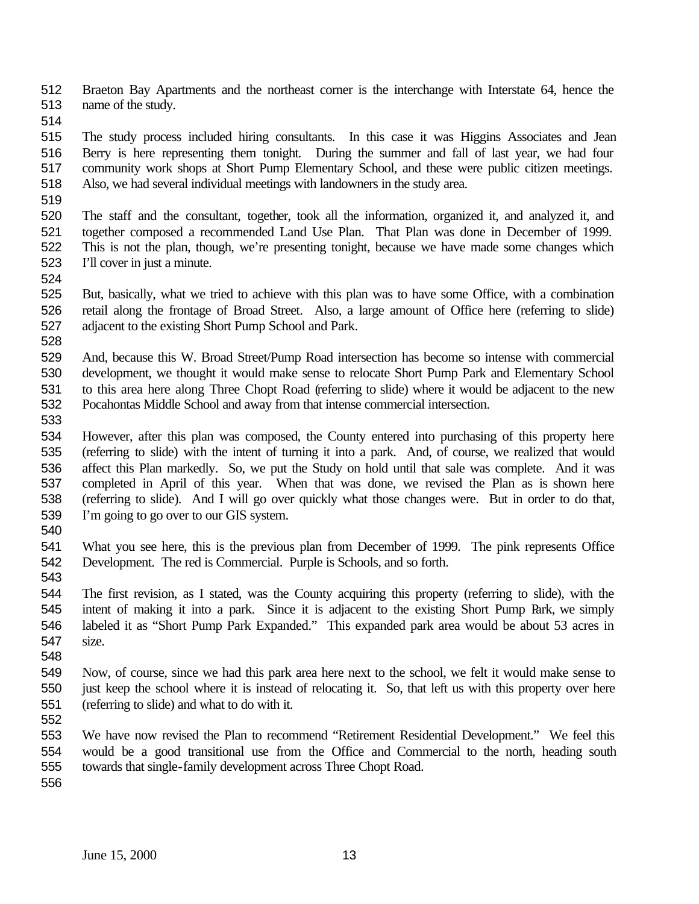Braeton Bay Apartments and the northeast corner is the interchange with Interstate 64, hence the name of the study.

The study process included hiring consultants. In this case it was Higgins Associates and Jean Berry is here representing them tonight. During the summer and fall of last year, we had four community work shops at Short Pump Elementary School, and these were public citizen meetings. Also, we had several individual meetings with landowners in the study area.

The staff and the consultant, together, took all the information, organized it, and analyzed it, and together composed a recommended Land Use Plan. That Plan was done in December of 1999. This is not the plan, though, we're presenting tonight, because we have made some changes which I'll cover in just a minute.

But, basically, what we tried to achieve with this plan was to have some Office, with a combination retail along the frontage of Broad Street. Also, a large amount of Office here (referring to slide) adjacent to the existing Short Pump School and Park.

And, because this W. Broad Street/Pump Road intersection has become so intense with commercial development, we thought it would make sense to relocate Short Pump Park and Elementary School to this area here along Three Chopt Road (referring to slide) where it would be adjacent to the new Pocahontas Middle School and away from that intense commercial intersection.

However, after this plan was composed, the County entered into purchasing of this property here (referring to slide) with the intent of turning it into a park. And, of course, we realized that would affect this Plan markedly. So, we put the Study on hold until that sale was complete. And it was completed in April of this year. When that was done, we revised the Plan as is shown here (referring to slide). And I will go over quickly what those changes were. But in order to do that, I'm going to go over to our GIS system.

What you see here, this is the previous plan from December of 1999. The pink represents Office Development. The red is Commercial. Purple is Schools, and so forth.

The first revision, as I stated, was the County acquiring this property (referring to slide), with the intent of making it into a park. Since it is adjacent to the existing Short Pump Park, we simply labeled it as "Short Pump Park Expanded." This expanded park area would be about 53 acres in size.

Now, of course, since we had this park area here next to the school, we felt it would make sense to just keep the school where it is instead of relocating it. So, that left us with this property over here (referring to slide) and what to do with it.

We have now revised the Plan to recommend "Retirement Residential Development." We feel this would be a good transitional use from the Office and Commercial to the north, heading south towards that single-family development across Three Chopt Road.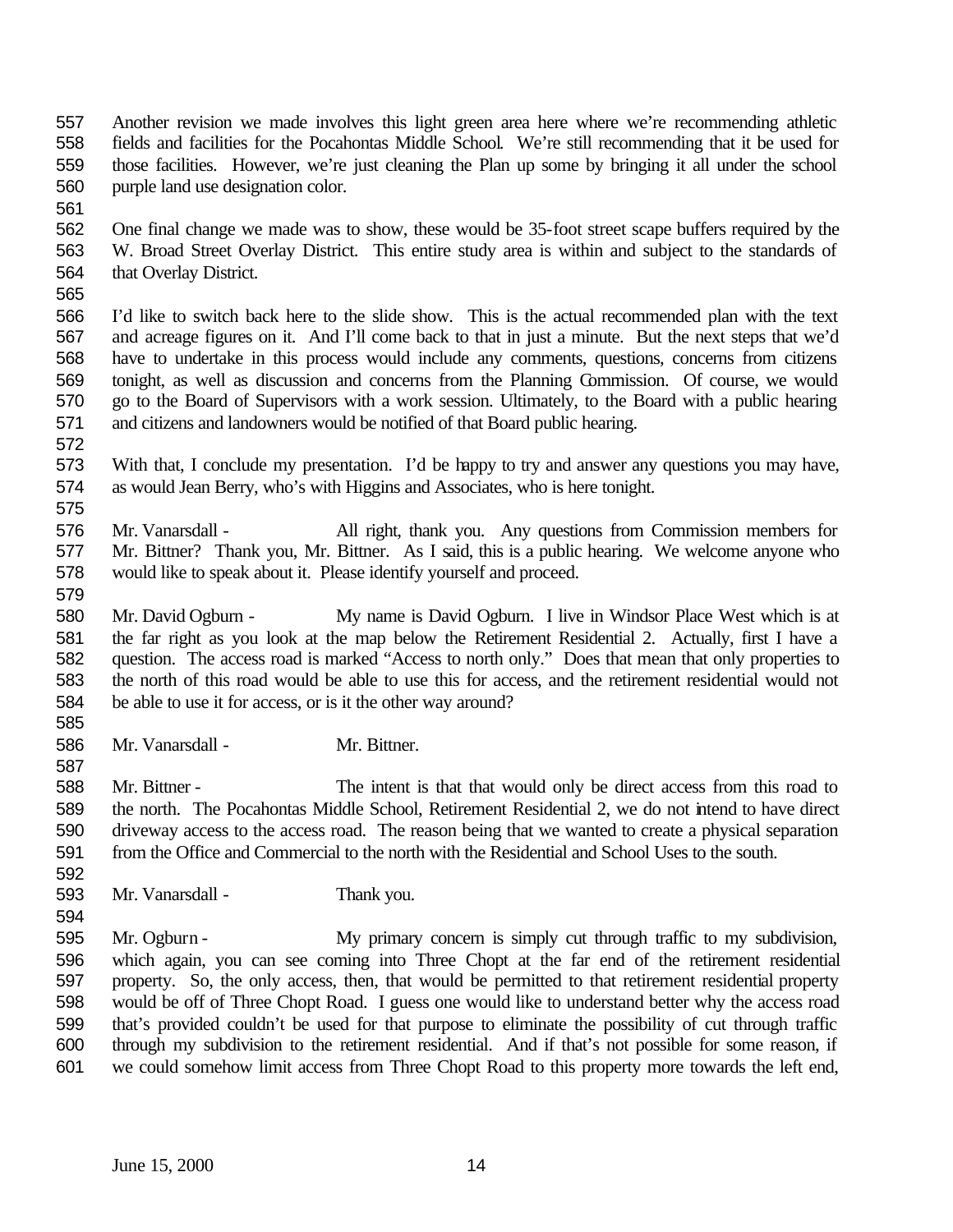Another revision we made involves this light green area here where we're recommending athletic fields and facilities for the Pocahontas Middle School. We're still recommending that it be used for those facilities. However, we're just cleaning the Plan up some by bringing it all under the school purple land use designation color.

One final change we made was to show, these would be 35-foot street scape buffers required by the W. Broad Street Overlay District. This entire study area is within and subject to the standards of that Overlay District.

I'd like to switch back here to the slide show. This is the actual recommended plan with the text and acreage figures on it. And I'll come back to that in just a minute. But the next steps that we'd have to undertake in this process would include any comments, questions, concerns from citizens tonight, as well as discussion and concerns from the Planning Commission. Of course, we would go to the Board of Supervisors with a work session. Ultimately, to the Board with a public hearing and citizens and landowners would be notified of that Board public hearing.

With that, I conclude my presentation. I'd be happy to try and answer any questions you may have, as would Jean Berry, who's with Higgins and Associates, who is here tonight.

Mr. Vanarsdall - All right, thank you. Any questions from Commission members for Mr. Bittner? Thank you, Mr. Bittner. As I said, this is a public hearing. We welcome anyone who would like to speak about it. Please identify yourself and proceed.

Mr. David Ogburn - My name is David Ogburn. I live in Windsor Place West which is at the far right as you look at the map below the Retirement Residential 2. Actually, first I have a question. The access road is marked "Access to north only." Does that mean that only properties to the north of this road would be able to use this for access, and the retirement residential would not be able to use it for access, or is it the other way around?

Mr. Vanarsdall - Mr. Bittner.

Mr. Bittner - The intent is that that would only be direct access from this road to the north. The Pocahontas Middle School, Retirement Residential 2, we do not intend to have direct driveway access to the access road. The reason being that we wanted to create a physical separation from the Office and Commercial to the north with the Residential and School Uses to the south.

Mr. Vanarsdall - Thank you.

Mr. Ogburn - My primary concern is simply cut through traffic to my subdivision, which again, you can see coming into Three Chopt at the far end of the retirement residential property. So, the only access, then, that would be permitted to that retirement residential property would be off of Three Chopt Road. I guess one would like to understand better why the access road that's provided couldn't be used for that purpose to eliminate the possibility of cut through traffic through my subdivision to the retirement residential. And if that's not possible for some reason, if we could somehow limit access from Three Chopt Road to this property more towards the left end,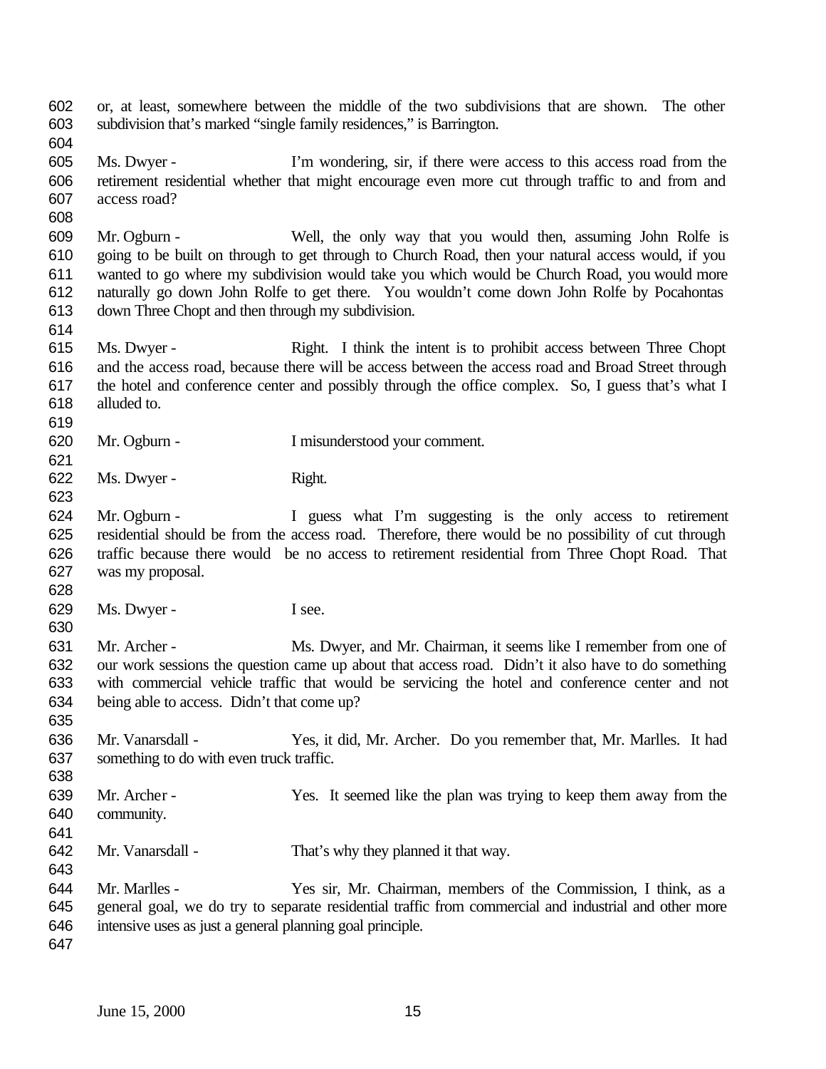or, at least, somewhere between the middle of the two subdivisions that are shown. The other subdivision that's marked "single family residences," is Barrington.

Ms. Dwyer - I'm wondering, sir, if there were access to this access road from the retirement residential whether that might encourage even more cut through traffic to and from and access road?

Mr. Ogburn - Well, the only way that you would then, assuming John Rolfe is going to be built on through to get through to Church Road, then your natural access would, if you wanted to go where my subdivision would take you which would be Church Road, you would more naturally go down John Rolfe to get there. You wouldn't come down John Rolfe by Pocahontas down Three Chopt and then through my subdivision.

Ms. Dwyer - Right. I think the intent is to prohibit access between Three Chopt and the access road, because there will be access between the access road and Broad Street through the hotel and conference center and possibly through the office complex. So, I guess that's what I alluded to.

Mr. Ogburn - I misunderstood your comment.

Ms. Dwyer - Right.

Mr. Ogburn - I guess what I'm suggesting is the only access to retirement residential should be from the access road. Therefore, there would be no possibility of cut through traffic because there would be no access to retirement residential from Three Chopt Road. That was my proposal.

Ms. Dwyer - I see.

Mr. Archer - Ms. Dwyer, and Mr. Chairman, it seems like I remember from one of our work sessions the question came up about that access road. Didn't it also have to do something with commercial vehicle traffic that would be servicing the hotel and conference center and not being able to access. Didn't that come up?

Mr. Vanarsdall - Yes, it did, Mr. Archer. Do you remember that, Mr. Marlles. It had something to do with even truck traffic.

Mr. Archer - Yes. It seemed like the plan was trying to keep them away from the community.

Mr. Vanarsdall - That's why they planned it that way.

Mr. Marlles - Yes sir, Mr. Chairman, members of the Commission, I think, as a general goal, we do try to separate residential traffic from commercial and industrial and other more intensive uses as just a general planning goal principle.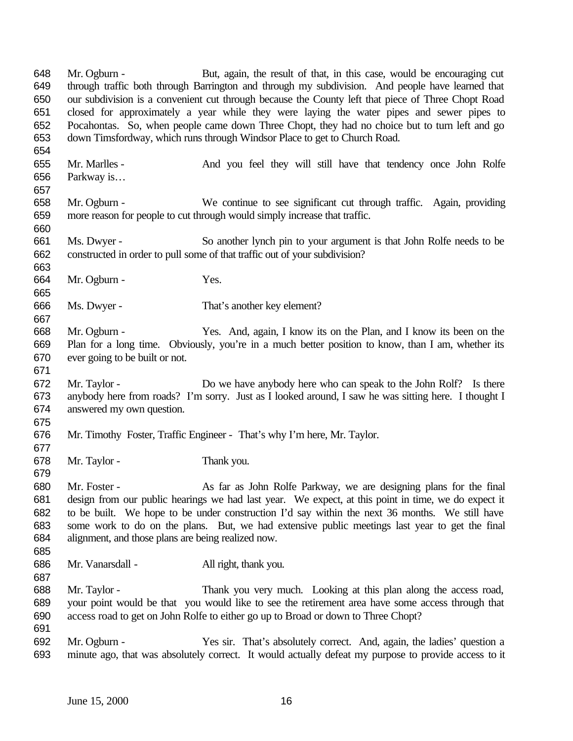Mr. Ogburn - But, again, the result of that, in this case, would be encouraging cut through traffic both through Barrington and through my subdivision. And people have learned that our subdivision is a convenient cut through because the County left that piece of Three Chopt Road closed for approximately a year while they were laying the water pipes and sewer pipes to Pocahontas. So, when people came down Three Chopt, they had no choice but to turn left and go down Timsfordway, which runs through Windsor Place to get to Church Road.

Mr. Marlles - And you feel they will still have that tendency once John Rolfe Parkway is…

Mr. Ogburn - We continue to see significant cut through traffic. Again, providing more reason for people to cut through would simply increase that traffic.

Ms. Dwyer - So another lynch pin to your argument is that John Rolfe needs to be constructed in order to pull some of that traffic out of your subdivision?

Mr. Ogburn - Yes.

Ms. Dwyer - That's another key element?

Mr. Ogburn - Yes. And, again, I know its on the Plan, and I know its been on the Plan for a long time. Obviously, you're in a much better position to know, than I am, whether its ever going to be built or not.

Mr. Taylor - Do we have anybody here who can speak to the John Rolf? Is there anybody here from roads? I'm sorry. Just as I looked around, I saw he was sitting here. I thought I answered my own question.

Mr. Timothy Foster, Traffic Engineer - That's why I'm here, Mr. Taylor.

Mr. Taylor - Thank you.

Mr. Foster - As far as John Rolfe Parkway, we are designing plans for the final design from our public hearings we had last year. We expect, at this point in time, we do expect it to be built. We hope to be under construction I'd say within the next 36 months. We still have some work to do on the plans. But, we had extensive public meetings last year to get the final alignment, and those plans are being realized now.

Mr. Vanarsdall - All right, thank you.

Mr. Taylor - Thank you very much. Looking at this plan along the access road, your point would be that you would like to see the retirement area have some access through that access road to get on John Rolfe to either go up to Broad or down to Three Chopt?

Mr. Ogburn - Yes sir. That's absolutely correct. And, again, the ladies' question a minute ago, that was absolutely correct. It would actually defeat my purpose to provide access to it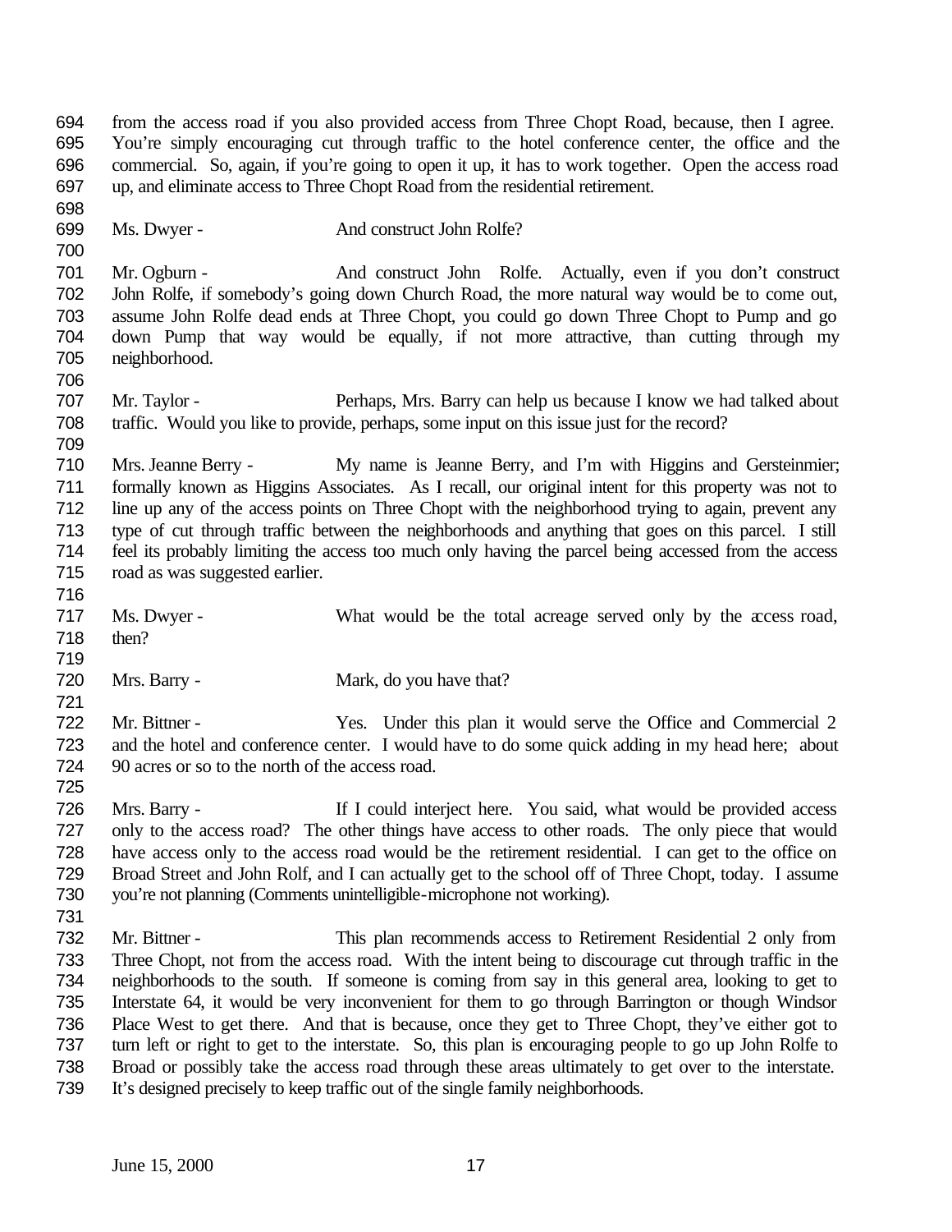from the access road if you also provided access from Three Chopt Road, because, then I agree. You're simply encouraging cut through traffic to the hotel conference center, the office and the commercial. So, again, if you're going to open it up, it has to work together. Open the access road up, and eliminate access to Three Chopt Road from the residential retirement.

Ms. Dwyer - And construct John Rolfe?

Mr. Ogburn - And construct John Rolfe. Actually, even if you don't construct John Rolfe, if somebody's going down Church Road, the more natural way would be to come out, assume John Rolfe dead ends at Three Chopt, you could go down Three Chopt to Pump and go down Pump that way would be equally, if not more attractive, than cutting through my neighborhood.

Mr. Taylor - Perhaps, Mrs. Barry can help us because I know we had talked about traffic. Would you like to provide, perhaps, some input on this issue just for the record?

Mrs. Jeanne Berry - My name is Jeanne Berry, and I'm with Higgins and Gersteinmier; formally known as Higgins Associates. As I recall, our original intent for this property was not to line up any of the access points on Three Chopt with the neighborhood trying to again, prevent any type of cut through traffic between the neighborhoods and anything that goes on this parcel. I still feel its probably limiting the access too much only having the parcel being accessed from the access road as was suggested earlier.

Ms. Dwyer - What would be the total acreage served only by the access road, then?

Mrs. Barry - Mark, do you have that?

Mr. Bittner - Yes. Under this plan it would serve the Office and Commercial 2 and the hotel and conference center. I would have to do some quick adding in my head here; about 90 acres or so to the north of the access road.

Mrs. Barry - If I could interject here. You said, what would be provided access only to the access road? The other things have access to other roads. The only piece that would have access only to the access road would be the retirement residential. I can get to the office on Broad Street and John Rolf, and I can actually get to the school off of Three Chopt, today. I assume you're not planning (Comments unintelligible-microphone not working).

Mr. Bittner - This plan recommends access to Retirement Residential 2 only from Three Chopt, not from the access road. With the intent being to discourage cut through traffic in the neighborhoods to the south. If someone is coming from say in this general area, looking to get to Interstate 64, it would be very inconvenient for them to go through Barrington or though Windsor Place West to get there. And that is because, once they get to Three Chopt, they've either got to turn left or right to get to the interstate. So, this plan is encouraging people to go up John Rolfe to Broad or possibly take the access road through these areas ultimately to get over to the interstate. It's designed precisely to keep traffic out of the single family neighborhoods.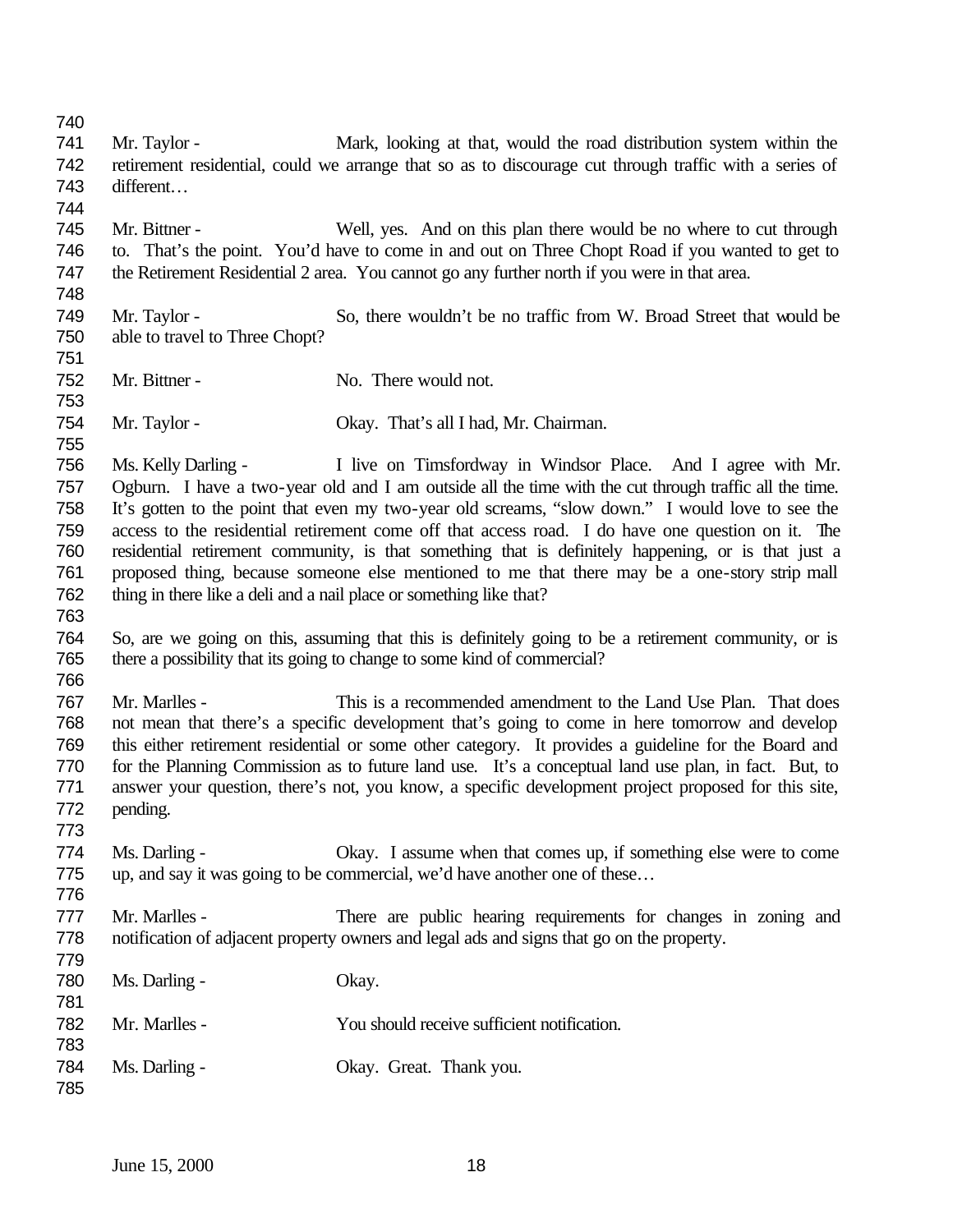Mr. Taylor - Mark, looking at that, would the road distribution system within the retirement residential, could we arrange that so as to discourage cut through traffic with a series of different…

Mr. Bittner - Well, yes. And on this plan there would be no where to cut through to. That's the point. You'd have to come in and out on Three Chopt Road if you wanted to get to the Retirement Residential 2 area. You cannot go any further north if you were in that area.

Mr. Taylor - So, there wouldn't be no traffic from W. Broad Street that would be able to travel to Three Chopt?

Mr. Bittner - No. There would not.

Mr. Taylor - Okay. That's all I had, Mr. Chairman.

Ms. Kelly Darling - I live on Timsfordway in Windsor Place. And I agree with Mr. Ogburn. I have a two-year old and I am outside all the time with the cut through traffic all the time. It's gotten to the point that even my two-year old screams, "slow down." I would love to see the access to the residential retirement come off that access road. I do have one question on it. The residential retirement community, is that something that is definitely happening, or is that just a proposed thing, because someone else mentioned to me that there may be a one-story strip mall thing in there like a deli and a nail place or something like that?

So, are we going on this, assuming that this is definitely going to be a retirement community, or is there a possibility that its going to change to some kind of commercial?

Mr. Marlles - This is a recommended amendment to the Land Use Plan. That does not mean that there's a specific development that's going to come in here tomorrow and develop this either retirement residential or some other category. It provides a guideline for the Board and for the Planning Commission as to future land use. It's a conceptual land use plan, in fact. But, to answer your question, there's not, you know, a specific development project proposed for this site, pending.

Ms. Darling - Okay. I assume when that comes up, if something else were to come up, and say it was going to be commercial, we'd have another one of these…

Mr. Marlles - There are public hearing requirements for changes in zoning and notification of adjacent property owners and legal ads and signs that go on the property.

Ms. Darling - Okay.

Mr. Marlles - You should receive sufficient notification.

Ms. Darling - Okay. Great. Thank you.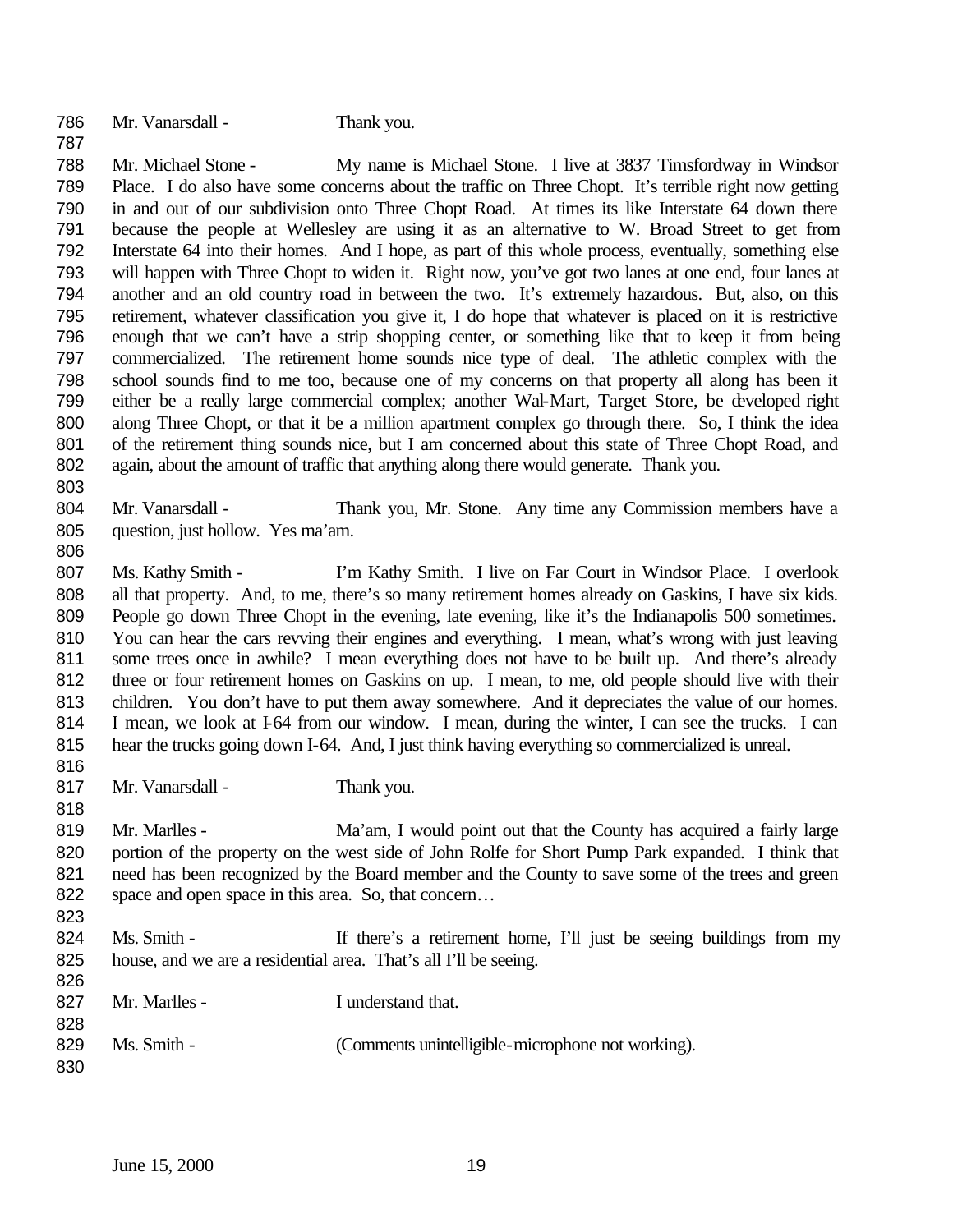Mr. Vanarsdall - Thank you.

Mr. Michael Stone - My name is Michael Stone. I live at 3837 Timsfordway in Windsor Place. I do also have some concerns about the traffic on Three Chopt. It's terrible right now getting in and out of our subdivision onto Three Chopt Road. At times its like Interstate 64 down there because the people at Wellesley are using it as an alternative to W. Broad Street to get from Interstate 64 into their homes. And I hope, as part of this whole process, eventually, something else will happen with Three Chopt to widen it. Right now, you've got two lanes at one end, four lanes at another and an old country road in between the two. It's extremely hazardous. But, also, on this retirement, whatever classification you give it, I do hope that whatever is placed on it is restrictive enough that we can't have a strip shopping center, or something like that to keep it from being commercialized. The retirement home sounds nice type of deal. The athletic complex with the school sounds find to me too, because one of my concerns on that property all along has been it either be a really large commercial complex; another Wal-Mart, Target Store, be developed right along Three Chopt, or that it be a million apartment complex go through there. So, I think the idea of the retirement thing sounds nice, but I am concerned about this state of Three Chopt Road, and again, about the amount of traffic that anything along there would generate. Thank you.

Mr. Vanarsdall - Thank you, Mr. Stone. Any time any Commission members have a question, just hollow. Yes ma'am.

Ms. Kathy Smith - I'm Kathy Smith. I live on Far Court in Windsor Place. I overlook all that property. And, to me, there's so many retirement homes already on Gaskins, I have six kids. People go down Three Chopt in the evening, late evening, like it's the Indianapolis 500 sometimes. You can hear the cars revving their engines and everything. I mean, what's wrong with just leaving some trees once in awhile? I mean everything does not have to be built up. And there's already three or four retirement homes on Gaskins on up. I mean, to me, old people should live with their children. You don't have to put them away somewhere. And it depreciates the value of our homes. I mean, we look at I-64 from our window. I mean, during the winter, I can see the trucks. I can hear the trucks going down I-64. And, I just think having everything so commercialized is unreal.

Mr. Vanarsdall - Thank you.

Mr. Marlles - Ma'am, I would point out that the County has acquired a fairly large portion of the property on the west side of John Rolfe for Short Pump Park expanded. I think that need has been recognized by the Board member and the County to save some of the trees and green space and open space in this area. So, that concern…

Ms. Smith - If there's a retirement home, I'll just be seeing buildings from my house, and we are a residential area. That's all I'll be seeing.

Mr. Marlles - I understand that.

Ms. Smith - (Comments unintelligible-microphone not working).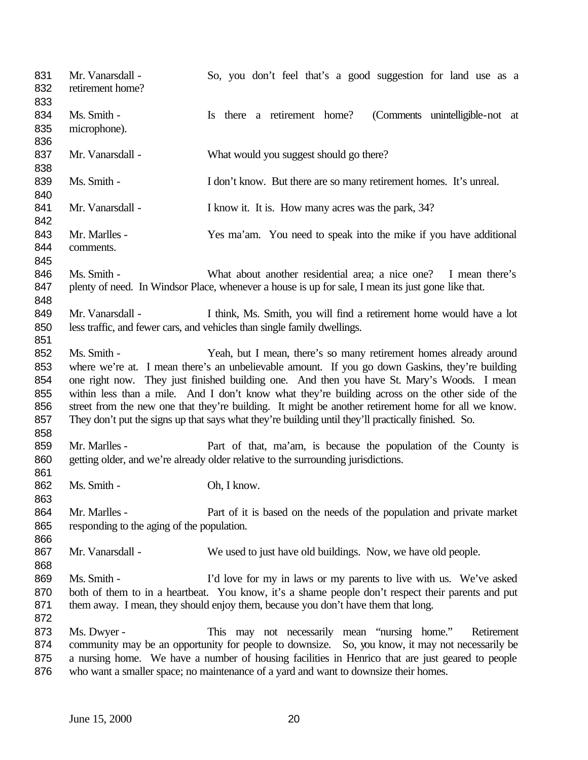Mr. Vanarsdall - So, you don't feel that's a good suggestion for land use as a retirement home?

Ms. Smith - Is there a retirement home? (Comments unintelligible-not at microphone).

Mr. Vanarsdall - What would you suggest should go there?

Ms. Smith - I don't know. But there are so many retirement homes. It's unreal.

Mr. Vanarsdall - I know it. It is. How many acres was the park, 34?

Mr. Marlles - Yes ma'am. You need to speak into the mike if you have additional comments.

Ms. Smith - What about another residential area; a nice one? I mean there's plenty of need. In Windsor Place, whenever a house is up for sale, I mean its just gone like that.

Mr. Vanarsdall - I think, Ms. Smith, you will find a retirement home would have a lot less traffic, and fewer cars, and vehicles than single family dwellings.

Ms. Smith - Yeah, but I mean, there's so many retirement homes already around where we're at. I mean there's an unbelievable amount. If you go down Gaskins, they're building one right now. They just finished building one. And then you have St. Mary's Woods. I mean within less than a mile. And I don't know what they're building across on the other side of the street from the new one that they're building. It might be another retirement home for all we know. They don't put the signs up that says what they're building until they'll practically finished. So.

Mr. Marlles - Part of that, ma'am, is because the population of the County is getting older, and we're already older relative to the surrounding jurisdictions.

Ms. Smith - Oh, I know.

Mr. Marlles - Part of it is based on the needs of the population and private market responding to the aging of the population.

Mr. Vanarsdall - We used to just have old buildings. Now, we have old people.

Ms. Smith - I'd love for my in laws or my parents to live with us. We've asked both of them to in a heartbeat. You know, it's a shame people don't respect their parents and put them away. I mean, they should enjoy them, because you don't have them that long.

Ms. Dwyer - This may not necessarily mean "nursing home." Retirement community may be an opportunity for people to downsize. So, you know, it may not necessarily be a nursing home. We have a number of housing facilities in Henrico that are just geared to people who want a smaller space; no maintenance of a yard and want to downsize their homes.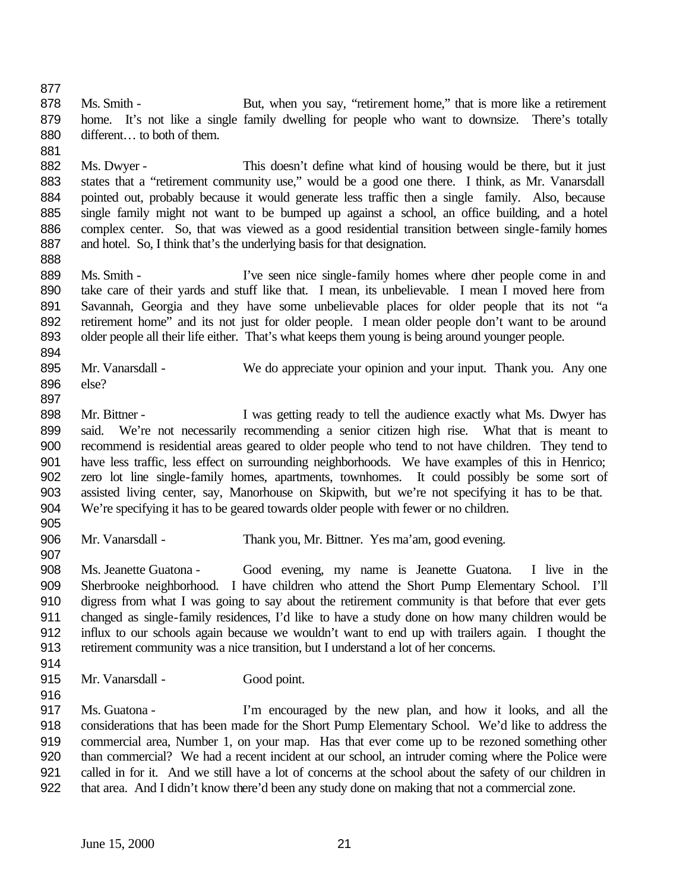Ms. Smith - But, when you say, "retirement home," that is more like a retirement home. It's not like a single family dwelling for people who want to downsize. There's totally different… to both of them.

Ms. Dwyer - This doesn't define what kind of housing would be there, but it just states that a "retirement community use," would be a good one there. I think, as Mr. Vanarsdall pointed out, probably because it would generate less traffic then a single family. Also, because single family might not want to be bumped up against a school, an office building, and a hotel complex center. So, that was viewed as a good residential transition between single-family homes and hotel. So, I think that's the underlying basis for that designation.

Ms. Smith - I've seen nice single-family homes where other people come in and take care of their yards and stuff like that. I mean, its unbelievable. I mean I moved here from Savannah, Georgia and they have some unbelievable places for older people that its not "a retirement home" and its not just for older people. I mean older people don't want to be around older people all their life either. That's what keeps them young is being around younger people.

Mr. Vanarsdall - We do appreciate your opinion and your input. Thank you. Any one else?

Mr. Bittner - I was getting ready to tell the audience exactly what Ms. Dwyer has said. We're not necessarily recommending a senior citizen high rise. What that is meant to recommend is residential areas geared to older people who tend to not have children. They tend to have less traffic, less effect on surrounding neighborhoods. We have examples of this in Henrico; zero lot line single-family homes, apartments, townhomes. It could possibly be some sort of assisted living center, say, Manorhouse on Skipwith, but we're not specifying it has to be that. We're specifying it has to be geared towards older people with fewer or no children.

Mr. Vanarsdall - Thank you, Mr. Bittner. Yes ma'am, good evening.

Ms. Jeanette Guatona - Good evening, my name is Jeanette Guatona. I live in the Sherbrooke neighborhood. I have children who attend the Short Pump Elementary School. I'll digress from what I was going to say about the retirement community is that before that ever gets changed as single-family residences, I'd like to have a study done on how many children would be influx to our schools again because we wouldn't want to end up with trailers again. I thought the retirement community was a nice transition, but I understand a lot of her concerns.

Mr. Vanarsdall - Good point.

Ms. Guatona - I'm encouraged by the new plan, and how it looks, and all the considerations that has been made for the Short Pump Elementary School. We'd like to address the commercial area, Number 1, on your map. Has that ever come up to be rezoned something other than commercial? We had a recent incident at our school, an intruder coming where the Police were called in for it. And we still have a lot of concerns at the school about the safety of our children in that area. And I didn't know there'd been any study done on making that not a commercial zone.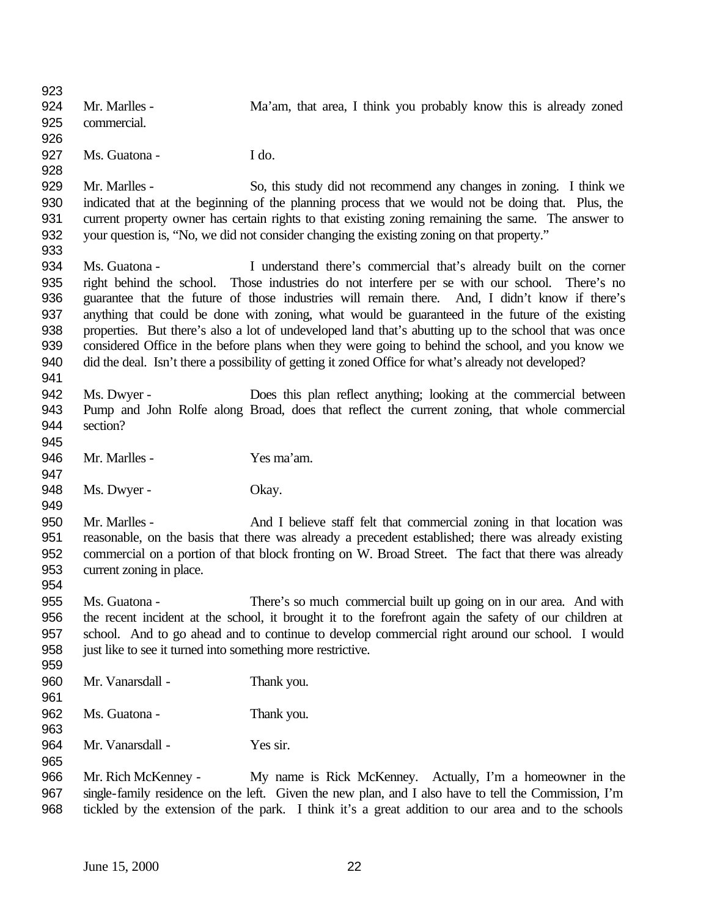Mr. Marlles - Ma'am, that area, I think you probably know this is already zoned commercial.

Ms. Guatona - I do.

Mr. Marlles - So, this study did not recommend any changes in zoning. I think we indicated that at the beginning of the planning process that we would not be doing that. Plus, the current property owner has certain rights to that existing zoning remaining the same. The answer to your question is, "No, we did not consider changing the existing zoning on that property."

Ms. Guatona - I understand there's commercial that's already built on the corner right behind the school. Those industries do not interfere per se with our school. There's no guarantee that the future of those industries will remain there. And, I didn't know if there's anything that could be done with zoning, what would be guaranteed in the future of the existing properties. But there's also a lot of undeveloped land that's abutting up to the school that was once considered Office in the before plans when they were going to behind the school, and you know we did the deal. Isn't there a possibility of getting it zoned Office for what's already not developed?

Ms. Dwyer - Does this plan reflect anything; looking at the commercial between Pump and John Rolfe along Broad, does that reflect the current zoning, that whole commercial section?

Mr. Marlles - Yes ma'am.

Ms. Dwyer - Okay.

Mr. Marlles - And I believe staff felt that commercial zoning in that location was reasonable, on the basis that there was already a precedent established; there was already existing commercial on a portion of that block fronting on W. Broad Street. The fact that there was already current zoning in place.

Ms. Guatona - There's so much commercial built up going on in our area. And with the recent incident at the school, it brought it to the forefront again the safety of our children at school. And to go ahead and to continue to develop commercial right around our school. I would just like to see it turned into something more restrictive.

Mr. Vanarsdall - Thank you.

Ms. Guatona - Thank you.

Mr. Vanarsdall - Yes sir.

Mr. Rich McKenney - My name is Rick McKenney. Actually, I'm a homeowner in the single-family residence on the left. Given the new plan, and I also have to tell the Commission, I'm tickled by the extension of the park. I think it's a great addition to our area and to the schools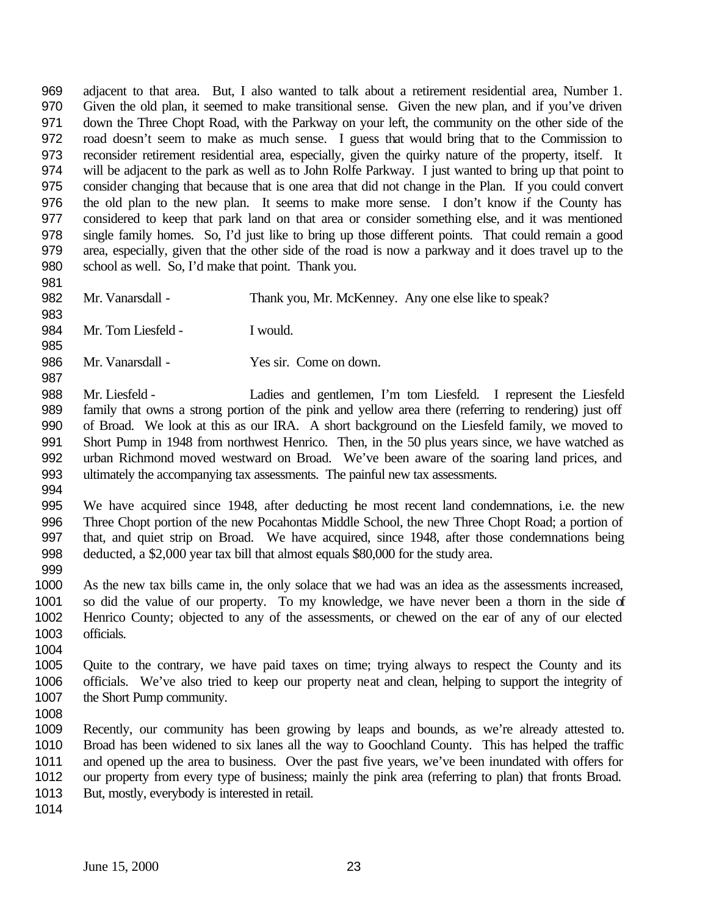adjacent to that area. But, I also wanted to talk about a retirement residential area, Number 1. Given the old plan, it seemed to make transitional sense. Given the new plan, and if you've driven down the Three Chopt Road, with the Parkway on your left, the community on the other side of the road doesn't seem to make as much sense. I guess that would bring that to the Commission to reconsider retirement residential area, especially, given the quirky nature of the property, itself. It will be adjacent to the park as well as to John Rolfe Parkway. I just wanted to bring up that point to consider changing that because that is one area that did not change in the Plan. If you could convert the old plan to the new plan. It seems to make more sense. I don't know if the County has considered to keep that park land on that area or consider something else, and it was mentioned single family homes. So, I'd just like to bring up those different points. That could remain a good area, especially, given that the other side of the road is now a parkway and it does travel up to the school as well. So, I'd make that point. Thank you.

Mr. Vanarsdall - Thank you, Mr. McKenney. Any one else like to speak?

Mr. Tom Liesfeld - I would.

Mr. Vanarsdall - Yes sir. Come on down.

Mr. Liesfeld - Ladies and gentlemen, I'm tom Liesfeld. I represent the Liesfeld family that owns a strong portion of the pink and yellow area there (referring to rendering) just off of Broad. We look at this as our IRA. A short background on the Liesfeld family, we moved to Short Pump in 1948 from northwest Henrico. Then, in the 50 plus years since, we have watched as urban Richmond moved westward on Broad. We've been aware of the soaring land prices, and ultimately the accompanying tax assessments. The painful new tax assessments.

We have acquired since 1948, after deducting the most recent land condemnations, i.e. the new Three Chopt portion of the new Pocahontas Middle School, the new Three Chopt Road; a portion of that, and quiet strip on Broad. We have acquired, since 1948, after those condemnations being deducted, a $2,000 year tax bill that almost equals $80,000 for the study area.

As the new tax bills came in, the only solace that we had was an idea as the assessments increased, so did the value of our property. To my knowledge, we have never been a thorn in the side of Henrico County; objected to any of the assessments, or chewed on the ear of any of our elected officials.

Quite to the contrary, we have paid taxes on time; trying always to respect the County and its officials. We've also tried to keep our property neat and clean, helping to support the integrity of the Short Pump community.

Recently, our community has been growing by leaps and bounds, as we're already attested to. Broad has been widened to six lanes all the way to Goochland County. This has helped the traffic and opened up the area to business. Over the past five years, we've been inundated with offers for our property from every type of business; mainly the pink area (referring to plan) that fronts Broad. But, mostly, everybody is interested in retail.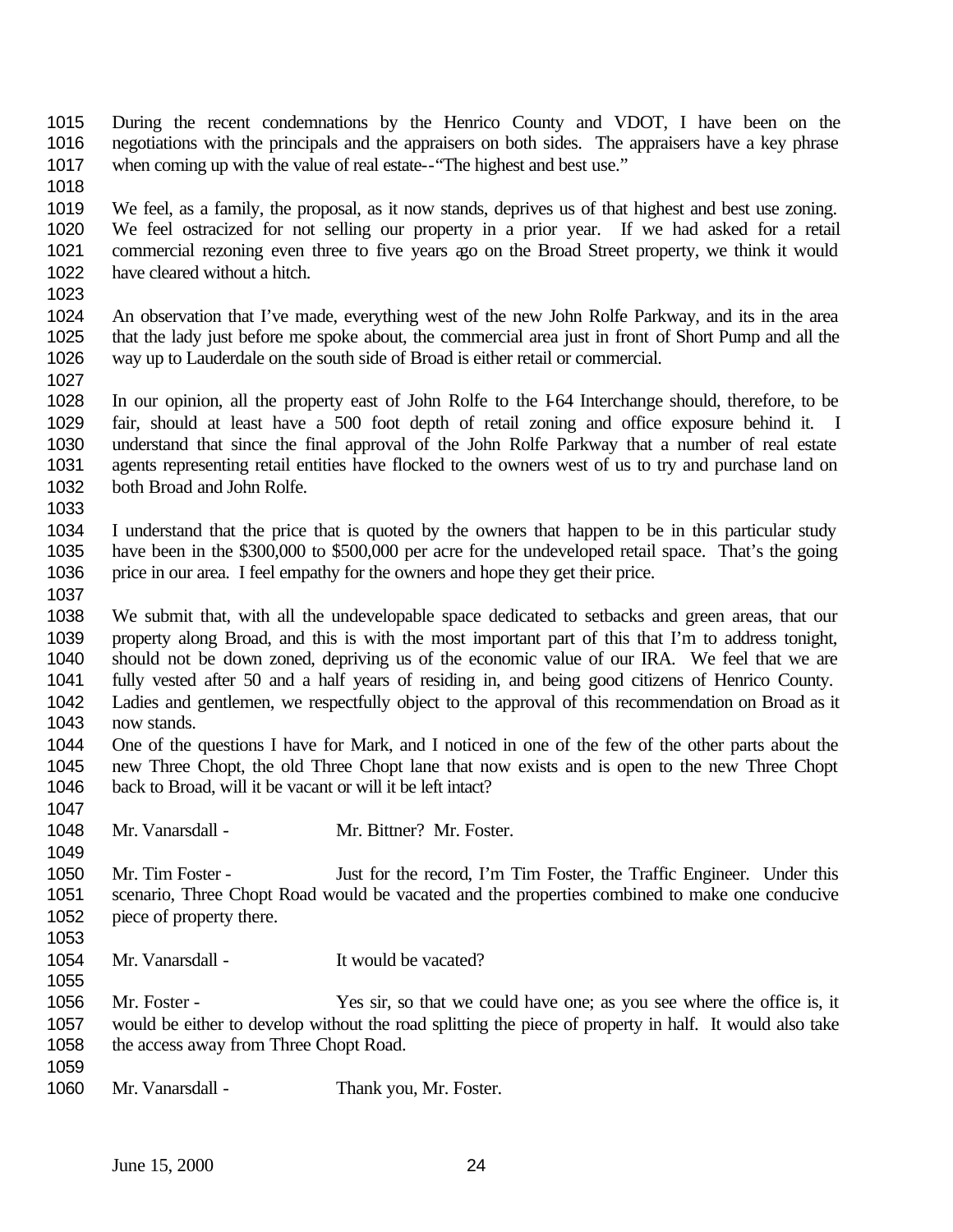During the recent condemnations by the Henrico County and VDOT, I have been on the negotiations with the principals and the appraisers on both sides. The appraisers have a key phrase when coming up with the value of real estate--"The highest and best use."

We feel, as a family, the proposal, as it now stands, deprives us of that highest and best use zoning. We feel ostracized for not selling our property in a prior year. If we had asked for a retail commercial rezoning even three to five years ago on the Broad Street property, we think it would have cleared without a hitch.

An observation that I've made, everything west of the new John Rolfe Parkway, and its in the area that the lady just before me spoke about, the commercial area just in front of Short Pump and all the way up to Lauderdale on the south side of Broad is either retail or commercial.

In our opinion, all the property east of John Rolfe to the I-64 Interchange should, therefore, to be fair, should at least have a 500 foot depth of retail zoning and office exposure behind it. I understand that since the final approval of the John Rolfe Parkway that a number of real estate agents representing retail entities have flocked to the owners west of us to try and purchase land on both Broad and John Rolfe.

I understand that the price that is quoted by the owners that happen to be in this particular study have been in the $300,000 to $500,000 per acre for the undeveloped retail space. That's the going price in our area. I feel empathy for the owners and hope they get their price.

We submit that, with all the undevelopable space dedicated to setbacks and green areas, that our property along Broad, and this is with the most important part of this that I'm to address tonight, should not be down zoned, depriving us of the economic value of our IRA. We feel that we are fully vested after 50 and a half years of residing in, and being good citizens of Henrico County. Ladies and gentlemen, we respectfully object to the approval of this recommendation on Broad as it now stands.
One of the questions I have for Mark, and I noticed in one of the few of the other parts about the new Three Chopt, the old Three Chopt lane that now exists and is open to the new Three Chopt back to Broad, will it be vacant or will it be left intact?

Mr. Vanarsdall - Mr. Bittner? Mr. Foster.

Mr. Tim Foster - Just for the record, I'm Tim Foster, the Traffic Engineer. Under this scenario, Three Chopt Road would be vacated and the properties combined to make one conducive piece of property there.

Mr. Vanarsdall - It would be vacated?

Mr. Foster - Yes sir, so that we could have one; as you see where the office is, it would be either to develop without the road splitting the piece of property in half. It would also take the access away from Three Chopt Road.

Mr. Vanarsdall - Thank you, Mr. Foster.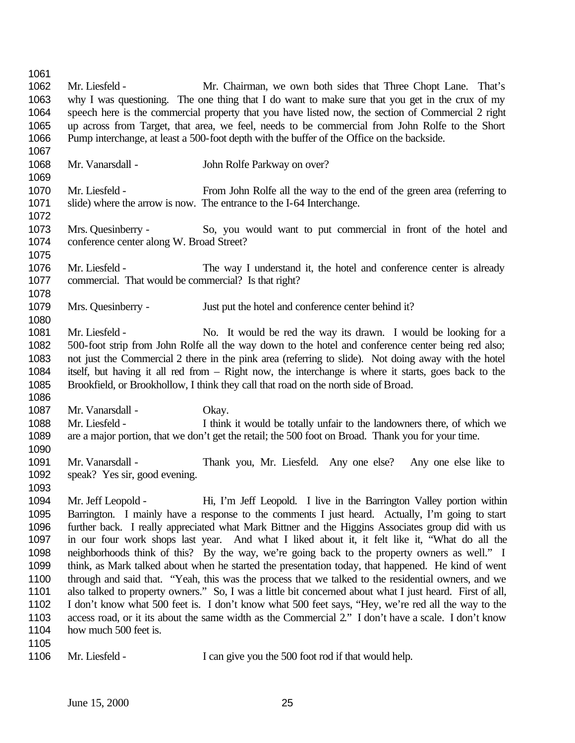Mr. Liesfeld - Mr. Chairman, we own both sides that Three Chopt Lane. That's why I was questioning. The one thing that I do want to make sure that you get in the crux of my speech here is the commercial property that you have listed now, the section of Commercial 2 right up across from Target, that area, we feel, needs to be commercial from John Rolfe to the Short Pump interchange, at least a 500-foot depth with the buffer of the Office on the backside.

Mr. Vanarsdall - John Rolfe Parkway on over?

Mr. Liesfeld - From John Rolfe all the way to the end of the green area (referring to slide) where the arrow is now. The entrance to the I-64 Interchange.

Mrs. Quesinberry - So, you would want to put commercial in front of the hotel and conference center along W. Broad Street?

Mr. Liesfeld - The way I understand it, the hotel and conference center is already commercial. That would be commercial? Is that right?

Mrs. Quesinberry - Just put the hotel and conference center behind it?

Mr. Liesfeld - No. It would be red the way its drawn. I would be looking for a 500-foot strip from John Rolfe all the way down to the hotel and conference center being red also; not just the Commercial 2 there in the pink area (referring to slide). Not doing away with the hotel itself, but having it all red from – Right now, the interchange is where it starts, goes back to the Brookfield, or Brookhollow, I think they call that road on the north side of Broad.

Mr. Vanarsdall - Okay.

Mr. Liesfeld - I think it would be totally unfair to the landowners there, of which we are a major portion, that we don't get the retail; the 500 foot on Broad. Thank you for your time.

Mr. Vanarsdall - Thank you, Mr. Liesfeld. Any one else? Any one else like to speak? Yes sir, good evening.

Mr. Jeff Leopold - Hi, I'm Jeff Leopold. I live in the Barrington Valley portion within Barrington. I mainly have a response to the comments I just heard. Actually, I'm going to start further back. I really appreciated what Mark Bittner and the Higgins Associates group did with us in our four work shops last year. And what I liked about it, it felt like it, "What do all the neighborhoods think of this? By the way, we're going back to the property owners as well." I think, as Mark talked about when he started the presentation today, that happened. He kind of went through and said that. "Yeah, this was the process that we talked to the residential owners, and we also talked to property owners." So, I was a little bit concerned about what I just heard. First of all, I don't know what 500 feet is. I don't know what 500 feet says, "Hey, we're red all the way to the access road, or it its about the same width as the Commercial 2." I don't have a scale. I don't know how much 500 feet is.

Mr. Liesfeld - I can give you the 500 foot rod if that would help.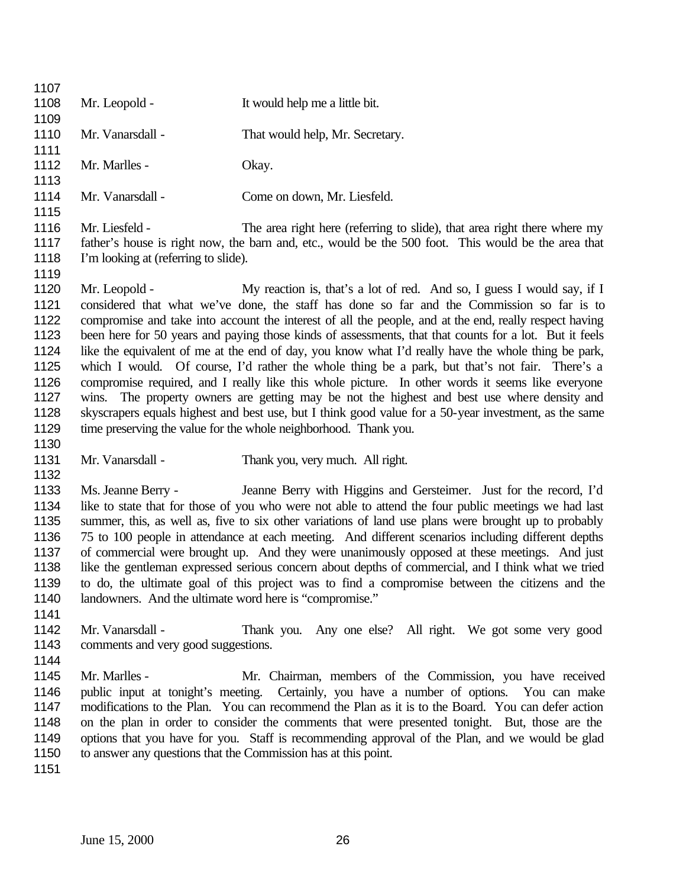Mr. Leopold - It would help me a little bit.

Mr. Vanarsdall - That would help, Mr. Secretary.

Mr. Marlles - Okay.

Mr. Vanarsdall - Come on down, Mr. Liesfeld.

Mr. Liesfeld - The area right here (referring to slide), that area right there where my father's house is right now, the barn and, etc., would be the 500 foot. This would be the area that I'm looking at (referring to slide).

Mr. Leopold - My reaction is, that's a lot of red. And so, I guess I would say, if I considered that what we've done, the staff has done so far and the Commission so far is to compromise and take into account the interest of all the people, and at the end, really respect having been here for 50 years and paying those kinds of assessments, that that counts for a lot. But it feels like the equivalent of me at the end of day, you know what I'd really have the whole thing be park, which I would. Of course, I'd rather the whole thing be a park, but that's not fair. There's a compromise required, and I really like this whole picture. In other words it seems like everyone wins. The property owners are getting may be not the highest and best use where density and skyscrapers equals highest and best use, but I think good value for a 50-year investment, as the same time preserving the value for the whole neighborhood. Thank you.

Mr. Vanarsdall - Thank you, very much. All right.

Ms. Jeanne Berry - Jeanne Berry with Higgins and Gersteimer. Just for the record, I'd like to state that for those of you who were not able to attend the four public meetings we had last summer, this, as well as, five to six other variations of land use plans were brought up to probably 75 to 100 people in attendance at each meeting. And different scenarios including different depths of commercial were brought up. And they were unanimously opposed at these meetings. And just like the gentleman expressed serious concern about depths of commercial, and I think what we tried to do, the ultimate goal of this project was to find a compromise between the citizens and the landowners. And the ultimate word here is "compromise."

Mr. Vanarsdall - Thank you. Any one else? All right. We got some very good comments and very good suggestions.

Mr. Marlles - Mr. Chairman, members of the Commission, you have received public input at tonight's meeting. Certainly, you have a number of options. You can make modifications to the Plan. You can recommend the Plan as it is to the Board. You can defer action on the plan in order to consider the comments that were presented tonight. But, those are the options that you have for you. Staff is recommending approval of the Plan, and we would be glad to answer any questions that the Commission has at this point.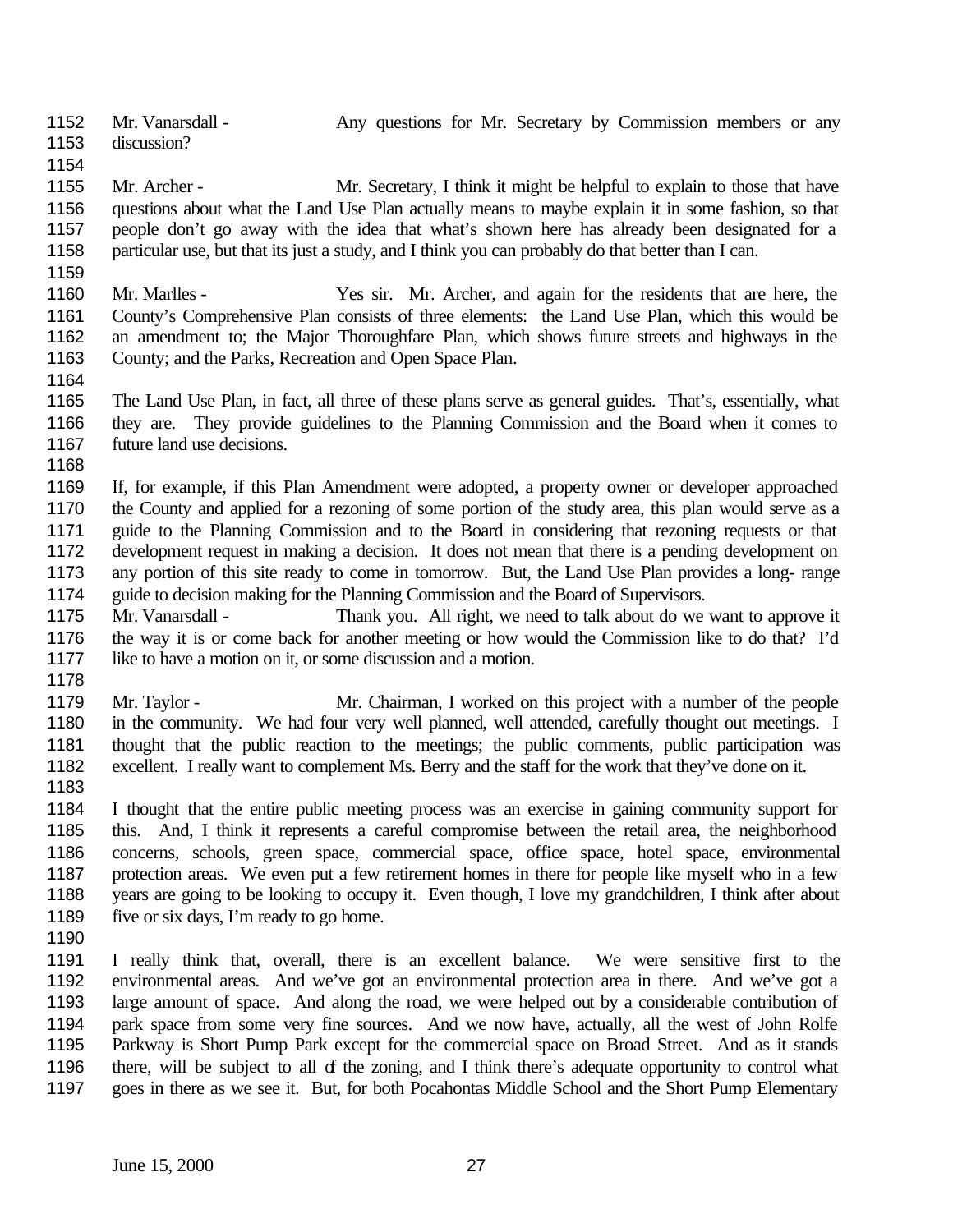Mr. Vanarsdall - Any questions for Mr. Secretary by Commission members or any discussion?

Mr. Archer - Mr. Secretary, I think it might be helpful to explain to those that have questions about what the Land Use Plan actually means to maybe explain it in some fashion, so that people don't go away with the idea that what's shown here has already been designated for a particular use, but that its just a study, and I think you can probably do that better than I can.

Mr. Marlles - Yes sir. Mr. Archer, and again for the residents that are here, the County's Comprehensive Plan consists of three elements: the Land Use Plan, which this would be an amendment to; the Major Thoroughfare Plan, which shows future streets and highways in the County; and the Parks, Recreation and Open Space Plan.

The Land Use Plan, in fact, all three of these plans serve as general guides. That's, essentially, what they are. They provide guidelines to the Planning Commission and the Board when it comes to future land use decisions.

If, for example, if this Plan Amendment were adopted, a property owner or developer approached the County and applied for a rezoning of some portion of the study area, this plan would serve as a guide to the Planning Commission and to the Board in considering that rezoning requests or that development request in making a decision. It does not mean that there is a pending development on any portion of this site ready to come in tomorrow. But, the Land Use Plan provides a long- range guide to decision making for the Planning Commission and the Board of Supervisors.

Mr. Vanarsdall - Thank you. All right, we need to talk about do we want to approve it the way it is or come back for another meeting or how would the Commission like to do that? I'd like to have a motion on it, or some discussion and a motion.

Mr. Taylor - Mr. Chairman, I worked on this project with a number of the people in the community. We had four very well planned, well attended, carefully thought out meetings. I thought that the public reaction to the meetings; the public comments, public participation was excellent. I really want to complement Ms. Berry and the staff for the work that they've done on it.

I thought that the entire public meeting process was an exercise in gaining community support for this. And, I think it represents a careful compromise between the retail area, the neighborhood concerns, schools, green space, commercial space, office space, hotel space, environmental protection areas. We even put a few retirement homes in there for people like myself who in a few years are going to be looking to occupy it. Even though, I love my grandchildren, I think after about five or six days, I'm ready to go home.

I really think that, overall, there is an excellent balance. We were sensitive first to the environmental areas. And we've got an environmental protection area in there. And we've got a large amount of space. And along the road, we were helped out by a considerable contribution of park space from some very fine sources. And we now have, actually, all the west of John Rolfe Parkway is Short Pump Park except for the commercial space on Broad Street. And as it stands there, will be subject to all of the zoning, and I think there's adequate opportunity to control what goes in there as we see it. But, for both Pocahontas Middle School and the Short Pump Elementary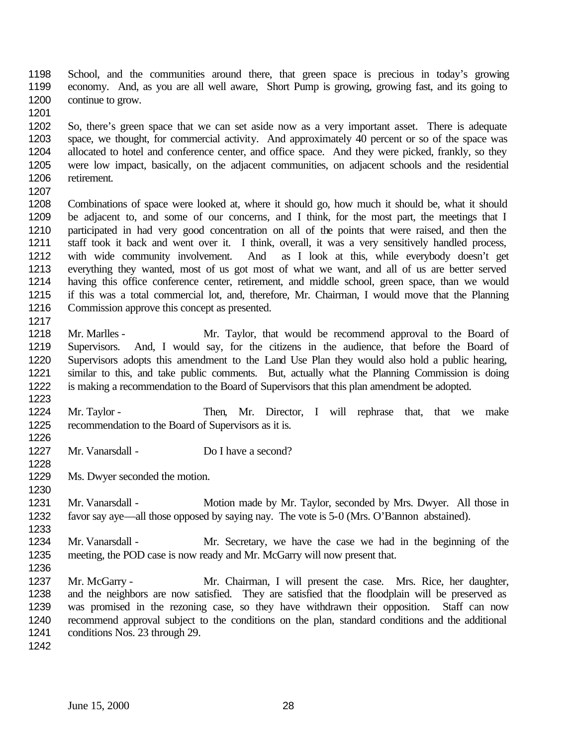School, and the communities around there, that green space is precious in today's growing economy. And, as you are all well aware, Short Pump is growing, growing fast, and its going to continue to grow.

So, there's green space that we can set aside now as a very important asset. There is adequate space, we thought, for commercial activity. And approximately 40 percent or so of the space was allocated to hotel and conference center, and office space. And they were picked, frankly, so they were low impact, basically, on the adjacent communities, on adjacent schools and the residential retirement.

Combinations of space were looked at, where it should go, how much it should be, what it should be adjacent to, and some of our concerns, and I think, for the most part, the meetings that I participated in had very good concentration on all of the points that were raised, and then the staff took it back and went over it. I think, overall, it was a very sensitively handled process, with wide community involvement. And as I look at this, while everybody doesn't get everything they wanted, most of us got most of what we want, and all of us are better served having this office conference center, retirement, and middle school, green space, than we would if this was a total commercial lot, and, therefore, Mr. Chairman, I would move that the Planning Commission approve this concept as presented.

Mr. Marlles - Mr. Taylor, that would be recommend approval to the Board of Supervisors. And, I would say, for the citizens in the audience, that before the Board of Supervisors adopts this amendment to the Land Use Plan they would also hold a public hearing, similar to this, and take public comments. But, actually what the Planning Commission is doing is making a recommendation to the Board of Supervisors that this plan amendment be adopted.

Mr. Taylor - Then, Mr. Director, I will rephrase that, that we make recommendation to the Board of Supervisors as it is.

Mr. Vanarsdall - Do I have a second?

Ms. Dwyer seconded the motion.

Mr. Vanarsdall - Motion made by Mr. Taylor, seconded by Mrs. Dwyer. All those in favor say aye—all those opposed by saying nay. The vote is 5-0 (Mrs. O'Bannon abstained).

Mr. Vanarsdall - Mr. Secretary, we have the case we had in the beginning of the meeting, the POD case is now ready and Mr. McGarry will now present that.

Mr. McGarry - Mr. Chairman, I will present the case. Mrs. Rice, her daughter, and the neighbors are now satisfied. They are satisfied that the floodplain will be preserved as was promised in the rezoning case, so they have withdrawn their opposition. Staff can now recommend approval subject to the conditions on the plan, standard conditions and the additional conditions Nos. 23 through 29.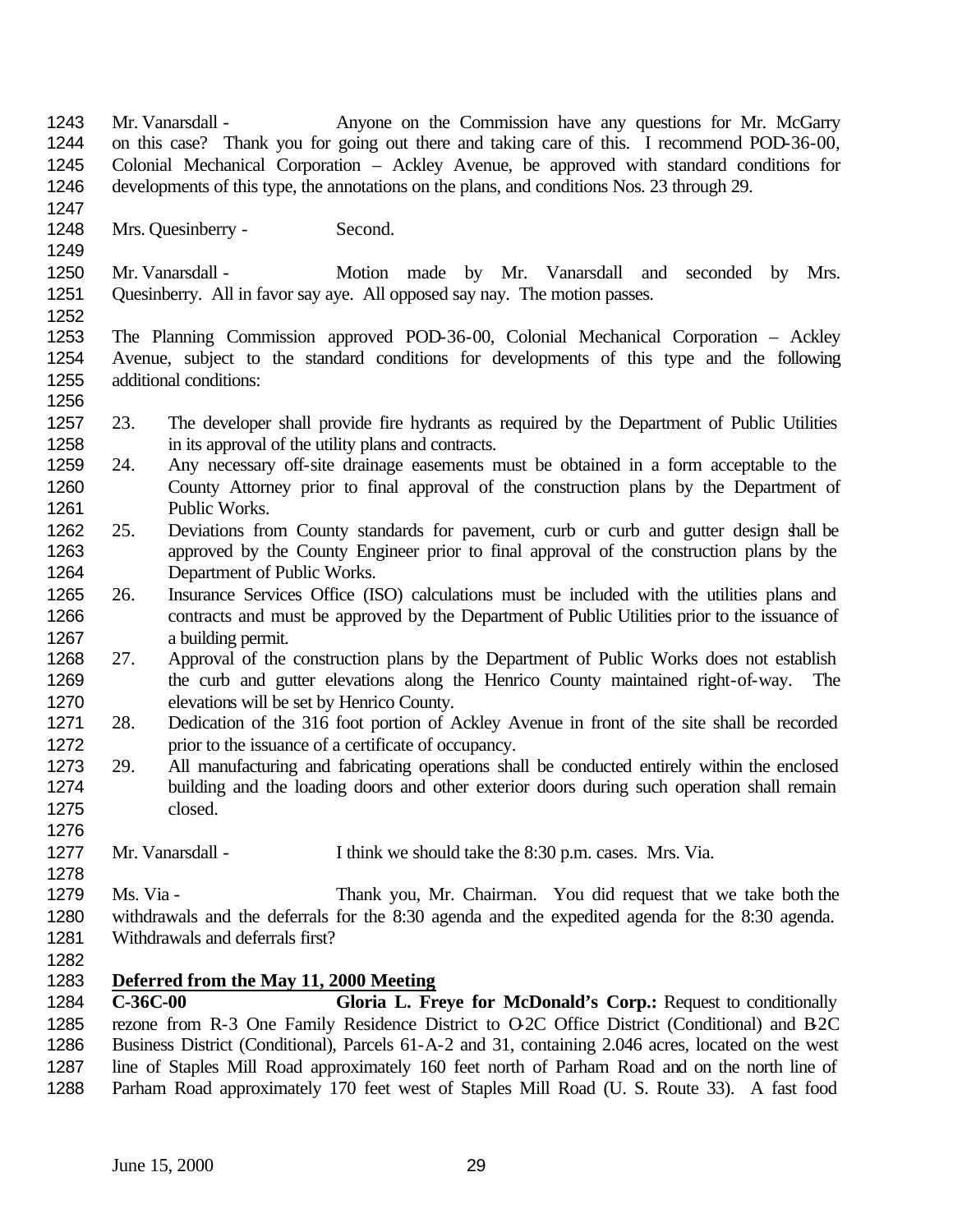Mr. Vanarsdall - Anyone on the Commission have any questions for Mr. McGarry on this case? Thank you for going out there and taking care of this. I recommend POD-36-00, Colonial Mechanical Corporation – Ackley Avenue, be approved with standard conditions for developments of this type, the annotations on the plans, and conditions Nos. 23 through 29.

Mrs. Quesinberry - Second.

Mr. Vanarsdall - Motion made by Mr. Vanarsdall and seconded by Mrs. Quesinberry. All in favor say aye. All opposed say nay. The motion passes.

The Planning Commission approved POD-36-00, Colonial Mechanical Corporation – Ackley Avenue, subject to the standard conditions for developments of this type and the following additional conditions:

23. The developer shall provide fire hydrants as required by the Department of Public Utilities in its approval of the utility plans and contracts.
24. Any necessary off-site drainage easements must be obtained in a form acceptable to the County Attorney prior to final approval of the construction plans by the Department of Public Works.
25. Deviations from County standards for pavement, curb or curb and gutter design shall be approved by the County Engineer prior to final approval of the construction plans by the Department of Public Works.
26. Insurance Services Office (ISO) calculations must be included with the utilities plans and contracts and must be approved by the Department of Public Utilities prior to the issuance of a building permit.
27. Approval of the construction plans by the Department of Public Works does not establish the curb and gutter elevations along the Henrico County maintained right-of-way. The elevations will be set by Henrico County.
28. Dedication of the 316 foot portion of Ackley Avenue in front of the site shall be recorded prior to the issuance of a certificate of occupancy.
29. All manufacturing and fabricating operations shall be conducted entirely within the enclosed building and the loading doors and other exterior doors during such operation shall remain closed.

Mr. Vanarsdall - I think we should take the 8:30 p.m. cases. Mrs. Via.

Ms. Via - Thank you, Mr. Chairman. You did request that we take both the withdrawals and the deferrals for the 8:30 agenda and the expedited agenda for the 8:30 agenda. Withdrawals and deferrals first?

**Deferred from the May 11, 2000 Meeting**

**C-36C-00 Gloria L. Freye for McDonald's Corp.:** Request to conditionally rezone from R-3 One Family Residence District to O-2C Office District (Conditional) and B-2C Business District (Conditional), Parcels 61-A-2 and 31, containing 2.046 acres, located on the west line of Staples Mill Road approximately 160 feet north of Parham Road and on the north line of Parham Road approximately 170 feet west of Staples Mill Road (U. S. Route 33). A fast food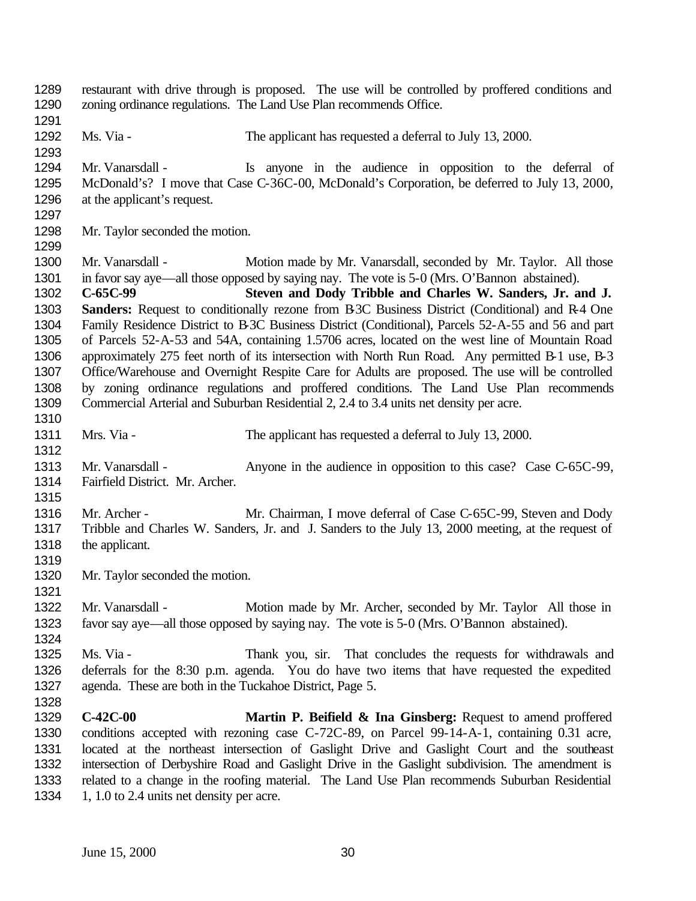restaurant with drive through is proposed. The use will be controlled by proffered conditions and zoning ordinance regulations. The Land Use Plan recommends Office.

Ms. Via - The applicant has requested a deferral to July 13, 2000.

Mr. Vanarsdall - Is anyone in the audience in opposition to the deferral of McDonald's? I move that Case C-36C-00, McDonald's Corporation, be deferred to July 13, 2000, at the applicant's request.

Mr. Taylor seconded the motion.

Mr. Vanarsdall - Motion made by Mr. Vanarsdall, seconded by Mr. Taylor. All those in favor say aye—all those opposed by saying nay. The vote is 5-0 (Mrs. O'Bannon abstained).

**C-65C-99 Steven and Dody Tribble and Charles W. Sanders, Jr. and J. Sanders:** Request to conditionally rezone from B-3C Business District (Conditional) and R-4 One Family Residence District to B-3C Business District (Conditional), Parcels 52-A-55 and 56 and part of Parcels 52-A-53 and 54A, containing 1.5706 acres, located on the west line of Mountain Road approximately 275 feet north of its intersection with North Run Road. Any permitted B-1 use, B-3 Office/Warehouse and Overnight Respite Care for Adults are proposed. The use will be controlled by zoning ordinance regulations and proffered conditions. The Land Use Plan recommends Commercial Arterial and Suburban Residential 2, 2.4 to 3.4 units net density per acre.

Mrs. Via - The applicant has requested a deferral to July 13, 2000.

Mr. Vanarsdall - Anyone in the audience in opposition to this case? Case C-65C-99, Fairfield District. Mr. Archer.

Mr. Archer - Mr. Chairman, I move deferral of Case C-65C-99, Steven and Dody Tribble and Charles W. Sanders, Jr. and J. Sanders to the July 13, 2000 meeting, at the request of the applicant.

Mr. Taylor seconded the motion.

Mr. Vanarsdall - Motion made by Mr. Archer, seconded by Mr. Taylor All those in favor say aye—all those opposed by saying nay. The vote is 5-0 (Mrs. O'Bannon abstained).

Ms. Via - Thank you, sir. That concludes the requests for withdrawals and deferrals for the 8:30 p.m. agenda. You do have two items that have requested the expedited agenda. These are both in the Tuckahoe District, Page 5.

**C-42C-00 Martin P. Beifield & Ina Ginsberg:** Request to amend proffered conditions accepted with rezoning case C-72C-89, on Parcel 99-14-A-1, containing 0.31 acre, located at the northeast intersection of Gaslight Drive and Gaslight Court and the southeast intersection of Derbyshire Road and Gaslight Drive in the Gaslight subdivision. The amendment is related to a change in the roofing material. The Land Use Plan recommends Suburban Residential 1, 1.0 to 2.4 units net density per acre.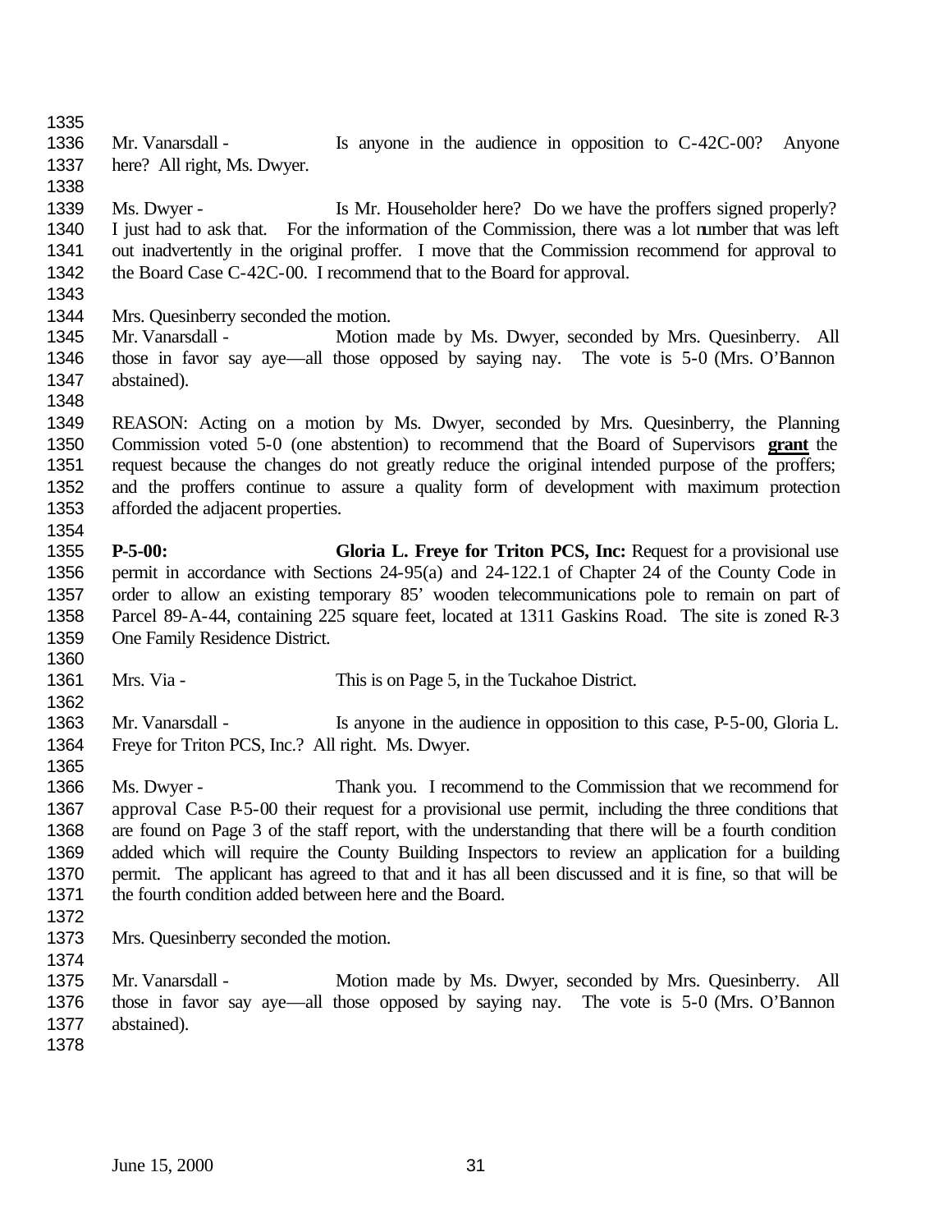Mr. Vanarsdall - Is anyone in the audience in opposition to C-42C-00? Anyone here? All right, Ms. Dwyer.

Ms. Dwyer - Is Mr. Householder here? Do we have the proffers signed properly? I just had to ask that. For the information of the Commission, there was a lot number that was left out inadvertently in the original proffer. I move that the Commission recommend for approval to the Board Case C-42C-00. I recommend that to the Board for approval.

Mrs. Quesinberry seconded the motion.

Mr. Vanarsdall - Motion made by Ms. Dwyer, seconded by Mrs. Quesinberry. All those in favor say aye—all those opposed by saying nay. The vote is 5-0 (Mrs. O'Bannon abstained).

REASON: Acting on a motion by Ms. Dwyer, seconded by Mrs. Quesinberry, the Planning Commission voted 5-0 (one abstention) to recommend that the Board of Supervisors **grant** the request because the changes do not greatly reduce the original intended purpose of the proffers; and the proffers continue to assure a quality form of development with maximum protection afforded the adjacent properties.

**P-5-00: Gloria L. Freye for Triton PCS, Inc:** Request for a provisional use permit in accordance with Sections 24-95(a) and 24-122.1 of Chapter 24 of the County Code in order to allow an existing temporary 85' wooden telecommunications pole to remain on part of Parcel 89-A-44, containing 225 square feet, located at 1311 Gaskins Road. The site is zoned R-3 One Family Residence District.

Mrs. Via - This is on Page 5, in the Tuckahoe District.

Mr. Vanarsdall - Is anyone in the audience in opposition to this case, P-5-00, Gloria L. Freye for Triton PCS, Inc.? All right. Ms. Dwyer.

Ms. Dwyer - Thank you. I recommend to the Commission that we recommend for approval Case P-5-00 their request for a provisional use permit, including the three conditions that are found on Page 3 of the staff report, with the understanding that there will be a fourth condition added which will require the County Building Inspectors to review an application for a building permit. The applicant has agreed to that and it has all been discussed and it is fine, so that will be the fourth condition added between here and the Board.

Mrs. Quesinberry seconded the motion.

Mr. Vanarsdall - Motion made by Ms. Dwyer, seconded by Mrs. Quesinberry. All those in favor say aye—all those opposed by saying nay. The vote is 5-0 (Mrs. O'Bannon abstained).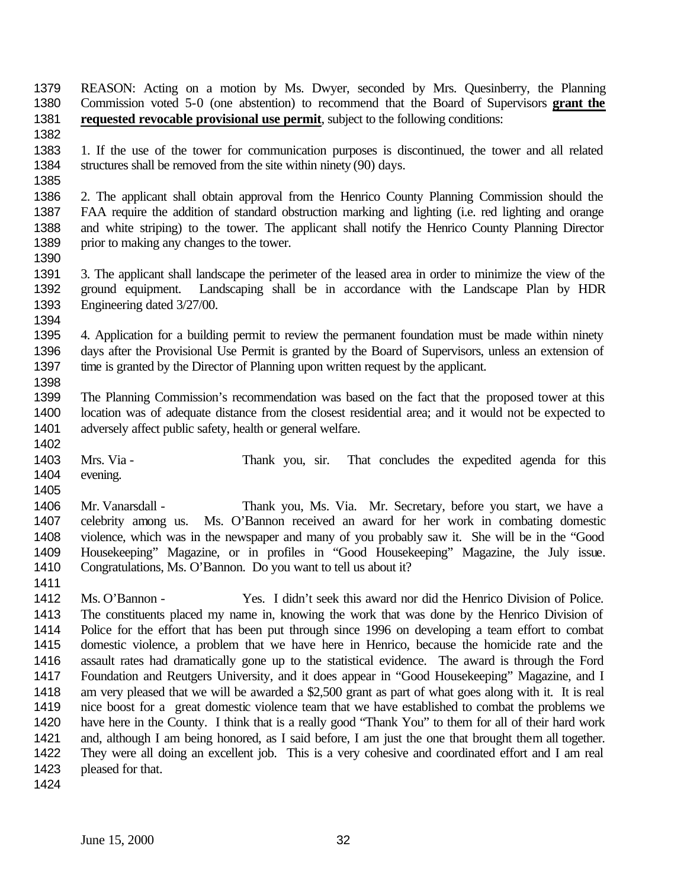REASON: Acting on a motion by Ms. Dwyer, seconded by Mrs. Quesinberry, the Planning Commission voted 5-0 (one abstention) to recommend that the Board of Supervisors **grant the requested revocable provisional use permit**, subject to the following conditions:

1. If the use of the tower for communication purposes is discontinued, the tower and all related structures shall be removed from the site within ninety (90) days.

2. The applicant shall obtain approval from the Henrico County Planning Commission should the FAA require the addition of standard obstruction marking and lighting (i.e. red lighting and orange and white striping) to the tower. The applicant shall notify the Henrico County Planning Director prior to making any changes to the tower.

3. The applicant shall landscape the perimeter of the leased area in order to minimize the view of the ground equipment. Landscaping shall be in accordance with the Landscape Plan by HDR Engineering dated 3/27/00.

4. Application for a building permit to review the permanent foundation must be made within ninety days after the Provisional Use Permit is granted by the Board of Supervisors, unless an extension of time is granted by the Director of Planning upon written request by the applicant.

The Planning Commission's recommendation was based on the fact that the proposed tower at this location was of adequate distance from the closest residential area; and it would not be expected to adversely affect public safety, health or general welfare.

Mrs. Via - Thank you, sir. That concludes the expedited agenda for this evening.

Mr. Vanarsdall - Thank you, Ms. Via. Mr. Secretary, before you start, we have a celebrity among us. Ms. O'Bannon received an award for her work in combating domestic violence, which was in the newspaper and many of you probably saw it. She will be in the "Good Housekeeping" Magazine, or in profiles in "Good Housekeeping" Magazine, the July issue. Congratulations, Ms. O'Bannon. Do you want to tell us about it?

Ms. O'Bannon - Yes. I didn't seek this award nor did the Henrico Division of Police. The constituents placed my name in, knowing the work that was done by the Henrico Division of Police for the effort that has been put through since 1996 on developing a team effort to combat domestic violence, a problem that we have here in Henrico, because the homicide rate and the assault rates had dramatically gone up to the statistical evidence. The award is through the Ford Foundation and Reutgers University, and it does appear in "Good Housekeeping" Magazine, and I am very pleased that we will be awarded a $2,500 grant as part of what goes along with it. It is real nice boost for a great domestic violence team that we have established to combat the problems we have here in the County. I think that is a really good "Thank You" to them for all of their hard work and, although I am being honored, as I said before, I am just the one that brought them all together. They were all doing an excellent job. This is a very cohesive and coordinated effort and I am real pleased for that.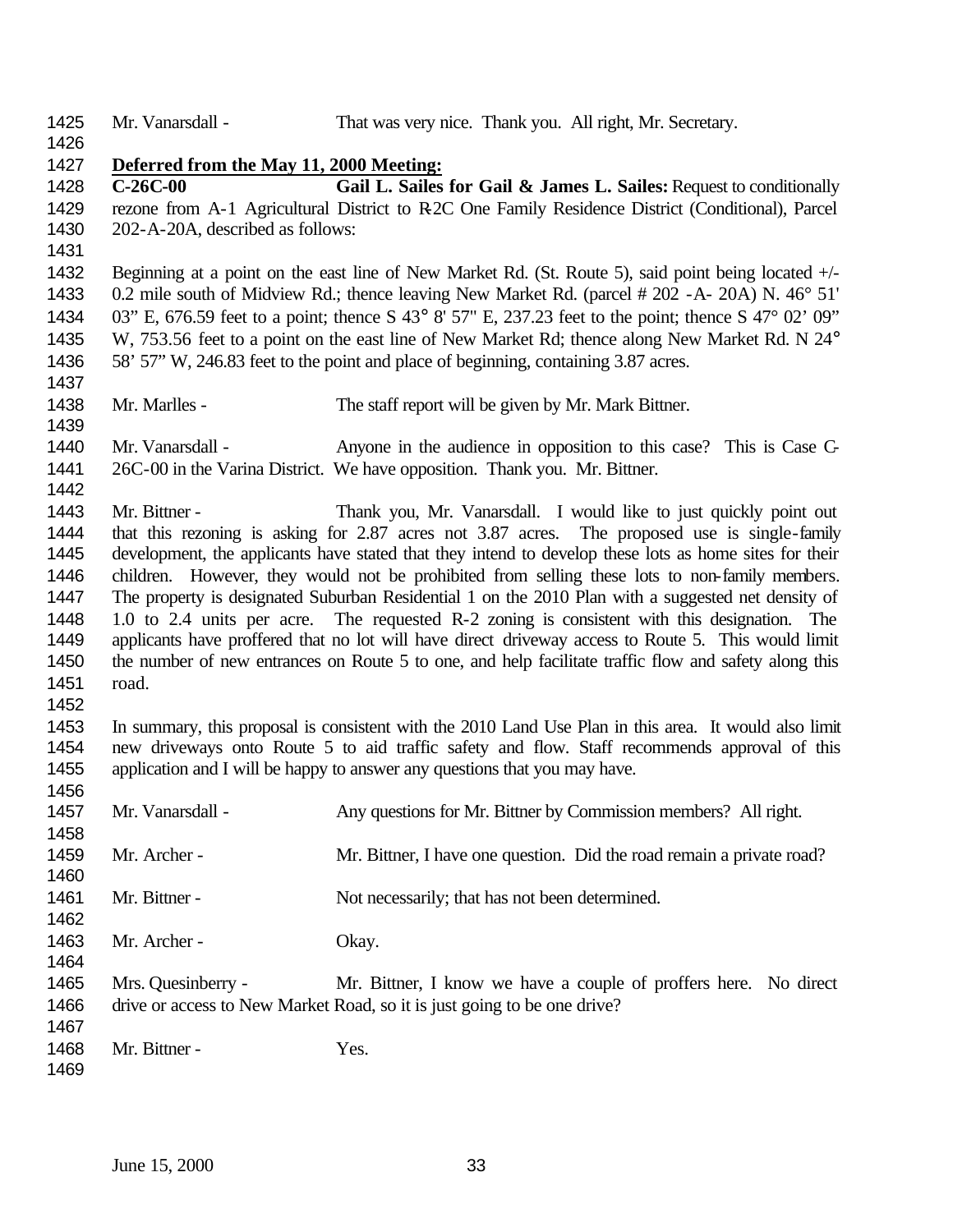Mr. Vanarsdall - That was very nice. Thank you. All right, Mr. Secretary.

**Deferred from the May 11, 2000 Meeting:**

**C-26C-00 Gail L. Sailes for Gail & James L. Sailes:** Request to conditionally rezone from A-1 Agricultural District to R-2C One Family Residence District (Conditional), Parcel 202-A-20A, described as follows:

Beginning at a point on the east line of New Market Rd. (St. Route 5), said point being located +/- 0.2 mile south of Midview Rd.; thence leaving New Market Rd. (parcel # 202 -A- 20A) N. 46° 51' 03" E, 676.59 feet to a point; thence S 43° 8' 57" E, 237.23 feet to the point; thence S 47° 02' 09" W, 753.56 feet to a point on the east line of New Market Rd; thence along New Market Rd. N 24° 58' 57" W, 246.83 feet to the point and place of beginning, containing 3.87 acres.

Mr. Marlles - The staff report will be given by Mr. Mark Bittner.

Mr. Vanarsdall - Anyone in the audience in opposition to this case? This is Case C-26C-00 in the Varina District. We have opposition. Thank you. Mr. Bittner.

Mr. Bittner - Thank you, Mr. Vanarsdall. I would like to just quickly point out that this rezoning is asking for 2.87 acres not 3.87 acres. The proposed use is single-family development, the applicants have stated that they intend to develop these lots as home sites for their children. However, they would not be prohibited from selling these lots to non-family members. The property is designated Suburban Residential 1 on the 2010 Plan with a suggested net density of 1.0 to 2.4 units per acre. The requested R-2 zoning is consistent with this designation. The applicants have proffered that no lot will have direct driveway access to Route 5. This would limit the number of new entrances on Route 5 to one, and help facilitate traffic flow and safety along this road.

In summary, this proposal is consistent with the 2010 Land Use Plan in this area. It would also limit new driveways onto Route 5 to aid traffic safety and flow. Staff recommends approval of this application and I will be happy to answer any questions that you may have.

Mr. Vanarsdall - Any questions for Mr. Bittner by Commission members? All right.

Mr. Archer - Mr. Bittner, I have one question. Did the road remain a private road?

Mr. Bittner - Not necessarily; that has not been determined.

Mr. Archer - Okay.

Mrs. Quesinberry - Mr. Bittner, I know we have a couple of proffers here. No direct drive or access to New Market Road, so it is just going to be one drive?

Mr. Bittner - Yes.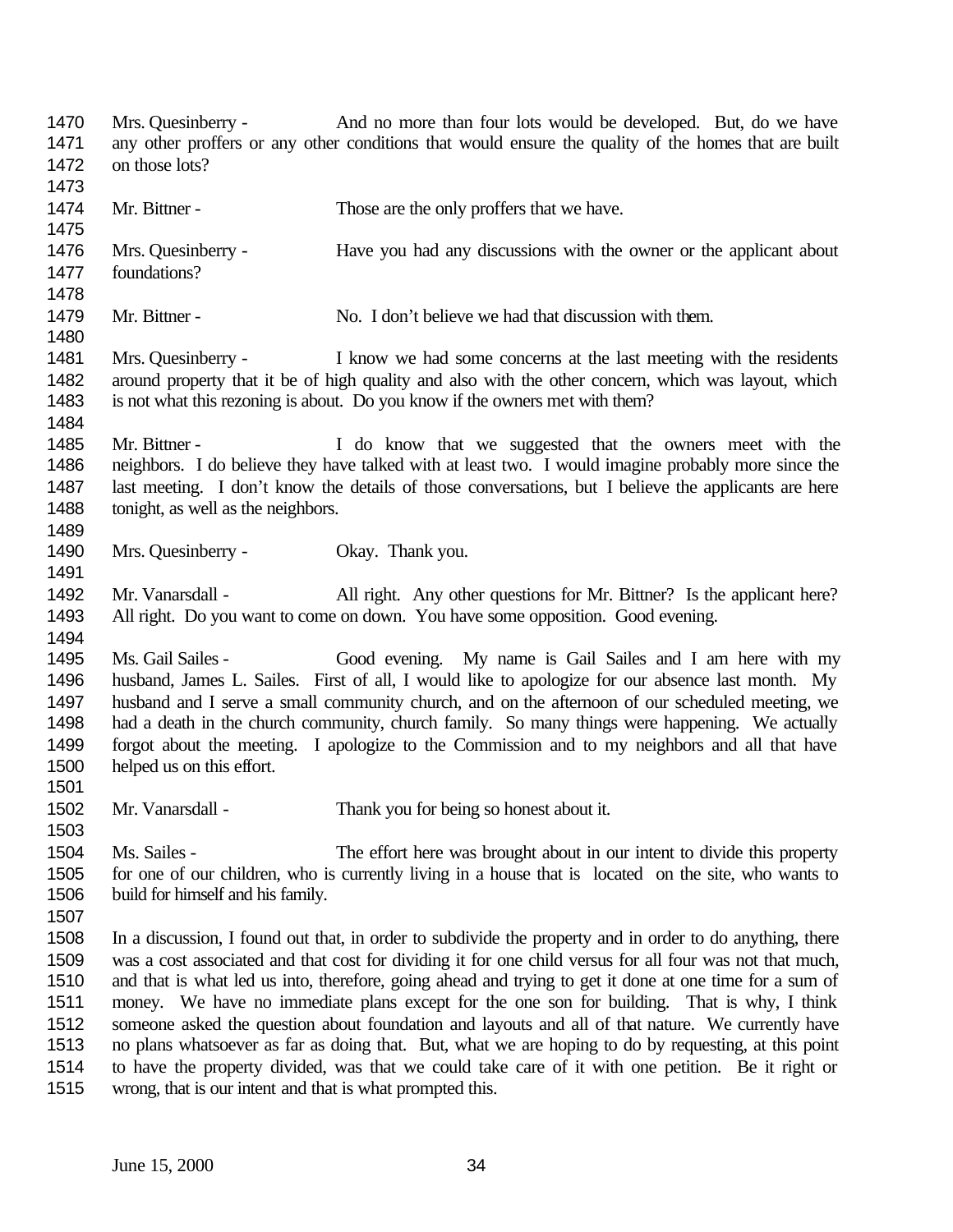Mrs. Quesinberry - And no more than four lots would be developed. But, do we have any other proffers or any other conditions that would ensure the quality of the homes that are built on those lots?

Mr. Bittner - Those are the only proffers that we have.

Mrs. Quesinberry - Have you had any discussions with the owner or the applicant about foundations?

Mr. Bittner - No. I don't believe we had that discussion with them.

Mrs. Quesinberry - I know we had some concerns at the last meeting with the residents around property that it be of high quality and also with the other concern, which was layout, which is not what this rezoning is about. Do you know if the owners met with them?

Mr. Bittner - I do know that we suggested that the owners meet with the neighbors. I do believe they have talked with at least two. I would imagine probably more since the last meeting. I don't know the details of those conversations, but I believe the applicants are here tonight, as well as the neighbors.

Mrs. Quesinberry - Okay. Thank you.

Mr. Vanarsdall - All right. Any other questions for Mr. Bittner? Is the applicant here? All right. Do you want to come on down. You have some opposition. Good evening.

Ms. Gail Sailes - Good evening. My name is Gail Sailes and I am here with my husband, James L. Sailes. First of all, I would like to apologize for our absence last month. My husband and I serve a small community church, and on the afternoon of our scheduled meeting, we had a death in the church community, church family. So many things were happening. We actually forgot about the meeting. I apologize to the Commission and to my neighbors and all that have helped us on this effort.

Mr. Vanarsdall - Thank you for being so honest about it.

Ms. Sailes - The effort here was brought about in our intent to divide this property for one of our children, who is currently living in a house that is located on the site, who wants to build for himself and his family.

In a discussion, I found out that, in order to subdivide the property and in order to do anything, there was a cost associated and that cost for dividing it for one child versus for all four was not that much, and that is what led us into, therefore, going ahead and trying to get it done at one time for a sum of money. We have no immediate plans except for the one son for building. That is why, I think someone asked the question about foundation and layouts and all of that nature. We currently have no plans whatsoever as far as doing that. But, what we are hoping to do by requesting, at this point to have the property divided, was that we could take care of it with one petition. Be it right or wrong, that is our intent and that is what prompted this.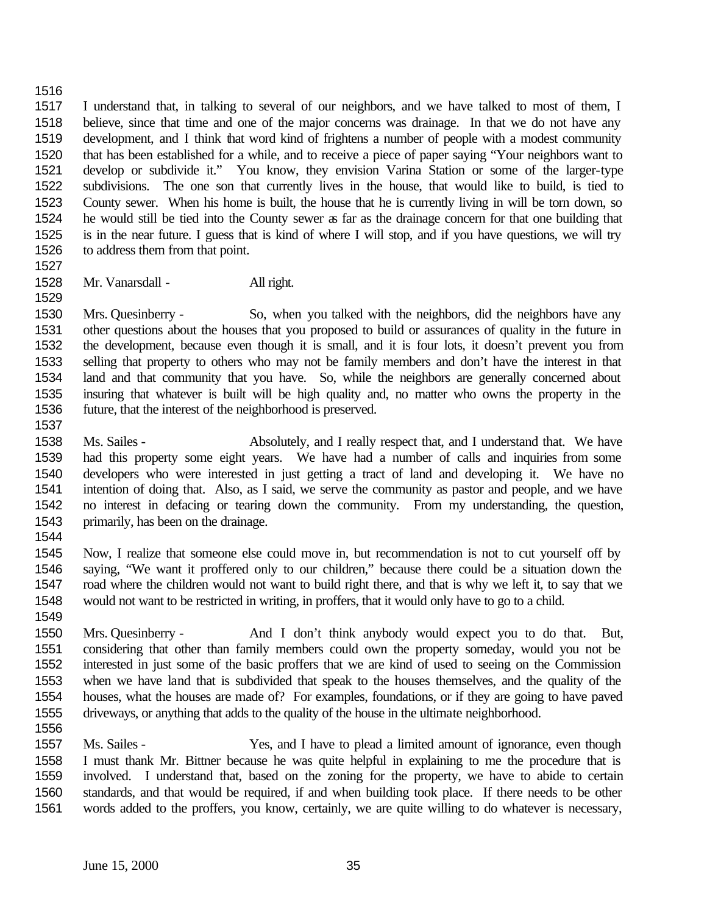I understand that, in talking to several of our neighbors, and we have talked to most of them, I believe, since that time and one of the major concerns was drainage. In that we do not have any development, and I think that word kind of frightens a number of people with a modest community that has been established for a while, and to receive a piece of paper saying "Your neighbors want to develop or subdivide it." You know, they envision Varina Station or some of the larger-type subdivisions. The one son that currently lives in the house, that would like to build, is tied to County sewer. When his home is built, the house that he is currently living in will be torn down, so he would still be tied into the County sewer as far as the drainage concern for that one building that is in the near future. I guess that is kind of where I will stop, and if you have questions, we will try to address them from that point.

Mr. Vanarsdall - All right.

Mrs. Quesinberry - So, when you talked with the neighbors, did the neighbors have any other questions about the houses that you proposed to build or assurances of quality in the future in the development, because even though it is small, and it is four lots, it doesn't prevent you from selling that property to others who may not be family members and don't have the interest in that land and that community that you have. So, while the neighbors are generally concerned about insuring that whatever is built will be high quality and, no matter who owns the property in the future, that the interest of the neighborhood is preserved.

Ms. Sailes - Absolutely, and I really respect that, and I understand that. We have had this property some eight years. We have had a number of calls and inquiries from some developers who were interested in just getting a tract of land and developing it. We have no intention of doing that. Also, as I said, we serve the community as pastor and people, and we have no interest in defacing or tearing down the community. From my understanding, the question, primarily, has been on the drainage.

Now, I realize that someone else could move in, but recommendation is not to cut yourself off by saying, "We want it proffered only to our children," because there could be a situation down the road where the children would not want to build right there, and that is why we left it, to say that we would not want to be restricted in writing, in proffers, that it would only have to go to a child.

Mrs. Quesinberry - And I don't think anybody would expect you to do that. But, considering that other than family members could own the property someday, would you not be interested in just some of the basic proffers that we are kind of used to seeing on the Commission when we have land that is subdivided that speak to the houses themselves, and the quality of the houses, what the houses are made of? For examples, foundations, or if they are going to have paved driveways, or anything that adds to the quality of the house in the ultimate neighborhood.

Ms. Sailes - Yes, and I have to plead a limited amount of ignorance, even though I must thank Mr. Bittner because he was quite helpful in explaining to me the procedure that is involved. I understand that, based on the zoning for the property, we have to abide to certain standards, and that would be required, if and when building took place. If there needs to be other words added to the proffers, you know, certainly, we are quite willing to do whatever is necessary,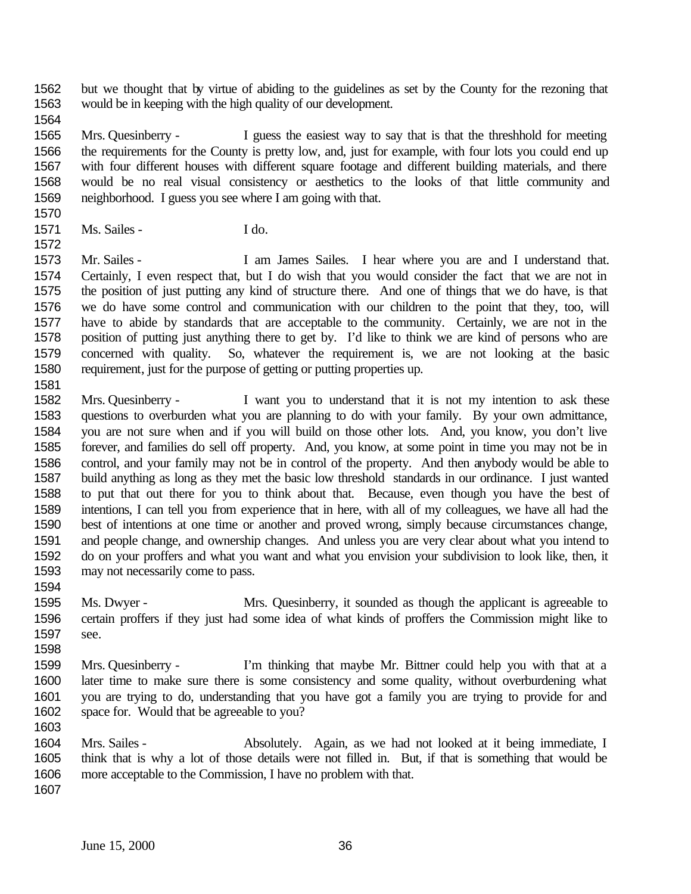but we thought that by virtue of abiding to the guidelines as set by the County for the rezoning that would be in keeping with the high quality of our development.

Mrs. Quesinberry - I guess the easiest way to say that is that the threshhold for meeting the requirements for the County is pretty low, and, just for example, with four lots you could end up with four different houses with different square footage and different building materials, and there would be no real visual consistency or aesthetics to the looks of that little community and neighborhood. I guess you see where I am going with that.

Ms. Sailes - I do.

Mr. Sailes - I am James Sailes. I hear where you are and I understand that. Certainly, I even respect that, but I do wish that you would consider the fact that we are not in the position of just putting any kind of structure there. And one of things that we do have, is that we do have some control and communication with our children to the point that they, too, will have to abide by standards that are acceptable to the community. Certainly, we are not in the position of putting just anything there to get by. I'd like to think we are kind of persons who are concerned with quality. So, whatever the requirement is, we are not looking at the basic requirement, just for the purpose of getting or putting properties up.

Mrs. Quesinberry - I want you to understand that it is not my intention to ask these questions to overburden what you are planning to do with your family. By your own admittance, you are not sure when and if you will build on those other lots. And, you know, you don't live forever, and families do sell off property. And, you know, at some point in time you may not be in control, and your family may not be in control of the property. And then anybody would be able to build anything as long as they met the basic low threshold standards in our ordinance. I just wanted to put that out there for you to think about that. Because, even though you have the best of intentions, I can tell you from experience that in here, with all of my colleagues, we have all had the best of intentions at one time or another and proved wrong, simply because circumstances change, and people change, and ownership changes. And unless you are very clear about what you intend to do on your proffers and what you want and what you envision your subdivision to look like, then, it may not necessarily come to pass.

Ms. Dwyer - Mrs. Quesinberry, it sounded as though the applicant is agreeable to certain proffers if they just had some idea of what kinds of proffers the Commission might like to see.

Mrs. Quesinberry - I'm thinking that maybe Mr. Bittner could help you with that at a later time to make sure there is some consistency and some quality, without overburdening what you are trying to do, understanding that you have got a family you are trying to provide for and space for. Would that be agreeable to you?

Mrs. Sailes - Absolutely. Again, as we had not looked at it being immediate, I think that is why a lot of those details were not filled in. But, if that is something that would be more acceptable to the Commission, I have no problem with that.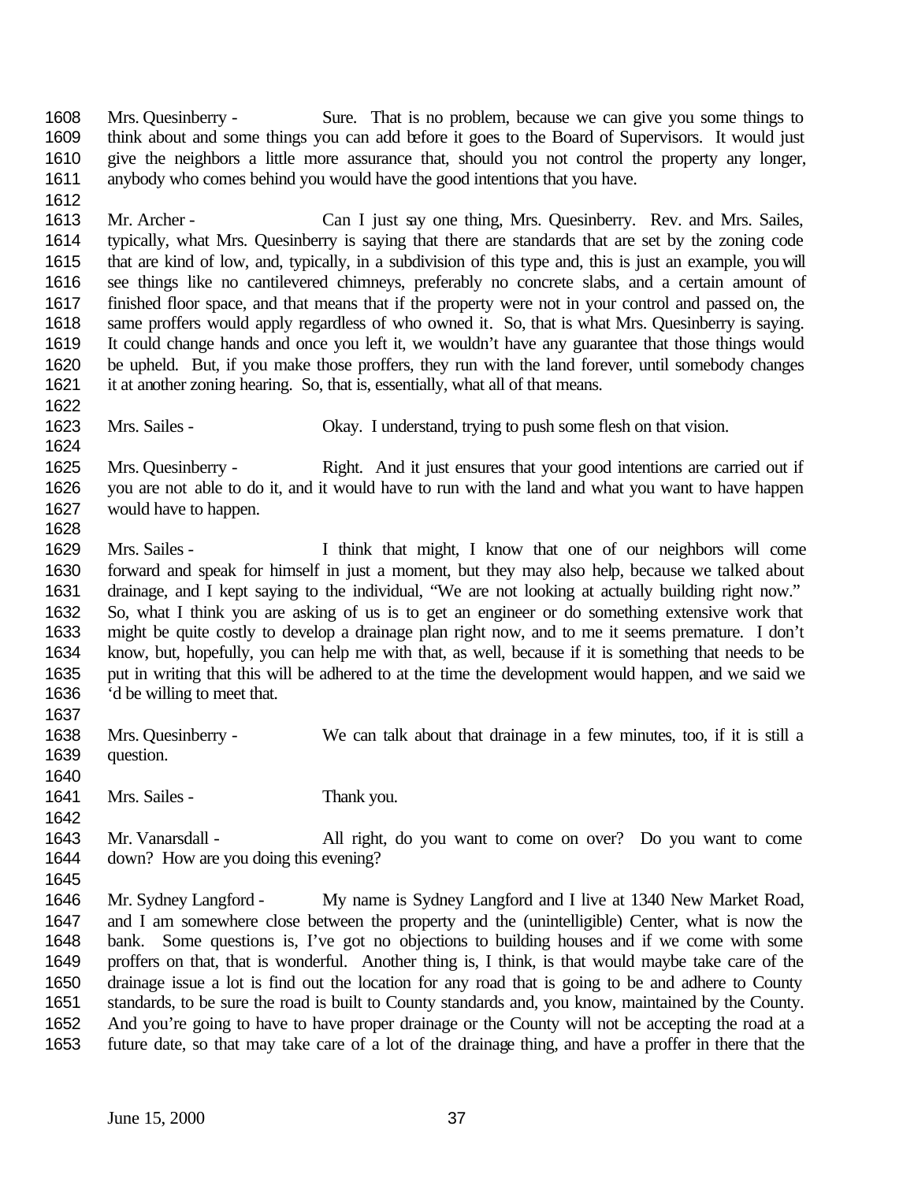Mrs. Quesinberry - Sure. That is no problem, because we can give you some things to think about and some things you can add before it goes to the Board of Supervisors. It would just give the neighbors a little more assurance that, should you not control the property any longer, anybody who comes behind you would have the good intentions that you have.

Mr. Archer - Can I just say one thing, Mrs. Quesinberry. Rev. and Mrs. Sailes, typically, what Mrs. Quesinberry is saying that there are standards that are set by the zoning code that are kind of low, and, typically, in a subdivision of this type and, this is just an example, you will see things like no cantilevered chimneys, preferably no concrete slabs, and a certain amount of finished floor space, and that means that if the property were not in your control and passed on, the same proffers would apply regardless of who owned it. So, that is what Mrs. Quesinberry is saying. It could change hands and once you left it, we wouldn't have any guarantee that those things would be upheld. But, if you make those proffers, they run with the land forever, until somebody changes it at another zoning hearing. So, that is, essentially, what all of that means.

Mrs. Sailes - Okay. I understand, trying to push some flesh on that vision.

Mrs. Quesinberry - Right. And it just ensures that your good intentions are carried out if you are not able to do it, and it would have to run with the land and what you want to have happen would have to happen.

Mrs. Sailes - I think that might, I know that one of our neighbors will come forward and speak for himself in just a moment, but they may also help, because we talked about drainage, and I kept saying to the individual, "We are not looking at actually building right now." So, what I think you are asking of us is to get an engineer or do something extensive work that might be quite costly to develop a drainage plan right now, and to me it seems premature. I don't know, but, hopefully, you can help me with that, as well, because if it is something that needs to be put in writing that this will be adhered to at the time the development would happen, and we said we 'd be willing to meet that.

Mrs. Quesinberry - We can talk about that drainage in a few minutes, too, if it is still a question.

Mrs. Sailes - Thank you.

Mr. Vanarsdall - All right, do you want to come on over? Do you want to come down? How are you doing this evening?

Mr. Sydney Langford - My name is Sydney Langford and I live at 1340 New Market Road, and I am somewhere close between the property and the (unintelligible) Center, what is now the bank. Some questions is, I've got no objections to building houses and if we come with some proffers on that, that is wonderful. Another thing is, I think, is that would maybe take care of the drainage issue a lot is find out the location for any road that is going to be and adhere to County standards, to be sure the road is built to County standards and, you know, maintained by the County. And you're going to have to have proper drainage or the County will not be accepting the road at a future date, so that may take care of a lot of the drainage thing, and have a proffer in there that the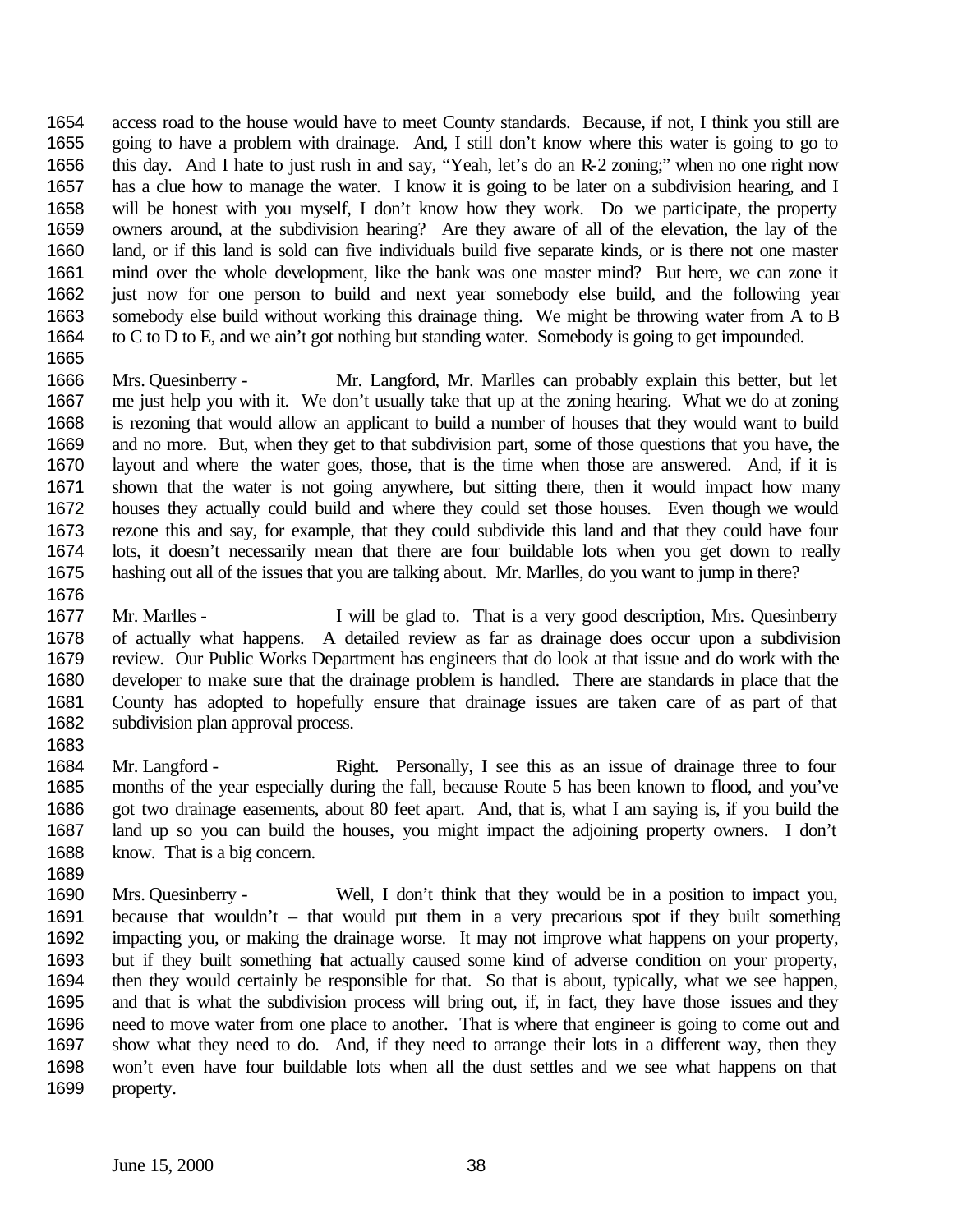access road to the house would have to meet County standards. Because, if not, I think you still are going to have a problem with drainage. And, I still don't know where this water is going to go to this day. And I hate to just rush in and say, "Yeah, let's do an R-2 zoning;" when no one right now has a clue how to manage the water. I know it is going to be later on a subdivision hearing, and I will be honest with you myself, I don't know how they work. Do we participate, the property owners around, at the subdivision hearing? Are they aware of all of the elevation, the lay of the land, or if this land is sold can five individuals build five separate kinds, or is there not one master mind over the whole development, like the bank was one master mind? But here, we can zone it just now for one person to build and next year somebody else build, and the following year somebody else build without working this drainage thing. We might be throwing water from A to B to C to D to E, and we ain't got nothing but standing water. Somebody is going to get impounded.

Mrs. Quesinberry - Mr. Langford, Mr. Marlles can probably explain this better, but let me just help you with it. We don't usually take that up at the zoning hearing. What we do at zoning is rezoning that would allow an applicant to build a number of houses that they would want to build and no more. But, when they get to that subdivision part, some of those questions that you have, the layout and where the water goes, those, that is the time when those are answered. And, if it is shown that the water is not going anywhere, but sitting there, then it would impact how many houses they actually could build and where they could set those houses. Even though we would rezone this and say, for example, that they could subdivide this land and that they could have four lots, it doesn't necessarily mean that there are four buildable lots when you get down to really hashing out all of the issues that you are talking about. Mr. Marlles, do you want to jump in there?

Mr. Marlles - I will be glad to. That is a very good description, Mrs. Quesinberry of actually what happens. A detailed review as far as drainage does occur upon a subdivision review. Our Public Works Department has engineers that do look at that issue and do work with the developer to make sure that the drainage problem is handled. There are standards in place that the County has adopted to hopefully ensure that drainage issues are taken care of as part of that subdivision plan approval process.

Mr. Langford - Right. Personally, I see this as an issue of drainage three to four months of the year especially during the fall, because Route 5 has been known to flood, and you've got two drainage easements, about 80 feet apart. And, that is, what I am saying is, if you build the land up so you can build the houses, you might impact the adjoining property owners. I don't know. That is a big concern.

Mrs. Quesinberry - Well, I don't think that they would be in a position to impact you, because that wouldn't – that would put them in a very precarious spot if they built something impacting you, or making the drainage worse. It may not improve what happens on your property, but if they built something that actually caused some kind of adverse condition on your property, then they would certainly be responsible for that. So that is about, typically, what we see happen, and that is what the subdivision process will bring out, if, in fact, they have those issues and they need to move water from one place to another. That is where that engineer is going to come out and show what they need to do. And, if they need to arrange their lots in a different way, then they won't even have four buildable lots when all the dust settles and we see what happens on that property.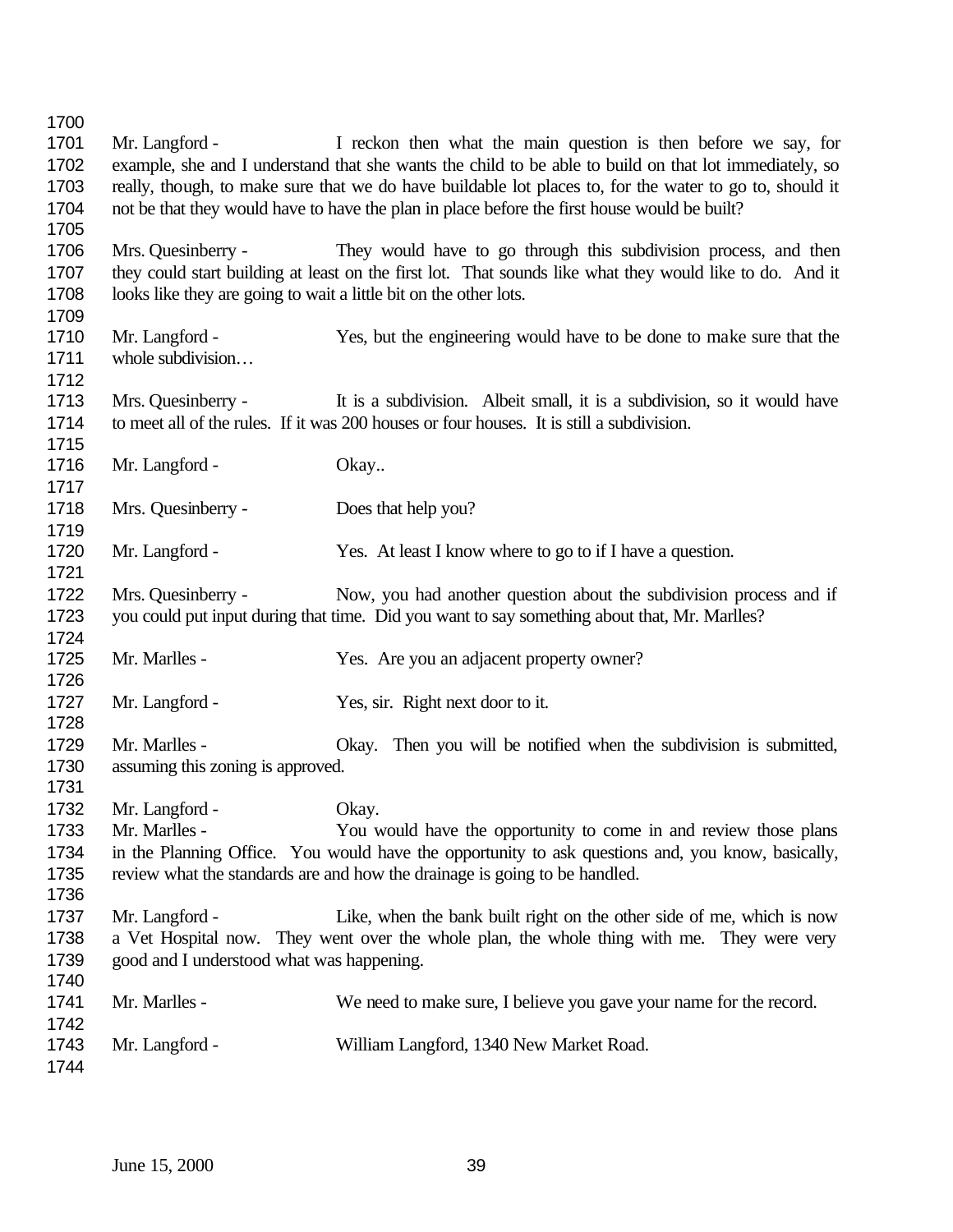Mr. Langford - I reckon then what the main question is then before we say, for example, she and I understand that she wants the child to be able to build on that lot immediately, so really, though, to make sure that we do have buildable lot places to, for the water to go to, should it not be that they would have to have the plan in place before the first house would be built?

Mrs. Quesinberry - They would have to go through this subdivision process, and then they could start building at least on the first lot. That sounds like what they would like to do. And it looks like they are going to wait a little bit on the other lots.

Mr. Langford - Yes, but the engineering would have to be done to make sure that the whole subdivision…

Mrs. Quesinberry - It is a subdivision. Albeit small, it is a subdivision, so it would have to meet all of the rules. If it was 200 houses or four houses. It is still a subdivision.

Mr. Langford - Okay..

Mrs. Quesinberry - Does that help you?

Mr. Langford - Yes. At least I know where to go to if I have a question.

Mrs. Quesinberry - Now, you had another question about the subdivision process and if you could put input during that time. Did you want to say something about that, Mr. Marlles?

Mr. Marlles - Yes. Are you an adjacent property owner?

Mr. Langford - Yes, sir. Right next door to it.

Mr. Marlles - Okay. Then you will be notified when the subdivision is submitted, assuming this zoning is approved.

Mr. Langford - Okay.

Mr. Marlles - You would have the opportunity to come in and review those plans in the Planning Office. You would have the opportunity to ask questions and, you know, basically, review what the standards are and how the drainage is going to be handled.

Mr. Langford - Like, when the bank built right on the other side of me, which is now a Vet Hospital now. They went over the whole plan, the whole thing with me. They were very good and I understood what was happening.

Mr. Marlles - We need to make sure, I believe you gave your name for the record.

Mr. Langford - William Langford, 1340 New Market Road.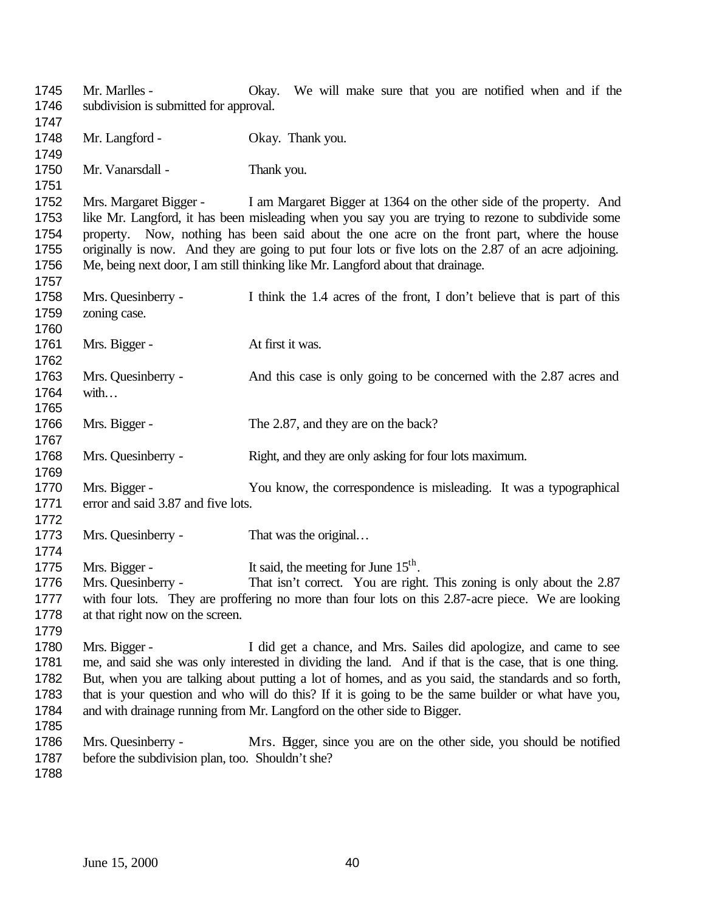1745 Mr. Marlles - Okay. We will make sure that you are notified when and if the
1746 subdivision is submitted for approval.
1747
1748 Mr. Langford - Okay. Thank you.
1749
1750 Mr. Vanarsdall - Thank you.
1751
1752 Mrs. Margaret Bigger - I am Margaret Bigger at 1364 on the other side of the property. And
1753 like Mr. Langford, it has been misleading when you say you are trying to rezone to subdivide some
1754 property. Now, nothing has been said about the one acre on the front part, where the house
1755 originally is now. And they are going to put four lots or five lots on the 2.87 of an acre adjoining.
1756 Me, being next door, I am still thinking like Mr. Langford about that drainage.
1757
1758 Mrs. Quesinberry - I think the 1.4 acres of the front, I don't believe that is part of this
1759 zoning case.
1760
1761 Mrs. Bigger - At first it was.
1762
1763 Mrs. Quesinberry - And this case is only going to be concerned with the 2.87 acres and
1764 with…
1765
1766 Mrs. Bigger - The 2.87, and they are on the back?
1767
1768 Mrs. Quesinberry - Right, and they are only asking for four lots maximum.
1769
1770 Mrs. Bigger - You know, the correspondence is misleading. It was a typographical
1771 error and said 3.87 and five lots.
1772
1773 Mrs. Quesinberry - That was the original…
1774
1775 Mrs. Bigger - It said, the meeting for June 15th.
1776 Mrs. Quesinberry - That isn't correct. You are right. This zoning is only about the 2.87
1777 with four lots. They are proffering no more than four lots on this 2.87-acre piece. We are looking
1778 at that right now on the screen.
1779
1780 Mrs. Bigger - I did get a chance, and Mrs. Sailes did apologize, and came to see
1781 me, and said she was only interested in dividing the land. And if that is the case, that is one thing.
1782 But, when you are talking about putting a lot of homes, and as you said, the standards and so forth,
1783 that is your question and who will do this? If it is going to be the same builder or what have you,
1784 and with drainage running from Mr. Langford on the other side to Bigger.
1785
1786 Mrs. Quesinberry - Mrs. Bigger, since you are on the other side, you should be notified
1787 before the subdivision plan, too. Shouldn't she?
1788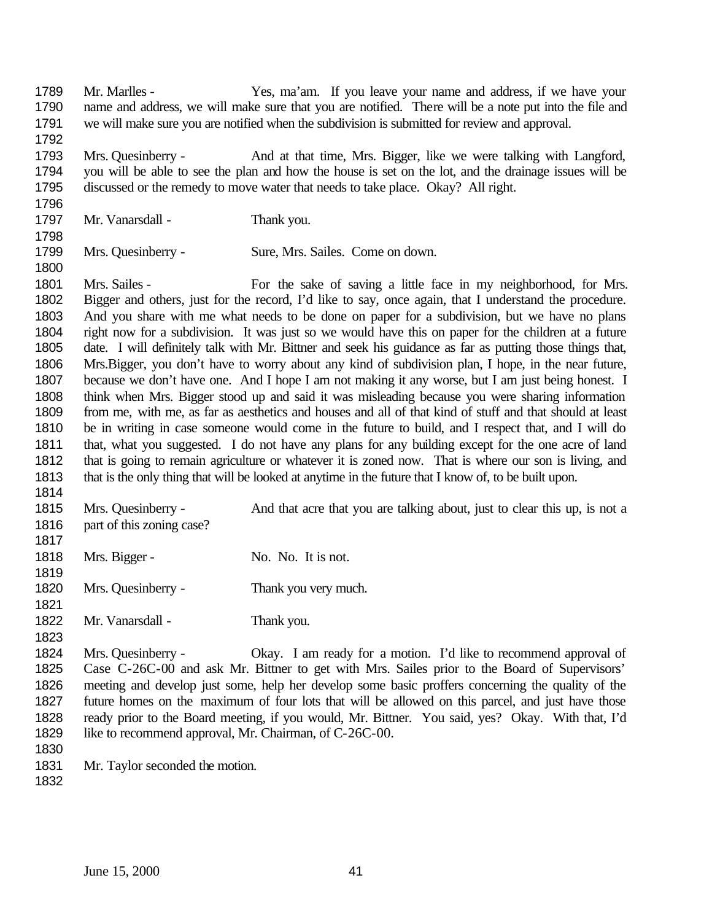Mr. Marlles - Yes, ma'am. If you leave your name and address, if we have your name and address, we will make sure that you are notified. There will be a note put into the file and we will make sure you are notified when the subdivision is submitted for review and approval.

Mrs. Quesinberry - And at that time, Mrs. Bigger, like we were talking with Langford, you will be able to see the plan and how the house is set on the lot, and the drainage issues will be discussed or the remedy to move water that needs to take place. Okay? All right.

Mr. Vanarsdall - Thank you.

Mrs. Quesinberry - Sure, Mrs. Sailes. Come on down.

Mrs. Sailes - For the sake of saving a little face in my neighborhood, for Mrs. Bigger and others, just for the record, I'd like to say, once again, that I understand the procedure. And you share with me what needs to be done on paper for a subdivision, but we have no plans right now for a subdivision. It was just so we would have this on paper for the children at a future date. I will definitely talk with Mr. Bittner and seek his guidance as far as putting those things that, Mrs.Bigger, you don't have to worry about any kind of subdivision plan, I hope, in the near future, because we don't have one. And I hope I am not making it any worse, but I am just being honest. I think when Mrs. Bigger stood up and said it was misleading because you were sharing information from me, with me, as far as aesthetics and houses and all of that kind of stuff and that should at least be in writing in case someone would come in the future to build, and I respect that, and I will do that, what you suggested. I do not have any plans for any building except for the one acre of land that is going to remain agriculture or whatever it is zoned now. That is where our son is living, and that is the only thing that will be looked at anytime in the future that I know of, to be built upon.

Mrs. Quesinberry - And that acre that you are talking about, just to clear this up, is not a part of this zoning case?

Mrs. Bigger - No. No. It is not.

Mrs. Quesinberry - Thank you very much.

Mr. Vanarsdall - Thank you.

Mrs. Quesinberry - Okay. I am ready for a motion. I'd like to recommend approval of Case C-26C-00 and ask Mr. Bittner to get with Mrs. Sailes prior to the Board of Supervisors' meeting and develop just some, help her develop some basic proffers concerning the quality of the future homes on the maximum of four lots that will be allowed on this parcel, and just have those ready prior to the Board meeting, if you would, Mr. Bittner. You said, yes? Okay. With that, I'd like to recommend approval, Mr. Chairman, of C-26C-00.

Mr. Taylor seconded the motion.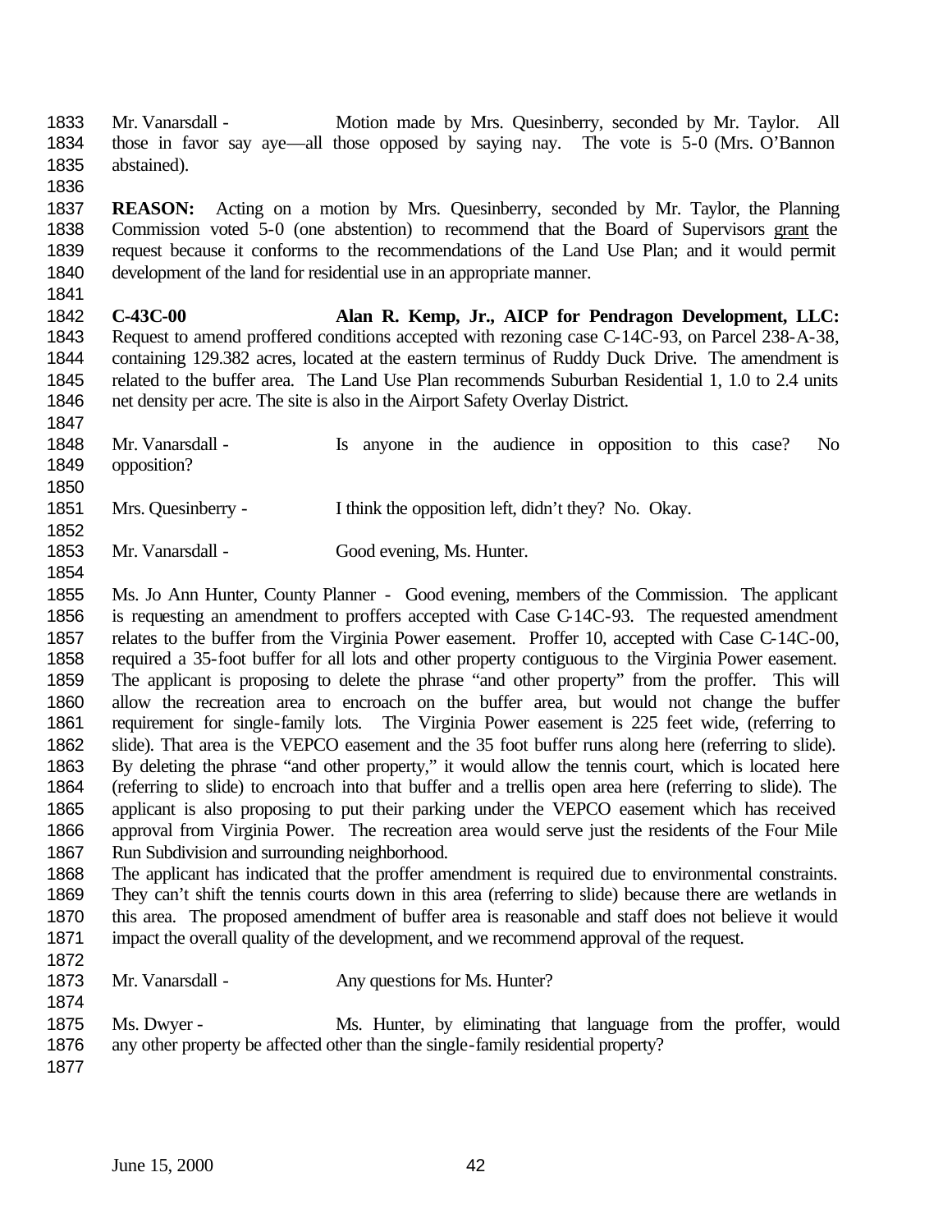Mr. Vanarsdall - Motion made by Mrs. Quesinberry, seconded by Mr. Taylor. All those in favor say aye—all those opposed by saying nay. The vote is 5-0 (Mrs. O'Bannon abstained).

**REASON:** Acting on a motion by Mrs. Quesinberry, seconded by Mr. Taylor, the Planning Commission voted 5-0 (one abstention) to recommend that the Board of Supervisors grant the request because it conforms to the recommendations of the Land Use Plan; and it would permit development of the land for residential use in an appropriate manner.

**C-43C-00 Alan R. Kemp, Jr., AICP for Pendragon Development, LLC:** Request to amend proffered conditions accepted with rezoning case C-14C-93, on Parcel 238-A-38, containing 129.382 acres, located at the eastern terminus of Ruddy Duck Drive. The amendment is related to the buffer area. The Land Use Plan recommends Suburban Residential 1, 1.0 to 2.4 units net density per acre. The site is also in the Airport Safety Overlay District.

Mr. Vanarsdall - Is anyone in the audience in opposition to this case? No opposition?

Mrs. Quesinberry - I think the opposition left, didn't they? No. Okay.

Mr. Vanarsdall - Good evening, Ms. Hunter.

Ms. Jo Ann Hunter, County Planner - Good evening, members of the Commission. The applicant is requesting an amendment to proffers accepted with Case C-14C-93. The requested amendment relates to the buffer from the Virginia Power easement. Proffer 10, accepted with Case C-14C-00, required a 35-foot buffer for all lots and other property contiguous to the Virginia Power easement. The applicant is proposing to delete the phrase "and other property" from the proffer. This will allow the recreation area to encroach on the buffer area, but would not change the buffer requirement for single-family lots. The Virginia Power easement is 225 feet wide, (referring to slide). That area is the VEPCO easement and the 35 foot buffer runs along here (referring to slide). By deleting the phrase "and other property," it would allow the tennis court, which is located here (referring to slide) to encroach into that buffer and a trellis open area here (referring to slide). The applicant is also proposing to put their parking under the VEPCO easement which has received approval from Virginia Power. The recreation area would serve just the residents of the Four Mile Run Subdivision and surrounding neighborhood.
The applicant has indicated that the proffer amendment is required due to environmental constraints. They can't shift the tennis courts down in this area (referring to slide) because there are wetlands in this area. The proposed amendment of buffer area is reasonable and staff does not believe it would impact the overall quality of the development, and we recommend approval of the request.

Mr. Vanarsdall - Any questions for Ms. Hunter?

Ms. Dwyer - Ms. Hunter, by eliminating that language from the proffer, would any other property be affected other than the single-family residential property?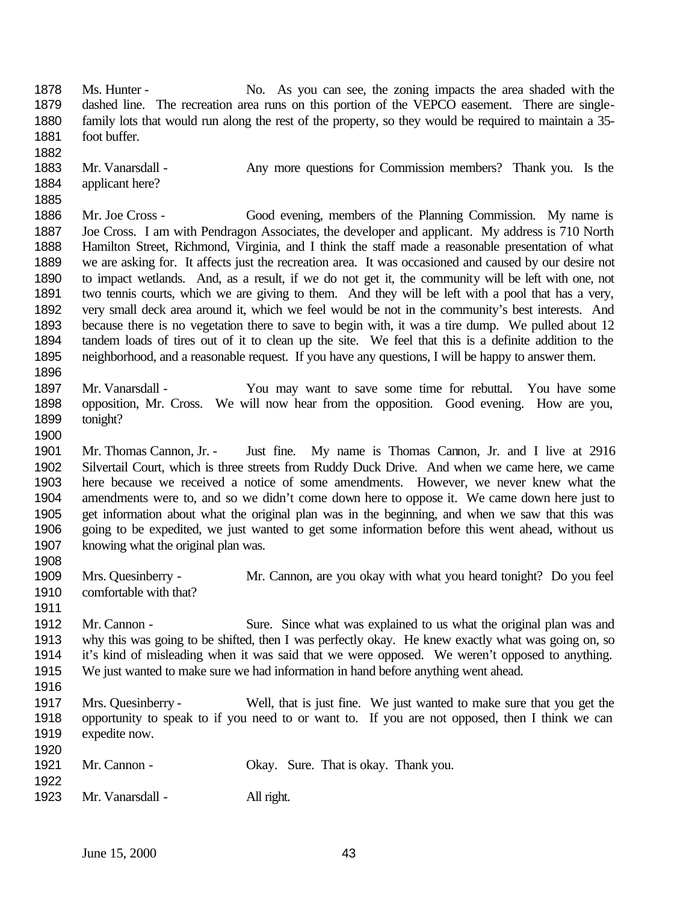1878 Ms. Hunter - No. As you can see, the zoning impacts the area shaded with the
1879 dashed line. The recreation area runs on this portion of the VEPCO easement. There are single-
1880 family lots that would run along the rest of the property, so they would be required to maintain a 35-
1881 foot buffer.
1882
1883 Mr. Vanarsdall - Any more questions for Commission members? Thank you. Is the
1884 applicant here?
1885
1886 Mr. Joe Cross - Good evening, members of the Planning Commission. My name is
1887 Joe Cross. I am with Pendragon Associates, the developer and applicant. My address is 710 North
1888 Hamilton Street, Richmond, Virginia, and I think the staff made a reasonable presentation of what
1889 we are asking for. It affects just the recreation area. It was occasioned and caused by our desire not
1890 to impact wetlands. And, as a result, if we do not get it, the community will be left with one, not
1891 two tennis courts, which we are giving to them. And they will be left with a pool that has a very,
1892 very small deck area around it, which we feel would be not in the community's best interests. And
1893 because there is no vegetation there to save to begin with, it was a tire dump. We pulled about 12
1894 tandem loads of tires out of it to clean up the site. We feel that this is a definite addition to the
1895 neighborhood, and a reasonable request. If you have any questions, I will be happy to answer them.
1896
1897 Mr. Vanarsdall - You may want to save some time for rebuttal. You have some
1898 opposition, Mr. Cross. We will now hear from the opposition. Good evening. How are you,
1899 tonight?
1900
1901 Mr. Thomas Cannon, Jr. - Just fine. My name is Thomas Cannon, Jr. and I live at 2916
1902 Silvertail Court, which is three streets from Ruddy Duck Drive. And when we came here, we came
1903 here because we received a notice of some amendments. However, we never knew what the
1904 amendments were to, and so we didn't come down here to oppose it. We came down here just to
1905 get information about what the original plan was in the beginning, and when we saw that this was
1906 going to be expedited, we just wanted to get some information before this went ahead, without us
1907 knowing what the original plan was.
1908
1909 Mrs. Quesinberry - Mr. Cannon, are you okay with what you heard tonight? Do you feel
1910 comfortable with that?
1911
1912 Mr. Cannon - Sure. Since what was explained to us what the original plan was and
1913 why this was going to be shifted, then I was perfectly okay. He knew exactly what was going on, so
1914 it's kind of misleading when it was said that we were opposed. We weren't opposed to anything.
1915 We just wanted to make sure we had information in hand before anything went ahead.
1916
1917 Mrs. Quesinberry - Well, that is just fine. We just wanted to make sure that you get the
1918 opportunity to speak to if you need to or want to. If you are not opposed, then I think we can
1919 expedite now.
1920
1921 Mr. Cannon - Okay. Sure. That is okay. Thank you.
1922
1923 Mr. Vanarsdall - All right.

June 15, 2000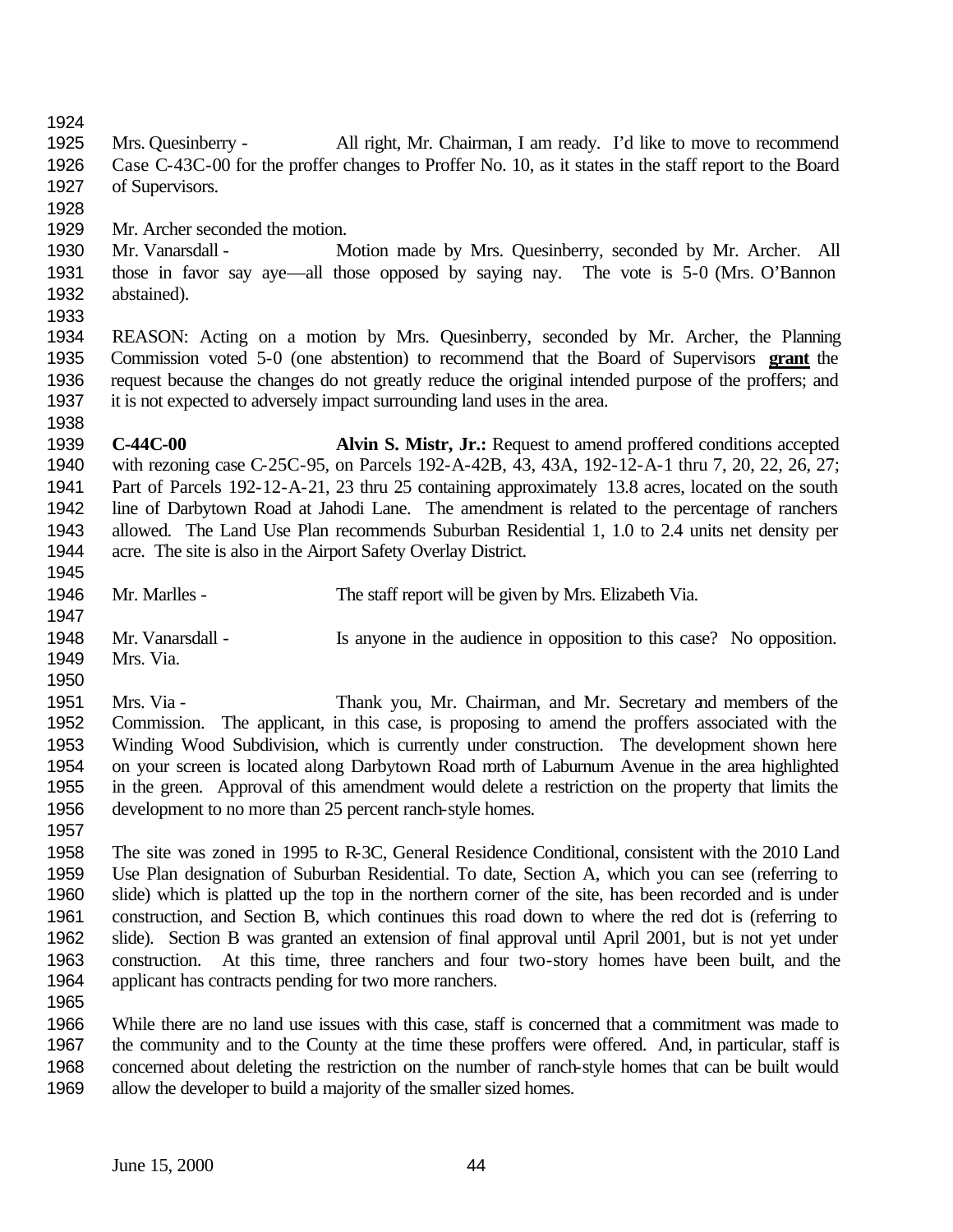Mrs. Quesinberry - All right, Mr. Chairman, I am ready. I'd like to move to recommend Case C-43C-00 for the proffer changes to Proffer No. 10, as it states in the staff report to the Board of Supervisors.

Mr. Archer seconded the motion.

Mr. Vanarsdall - Motion made by Mrs. Quesinberry, seconded by Mr. Archer. All those in favor say aye—all those opposed by saying nay. The vote is 5-0 (Mrs. O'Bannon abstained).

REASON: Acting on a motion by Mrs. Quesinberry, seconded by Mr. Archer, the Planning Commission voted 5-0 (one abstention) to recommend that the Board of Supervisors **grant** the request because the changes do not greatly reduce the original intended purpose of the proffers; and it is not expected to adversely impact surrounding land uses in the area.

**C-44C-00** **Alvin S. Mistr, Jr.:** Request to amend proffered conditions accepted with rezoning case C-25C-95, on Parcels 192-A-42B, 43, 43A, 192-12-A-1 thru 7, 20, 22, 26, 27; Part of Parcels 192-12-A-21, 23 thru 25 containing approximately 13.8 acres, located on the south line of Darbytown Road at Jahodi Lane. The amendment is related to the percentage of ranchers allowed. The Land Use Plan recommends Suburban Residential 1, 1.0 to 2.4 units net density per acre. The site is also in the Airport Safety Overlay District.

Mr. Marlles - The staff report will be given by Mrs. Elizabeth Via.

Mr. Vanarsdall - Is anyone in the audience in opposition to this case? No opposition. Mrs. Via.

Mrs. Via - Thank you, Mr. Chairman, and Mr. Secretary and members of the Commission. The applicant, in this case, is proposing to amend the proffers associated with the Winding Wood Subdivision, which is currently under construction. The development shown here on your screen is located along Darbytown Road north of Laburnum Avenue in the area highlighted in the green. Approval of this amendment would delete a restriction on the property that limits the development to no more than 25 percent ranch-style homes.

The site was zoned in 1995 to R-3C, General Residence Conditional, consistent with the 2010 Land Use Plan designation of Suburban Residential. To date, Section A, which you can see (referring to slide) which is platted up the top in the northern corner of the site, has been recorded and is under construction, and Section B, which continues this road down to where the red dot is (referring to slide). Section B was granted an extension of final approval until April 2001, but is not yet under construction. At this time, three ranchers and four two-story homes have been built, and the applicant has contracts pending for two more ranchers.

While there are no land use issues with this case, staff is concerned that a commitment was made to the community and to the County at the time these proffers were offered. And, in particular, staff is concerned about deleting the restriction on the number of ranch-style homes that can be built would allow the developer to build a majority of the smaller sized homes.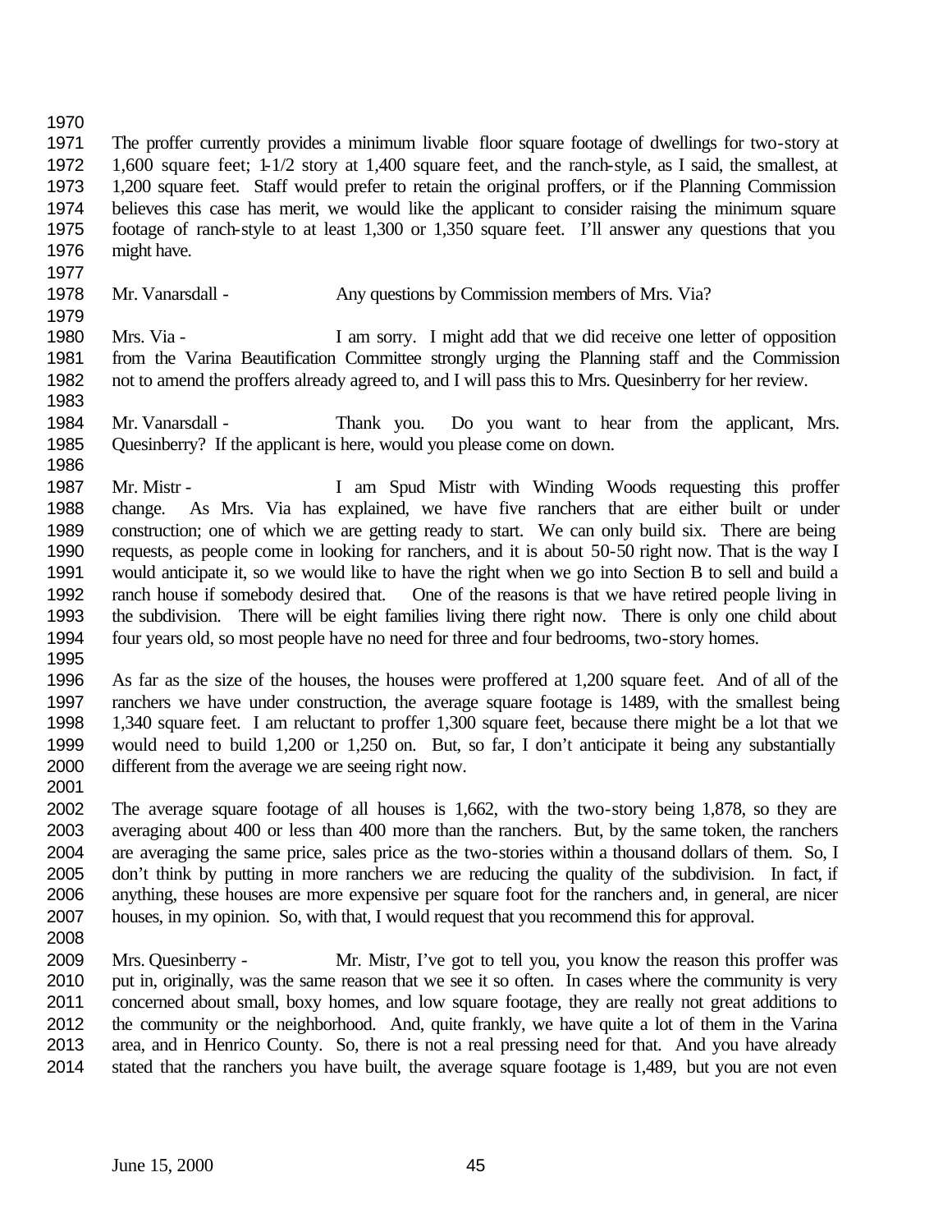The proffer currently provides a minimum livable floor square footage of dwellings for two-story at 1,600 square feet; 1-1/2 story at 1,400 square feet, and the ranch-style, as I said, the smallest, at 1,200 square feet. Staff would prefer to retain the original proffers, or if the Planning Commission believes this case has merit, we would like the applicant to consider raising the minimum square footage of ranch-style to at least 1,300 or 1,350 square feet. I'll answer any questions that you might have.

Mr. Vanarsdall - Any questions by Commission members of Mrs. Via?

Mrs. Via - I am sorry. I might add that we did receive one letter of opposition from the Varina Beautification Committee strongly urging the Planning staff and the Commission not to amend the proffers already agreed to, and I will pass this to Mrs. Quesinberry for her review.

Mr. Vanarsdall - Thank you. Do you want to hear from the applicant, Mrs. Quesinberry? If the applicant is here, would you please come on down.

Mr. Mistr - I am Spud Mistr with Winding Woods requesting this proffer change. As Mrs. Via has explained, we have five ranchers that are either built or under construction; one of which we are getting ready to start. We can only build six. There are being requests, as people come in looking for ranchers, and it is about 50-50 right now. That is the way I would anticipate it, so we would like to have the right when we go into Section B to sell and build a ranch house if somebody desired that. One of the reasons is that we have retired people living in the subdivision. There will be eight families living there right now. There is only one child about four years old, so most people have no need for three and four bedrooms, two-story homes.

As far as the size of the houses, the houses were proffered at 1,200 square feet. And of all of the ranchers we have under construction, the average square footage is 1489, with the smallest being 1,340 square feet. I am reluctant to proffer 1,300 square feet, because there might be a lot that we would need to build 1,200 or 1,250 on. But, so far, I don't anticipate it being any substantially different from the average we are seeing right now.

The average square footage of all houses is 1,662, with the two-story being 1,878, so they are averaging about 400 or less than 400 more than the ranchers. But, by the same token, the ranchers are averaging the same price, sales price as the two-stories within a thousand dollars of them. So, I don't think by putting in more ranchers we are reducing the quality of the subdivision. In fact, if anything, these houses are more expensive per square foot for the ranchers and, in general, are nicer houses, in my opinion. So, with that, I would request that you recommend this for approval.

Mrs. Quesinberry - Mr. Mistr, I've got to tell you, you know the reason this proffer was put in, originally, was the same reason that we see it so often. In cases where the community is very concerned about small, boxy homes, and low square footage, they are really not great additions to the community or the neighborhood. And, quite frankly, we have quite a lot of them in the Varina area, and in Henrico County. So, there is not a real pressing need for that. And you have already stated that the ranchers you have built, the average square footage is 1,489, but you are not even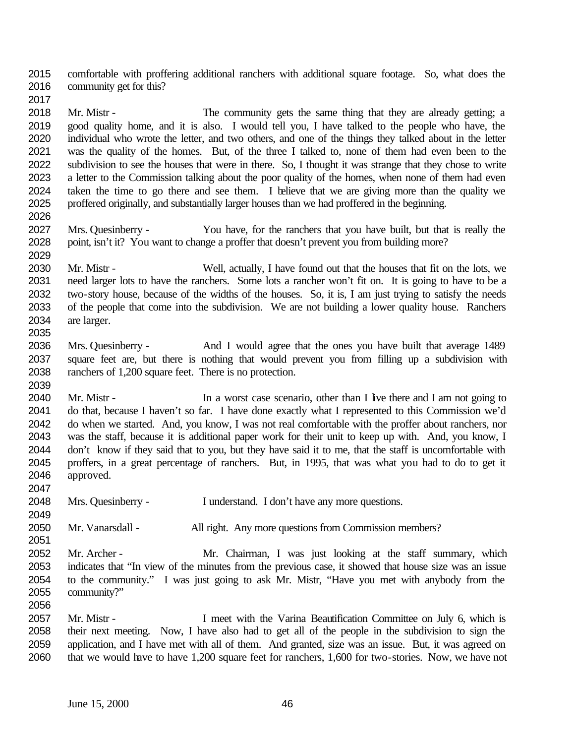comfortable with proffering additional ranchers with additional square footage. So, what does the community get for this?

Mr. Mistr - The community gets the same thing that they are already getting; a good quality home, and it is also. I would tell you, I have talked to the people who have, the individual who wrote the letter, and two others, and one of the things they talked about in the letter was the quality of the homes. But, of the three I talked to, none of them had even been to the subdivision to see the houses that were in there. So, I thought it was strange that they chose to write a letter to the Commission talking about the poor quality of the homes, when none of them had even taken the time to go there and see them. I believe that we are giving more than the quality we proffered originally, and substantially larger houses than we had proffered in the beginning.

Mrs. Quesinberry - You have, for the ranchers that you have built, but that is really the point, isn't it? You want to change a proffer that doesn't prevent you from building more?

Mr. Mistr - Well, actually, I have found out that the houses that fit on the lots, we need larger lots to have the ranchers. Some lots a rancher won't fit on. It is going to have to be a two-story house, because of the widths of the houses. So, it is, I am just trying to satisfy the needs of the people that come into the subdivision. We are not building a lower quality house. Ranchers are larger.

Mrs. Quesinberry - And I would agree that the ones you have built that average 1489 square feet are, but there is nothing that would prevent you from filling up a subdivision with ranchers of 1,200 square feet. There is no protection.

Mr. Mistr - In a worst case scenario, other than I live there and I am not going to do that, because I haven't so far. I have done exactly what I represented to this Commission we'd do when we started. And, you know, I was not real comfortable with the proffer about ranchers, nor was the staff, because it is additional paper work for their unit to keep up with. And, you know, I don't know if they said that to you, but they have said it to me, that the staff is uncomfortable with proffers, in a great percentage of ranchers. But, in 1995, that was what you had to do to get it approved.

Mrs. Quesinberry - I understand. I don't have any more questions.

Mr. Vanarsdall - All right. Any more questions from Commission members?

Mr. Archer - Mr. Chairman, I was just looking at the staff summary, which indicates that "In view of the minutes from the previous case, it showed that house size was an issue to the community." I was just going to ask Mr. Mistr, "Have you met with anybody from the community?"

Mr. Mistr - I meet with the Varina Beautification Committee on July 6, which is their next meeting. Now, I have also had to get all of the people in the subdivision to sign the application, and I have met with all of them. And granted, size was an issue. But, it was agreed on that we would have to have 1,200 square feet for ranchers, 1,600 for two-stories. Now, we have not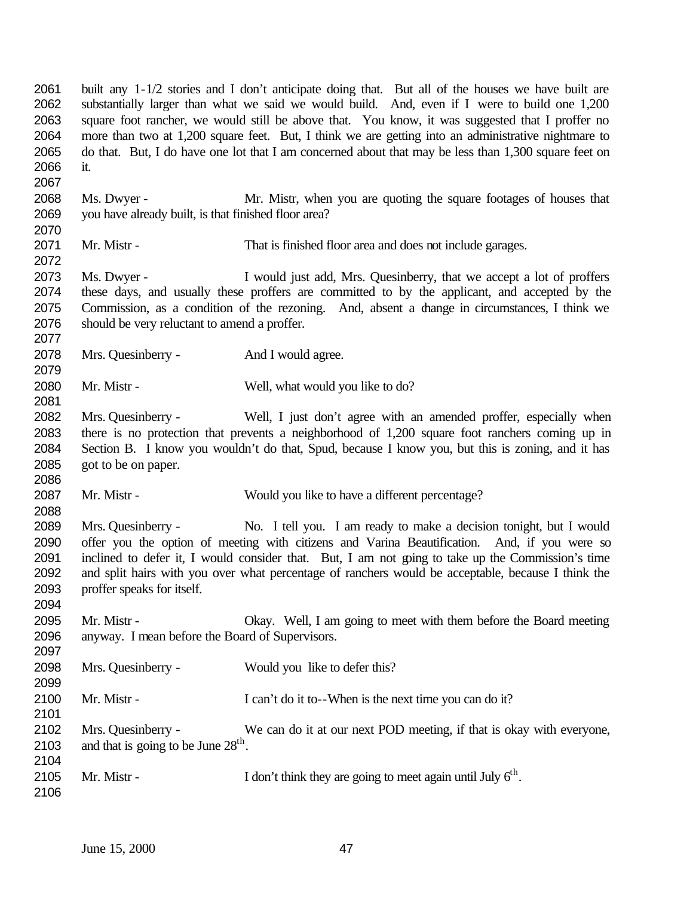built any 1-1/2 stories and I don't anticipate doing that. But all of the houses we have built are substantially larger than what we said we would build. And, even if I were to build one 1,200 square foot rancher, we would still be above that. You know, it was suggested that I proffer no more than two at 1,200 square feet. But, I think we are getting into an administrative nightmare to do that. But, I do have one lot that I am concerned about that may be less than 1,300 square feet on it.

Ms. Dwyer - Mr. Mistr, when you are quoting the square footages of houses that you have already built, is that finished floor area?

Mr. Mistr - That is finished floor area and does not include garages.

Ms. Dwyer - I would just add, Mrs. Quesinberry, that we accept a lot of proffers these days, and usually these proffers are committed to by the applicant, and accepted by the Commission, as a condition of the rezoning. And, absent a change in circumstances, I think we should be very reluctant to amend a proffer.

Mrs. Quesinberry - And I would agree.

Mr. Mistr - Well, what would you like to do?

Mrs. Quesinberry - Well, I just don't agree with an amended proffer, especially when there is no protection that prevents a neighborhood of 1,200 square foot ranchers coming up in Section B. I know you wouldn't do that, Spud, because I know you, but this is zoning, and it has got to be on paper.

Mr. Mistr - Would you like to have a different percentage?

Mrs. Quesinberry - No. I tell you. I am ready to make a decision tonight, but I would offer you the option of meeting with citizens and Varina Beautification. And, if you were so inclined to defer it, I would consider that. But, I am not going to take up the Commission's time and split hairs with you over what percentage of ranchers would be acceptable, because I think the proffer speaks for itself.

Mr. Mistr - Okay. Well, I am going to meet with them before the Board meeting anyway. I mean before the Board of Supervisors.

Mrs. Quesinberry - Would you like to defer this?

Mr. Mistr - I can't do it to--When is the next time you can do it?

Mrs. Quesinberry - We can do it at our next POD meeting, if that is okay with everyone, and that is going to be June 28th.

Mr. Mistr - I don't think they are going to meet again until July 6th.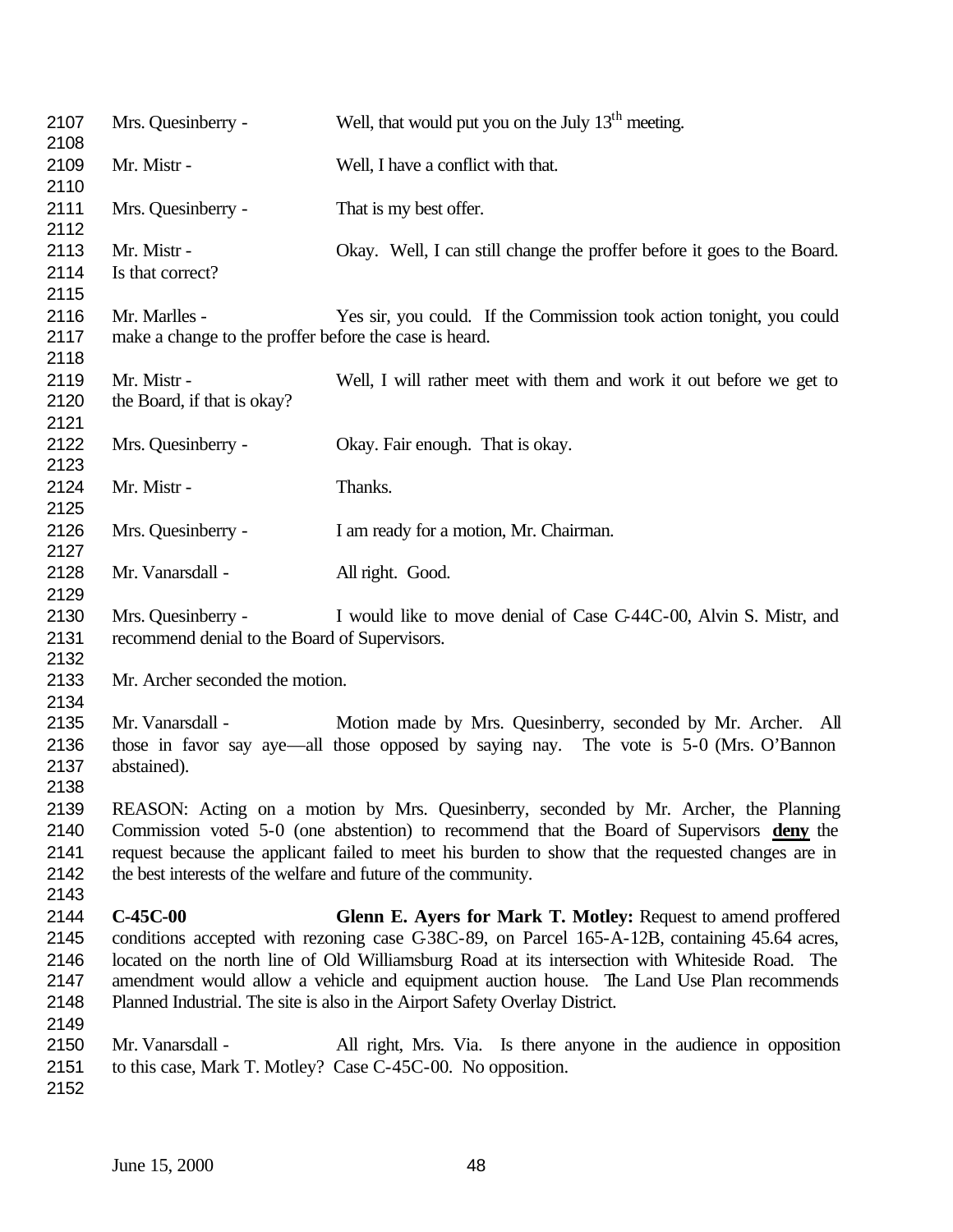Mrs. Quesinberry - Well, that would put you on the July 13th meeting.

Mr. Mistr - Well, I have a conflict with that.

Mrs. Quesinberry - That is my best offer.

Mr. Mistr - Okay. Well, I can still change the proffer before it goes to the Board. Is that correct?

Mr. Marlles - Yes sir, you could. If the Commission took action tonight, you could make a change to the proffer before the case is heard.

Mr. Mistr - Well, I will rather meet with them and work it out before we get to the Board, if that is okay?

Mrs. Quesinberry - Okay. Fair enough. That is okay.

Mr. Mistr - Thanks.

Mrs. Quesinberry - I am ready for a motion, Mr. Chairman.

Mr. Vanarsdall - All right. Good.

Mrs. Quesinberry - I would like to move denial of Case C-44C-00, Alvin S. Mistr, and recommend denial to the Board of Supervisors.

Mr. Archer seconded the motion.

Mr. Vanarsdall - Motion made by Mrs. Quesinberry, seconded by Mr. Archer. All those in favor say aye—all those opposed by saying nay. The vote is 5-0 (Mrs. O'Bannon abstained).

REASON: Acting on a motion by Mrs. Quesinberry, seconded by Mr. Archer, the Planning Commission voted 5-0 (one abstention) to recommend that the Board of Supervisors **deny** the request because the applicant failed to meet his burden to show that the requested changes are in the best interests of the welfare and future of the community.

**C-45C-00** **Glenn E. Ayers for Mark T. Motley:** Request to amend proffered conditions accepted with rezoning case C-38C-89, on Parcel 165-A-12B, containing 45.64 acres, located on the north line of Old Williamsburg Road at its intersection with Whiteside Road. The amendment would allow a vehicle and equipment auction house. The Land Use Plan recommends Planned Industrial. The site is also in the Airport Safety Overlay District.

Mr. Vanarsdall - All right, Mrs. Via. Is there anyone in the audience in opposition to this case, Mark T. Motley? Case C-45C-00. No opposition.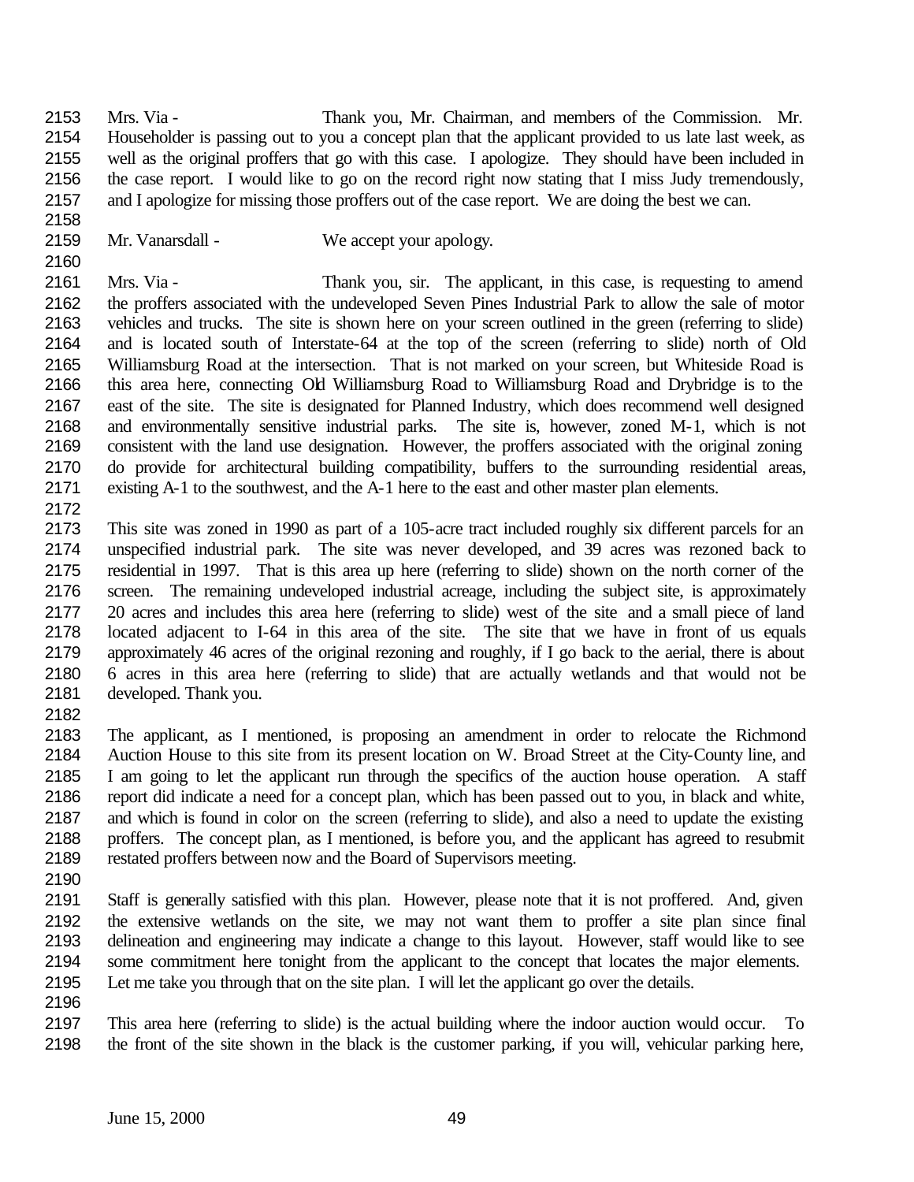Mrs. Via - Thank you, Mr. Chairman, and members of the Commission. Mr. Householder is passing out to you a concept plan that the applicant provided to us late last week, as well as the original proffers that go with this case. I apologize. They should have been included in the case report. I would like to go on the record right now stating that I miss Judy tremendously, and I apologize for missing those proffers out of the case report. We are doing the best we can.

Mr. Vanarsdall - We accept your apology.

Mrs. Via - Thank you, sir. The applicant, in this case, is requesting to amend the proffers associated with the undeveloped Seven Pines Industrial Park to allow the sale of motor vehicles and trucks. The site is shown here on your screen outlined in the green (referring to slide) and is located south of Interstate-64 at the top of the screen (referring to slide) north of Old Williamsburg Road at the intersection. That is not marked on your screen, but Whiteside Road is this area here, connecting Old Williamsburg Road to Williamsburg Road and Drybridge is to the east of the site. The site is designated for Planned Industry, which does recommend well designed and environmentally sensitive industrial parks. The site is, however, zoned M-1, which is not consistent with the land use designation. However, the proffers associated with the original zoning do provide for architectural building compatibility, buffers to the surrounding residential areas, existing A-1 to the southwest, and the A-1 here to the east and other master plan elements.

This site was zoned in 1990 as part of a 105-acre tract included roughly six different parcels for an unspecified industrial park. The site was never developed, and 39 acres was rezoned back to residential in 1997. That is this area up here (referring to slide) shown on the north corner of the screen. The remaining undeveloped industrial acreage, including the subject site, is approximately 20 acres and includes this area here (referring to slide) west of the site and a small piece of land located adjacent to I-64 in this area of the site. The site that we have in front of us equals approximately 46 acres of the original rezoning and roughly, if I go back to the aerial, there is about 6 acres in this area here (referring to slide) that are actually wetlands and that would not be developed. Thank you.

The applicant, as I mentioned, is proposing an amendment in order to relocate the Richmond Auction House to this site from its present location on W. Broad Street at the City-County line, and I am going to let the applicant run through the specifics of the auction house operation. A staff report did indicate a need for a concept plan, which has been passed out to you, in black and white, and which is found in color on the screen (referring to slide), and also a need to update the existing proffers. The concept plan, as I mentioned, is before you, and the applicant has agreed to resubmit restated proffers between now and the Board of Supervisors meeting.

Staff is generally satisfied with this plan. However, please note that it is not proffered. And, given the extensive wetlands on the site, we may not want them to proffer a site plan since final delineation and engineering may indicate a change to this layout. However, staff would like to see some commitment here tonight from the applicant to the concept that locates the major elements. Let me take you through that on the site plan. I will let the applicant go over the details.

This area here (referring to slide) is the actual building where the indoor auction would occur. To the front of the site shown in the black is the customer parking, if you will, vehicular parking here,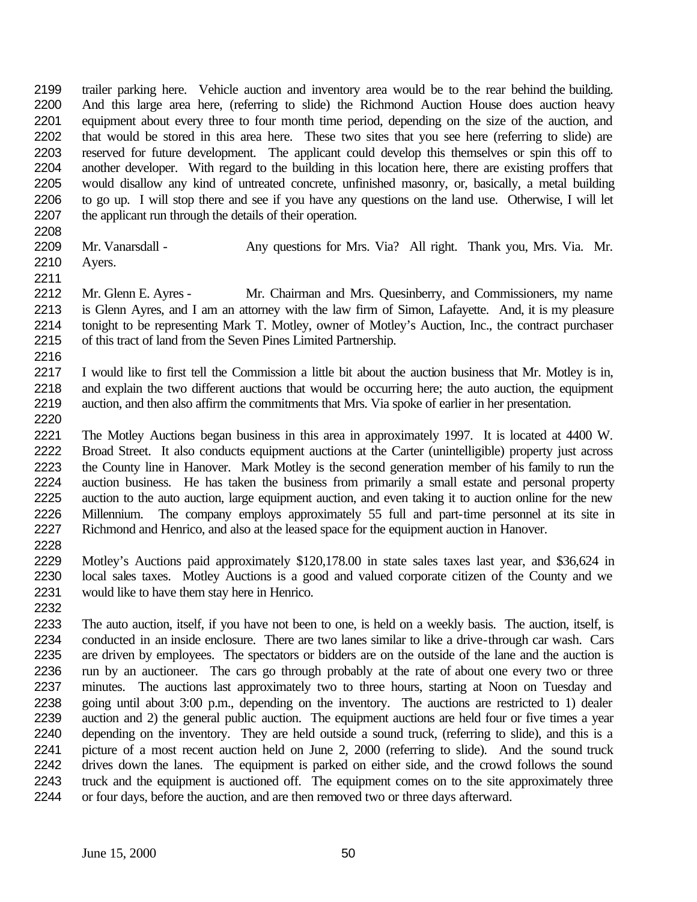trailer parking here. Vehicle auction and inventory area would be to the rear behind the building. And this large area here, (referring to slide) the Richmond Auction House does auction heavy equipment about every three to four month time period, depending on the size of the auction, and that would be stored in this area here. These two sites that you see here (referring to slide) are reserved for future development. The applicant could develop this themselves or spin this off to another developer. With regard to the building in this location here, there are existing proffers that would disallow any kind of untreated concrete, unfinished masonry, or, basically, a metal building to go up. I will stop there and see if you have any questions on the land use. Otherwise, I will let the applicant run through the details of their operation.

Mr. Vanarsdall - Any questions for Mrs. Via? All right. Thank you, Mrs. Via. Mr. Ayers.

Mr. Glenn E. Ayres - Mr. Chairman and Mrs. Quesinberry, and Commissioners, my name is Glenn Ayres, and I am an attorney with the law firm of Simon, Lafayette. And, it is my pleasure tonight to be representing Mark T. Motley, owner of Motley's Auction, Inc., the contract purchaser of this tract of land from the Seven Pines Limited Partnership.

I would like to first tell the Commission a little bit about the auction business that Mr. Motley is in, and explain the two different auctions that would be occurring here; the auto auction, the equipment auction, and then also affirm the commitments that Mrs. Via spoke of earlier in her presentation.

The Motley Auctions began business in this area in approximately 1997. It is located at 4400 W. Broad Street. It also conducts equipment auctions at the Carter (unintelligible) property just across the County line in Hanover. Mark Motley is the second generation member of his family to run the auction business. He has taken the business from primarily a small estate and personal property auction to the auto auction, large equipment auction, and even taking it to auction online for the new Millennium. The company employs approximately 55 full and part-time personnel at its site in Richmond and Henrico, and also at the leased space for the equipment auction in Hanover.

Motley's Auctions paid approximately $120,178.00 in state sales taxes last year, and $36,624 in local sales taxes. Motley Auctions is a good and valued corporate citizen of the County and we would like to have them stay here in Henrico.

The auto auction, itself, if you have not been to one, is held on a weekly basis. The auction, itself, is conducted in an inside enclosure. There are two lanes similar to like a drive-through car wash. Cars are driven by employees. The spectators or bidders are on the outside of the lane and the auction is run by an auctioneer. The cars go through probably at the rate of about one every two or three minutes. The auctions last approximately two to three hours, starting at Noon on Tuesday and going until about 3:00 p.m., depending on the inventory. The auctions are restricted to 1) dealer auction and 2) the general public auction. The equipment auctions are held four or five times a year depending on the inventory. They are held outside a sound truck, (referring to slide), and this is a picture of a most recent auction held on June 2, 2000 (referring to slide). And the sound truck drives down the lanes. The equipment is parked on either side, and the crowd follows the sound truck and the equipment is auctioned off. The equipment comes on to the site approximately three or four days, before the auction, and are then removed two or three days afterward.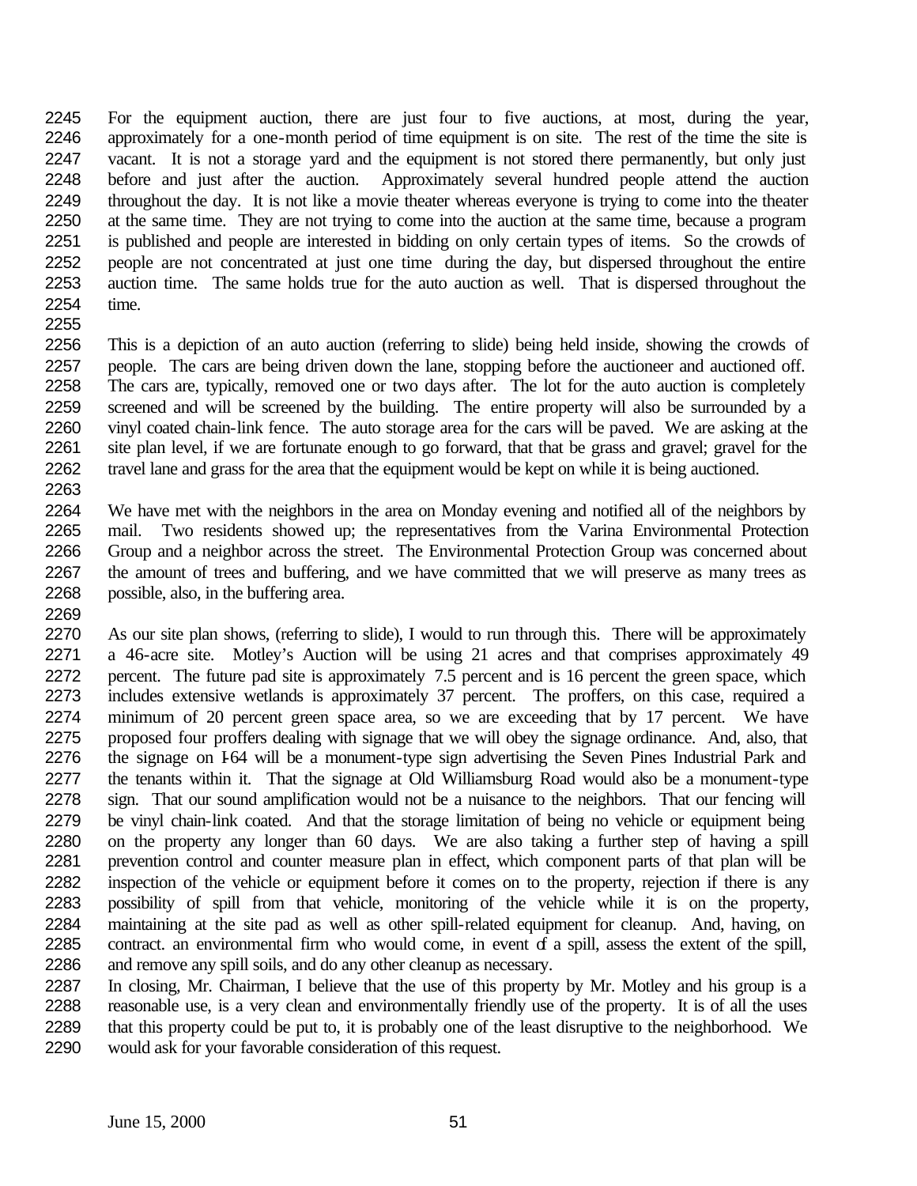For the equipment auction, there are just four to five auctions, at most, during the year, approximately for a one-month period of time equipment is on site. The rest of the time the site is vacant. It is not a storage yard and the equipment is not stored there permanently, but only just before and just after the auction. Approximately several hundred people attend the auction throughout the day. It is not like a movie theater whereas everyone is trying to come into the theater at the same time. They are not trying to come into the auction at the same time, because a program is published and people are interested in bidding on only certain types of items. So the crowds of people are not concentrated at just one time during the day, but dispersed throughout the entire auction time. The same holds true for the auto auction as well. That is dispersed throughout the time.

This is a depiction of an auto auction (referring to slide) being held inside, showing the crowds of people. The cars are being driven down the lane, stopping before the auctioneer and auctioned off. The cars are, typically, removed one or two days after. The lot for the auto auction is completely screened and will be screened by the building. The entire property will also be surrounded by a vinyl coated chain-link fence. The auto storage area for the cars will be paved. We are asking at the site plan level, if we are fortunate enough to go forward, that that be grass and gravel; gravel for the travel lane and grass for the area that the equipment would be kept on while it is being auctioned.

We have met with the neighbors in the area on Monday evening and notified all of the neighbors by mail. Two residents showed up; the representatives from the Varina Environmental Protection Group and a neighbor across the street. The Environmental Protection Group was concerned about the amount of trees and buffering, and we have committed that we will preserve as many trees as possible, also, in the buffering area.

As our site plan shows, (referring to slide), I would to run through this. There will be approximately a 46-acre site. Motley's Auction will be using 21 acres and that comprises approximately 49 percent. The future pad site is approximately 7.5 percent and is 16 percent the green space, which includes extensive wetlands is approximately 37 percent. The proffers, on this case, required a minimum of 20 percent green space area, so we are exceeding that by 17 percent. We have proposed four proffers dealing with signage that we will obey the signage ordinance. And, also, that the signage on I-64 will be a monument-type sign advertising the Seven Pines Industrial Park and the tenants within it. That the signage at Old Williamsburg Road would also be a monument-type sign. That our sound amplification would not be a nuisance to the neighbors. That our fencing will be vinyl chain-link coated. And that the storage limitation of being no vehicle or equipment being on the property any longer than 60 days. We are also taking a further step of having a spill prevention control and counter measure plan in effect, which component parts of that plan will be inspection of the vehicle or equipment before it comes on to the property, rejection if there is any possibility of spill from that vehicle, monitoring of the vehicle while it is on the property, maintaining at the site pad as well as other spill-related equipment for cleanup. And, having, on contract. an environmental firm who would come, in event of a spill, assess the extent of the spill, and remove any spill soils, and do any other cleanup as necessary.

In closing, Mr. Chairman, I believe that the use of this property by Mr. Motley and his group is a reasonable use, is a very clean and environmentally friendly use of the property. It is of all the uses that this property could be put to, it is probably one of the least disruptive to the neighborhood. We would ask for your favorable consideration of this request.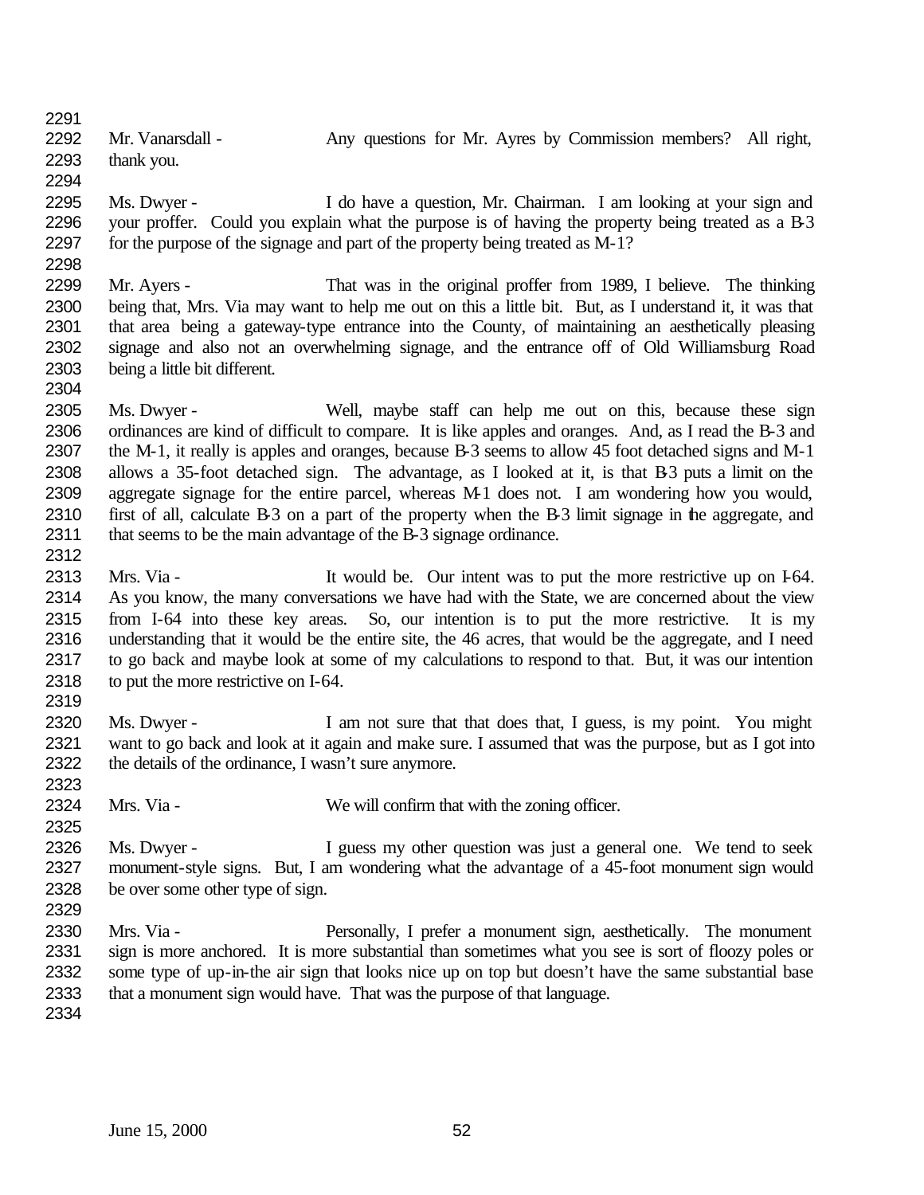Mr. Vanarsdall - Any questions for Mr. Ayres by Commission members? All right, thank you.

Ms. Dwyer - I do have a question, Mr. Chairman. I am looking at your sign and your proffer. Could you explain what the purpose is of having the property being treated as a B-3 for the purpose of the signage and part of the property being treated as M-1?

Mr. Ayers - That was in the original proffer from 1989, I believe. The thinking being that, Mrs. Via may want to help me out on this a little bit. But, as I understand it, it was that that area being a gateway-type entrance into the County, of maintaining an aesthetically pleasing signage and also not an overwhelming signage, and the entrance off of Old Williamsburg Road being a little bit different.

Ms. Dwyer - Well, maybe staff can help me out on this, because these sign ordinances are kind of difficult to compare. It is like apples and oranges. And, as I read the B-3 and the M-1, it really is apples and oranges, because B-3 seems to allow 45 foot detached signs and M-1 allows a 35-foot detached sign. The advantage, as I looked at it, is that B-3 puts a limit on the aggregate signage for the entire parcel, whereas M-1 does not. I am wondering how you would, first of all, calculate B-3 on a part of the property when the B-3 limit signage in the aggregate, and that seems to be the main advantage of the B-3 signage ordinance.

Mrs. Via - It would be. Our intent was to put the more restrictive up on I-64. As you know, the many conversations we have had with the State, we are concerned about the view from I-64 into these key areas. So, our intention is to put the more restrictive. It is my understanding that it would be the entire site, the 46 acres, that would be the aggregate, and I need to go back and maybe look at some of my calculations to respond to that. But, it was our intention to put the more restrictive on I-64.

Ms. Dwyer - I am not sure that that does that, I guess, is my point. You might want to go back and look at it again and make sure. I assumed that was the purpose, but as I got into the details of the ordinance, I wasn't sure anymore.

Mrs. Via - We will confirm that with the zoning officer.

Ms. Dwyer - I guess my other question was just a general one. We tend to seek monument-style signs. But, I am wondering what the advantage of a 45-foot monument sign would be over some other type of sign.

Mrs. Via - Personally, I prefer a monument sign, aesthetically. The monument sign is more anchored. It is more substantial than sometimes what you see is sort of floozy poles or some type of up-in-the air sign that looks nice up on top but doesn't have the same substantial base that a monument sign would have. That was the purpose of that language.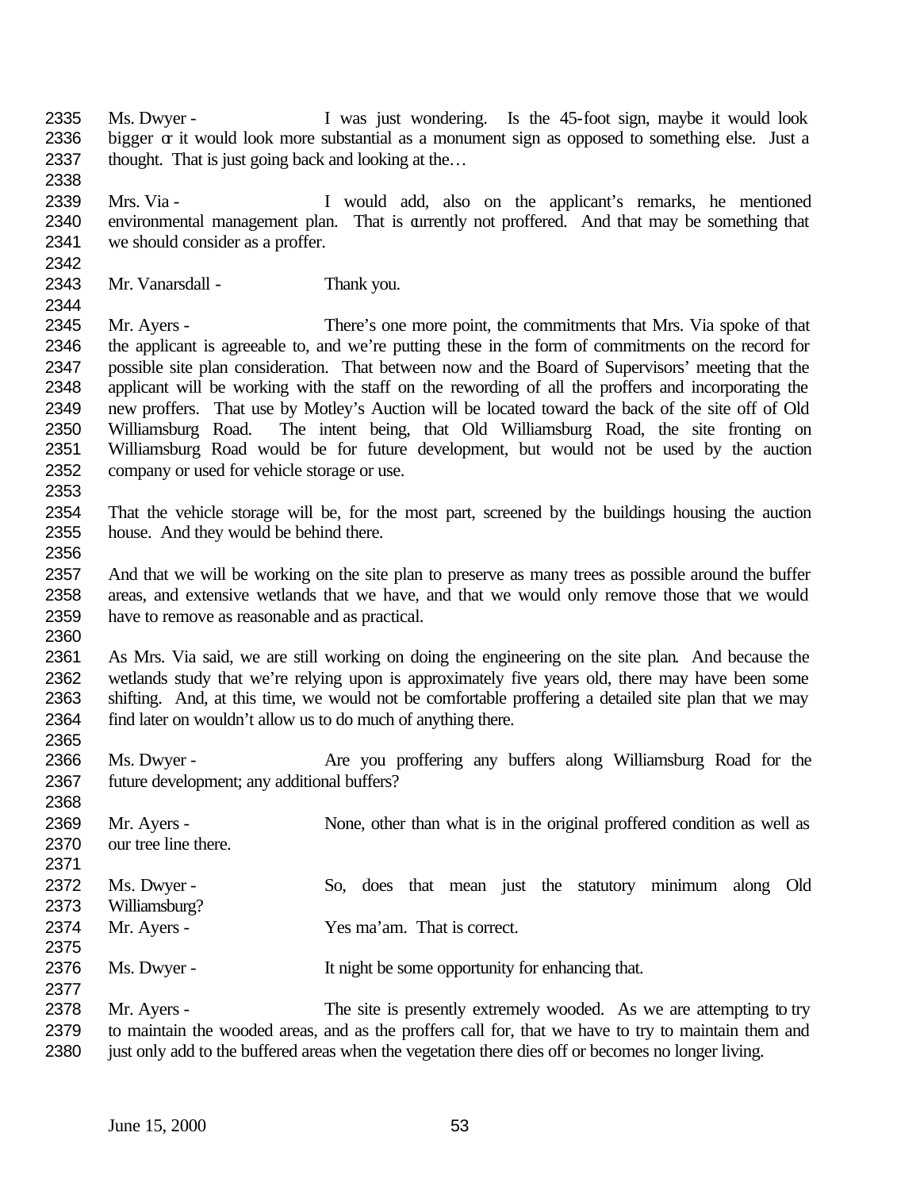Ms. Dwyer - I was just wondering. Is the 45-foot sign, maybe it would look bigger or it would look more substantial as a monument sign as opposed to something else. Just a thought. That is just going back and looking at the…

Mrs. Via - I would add, also on the applicant's remarks, he mentioned environmental management plan. That is currently not proffered. And that may be something that we should consider as a proffer.

Mr. Vanarsdall - Thank you.

Mr. Ayers - There's one more point, the commitments that Mrs. Via spoke of that the applicant is agreeable to, and we're putting these in the form of commitments on the record for possible site plan consideration. That between now and the Board of Supervisors' meeting that the applicant will be working with the staff on the rewording of all the proffers and incorporating the new proffers. That use by Motley's Auction will be located toward the back of the site off of Old Williamsburg Road. The intent being, that Old Williamsburg Road, the site fronting on Williamsburg Road would be for future development, but would not be used by the auction company or used for vehicle storage or use.

That the vehicle storage will be, for the most part, screened by the buildings housing the auction house. And they would be behind there.

And that we will be working on the site plan to preserve as many trees as possible around the buffer areas, and extensive wetlands that we have, and that we would only remove those that we would have to remove as reasonable and as practical.

As Mrs. Via said, we are still working on doing the engineering on the site plan. And because the wetlands study that we're relying upon is approximately five years old, there may have been some shifting. And, at this time, we would not be comfortable proffering a detailed site plan that we may find later on wouldn't allow us to do much of anything there.

Ms. Dwyer - Are you proffering any buffers along Williamsburg Road for the future development; any additional buffers?

Mr. Ayers - None, other than what is in the original proffered condition as well as our tree line there.

Ms. Dwyer - So, does that mean just the statutory minimum along Old Williamsburg?

Mr. Ayers - Yes ma'am. That is correct.

Ms. Dwyer - It night be some opportunity for enhancing that.

Mr. Ayers - The site is presently extremely wooded. As we are attempting to try to maintain the wooded areas, and as the proffers call for, that we have to try to maintain them and just only add to the buffered areas when the vegetation there dies off or becomes no longer living.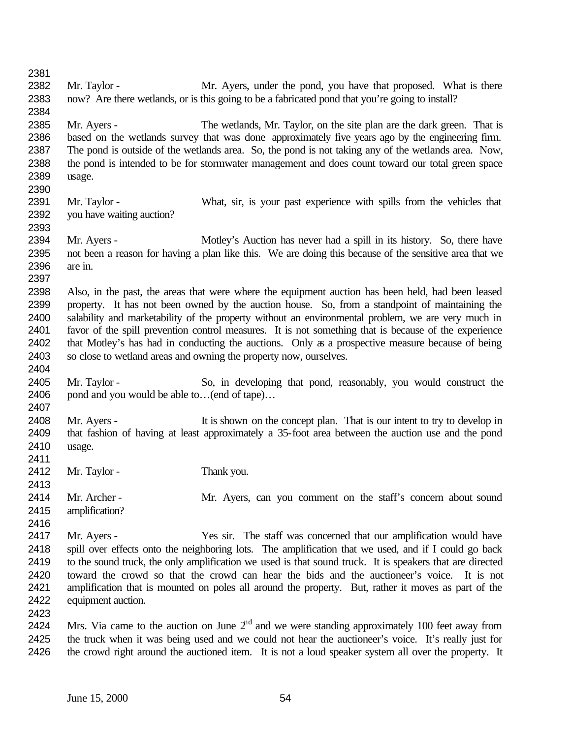Mr. Taylor - Mr. Ayers, under the pond, you have that proposed. What is there now? Are there wetlands, or is this going to be a fabricated pond that you're going to install?

Mr. Ayers - The wetlands, Mr. Taylor, on the site plan are the dark green. That is based on the wetlands survey that was done approximately five years ago by the engineering firm. The pond is outside of the wetlands area. So, the pond is not taking any of the wetlands area. Now, the pond is intended to be for stormwater management and does count toward our total green space usage.

Mr. Taylor - What, sir, is your past experience with spills from the vehicles that you have waiting auction?

Mr. Ayers - Motley's Auction has never had a spill in its history. So, there have not been a reason for having a plan like this. We are doing this because of the sensitive area that we are in.

Also, in the past, the areas that were where the equipment auction has been held, had been leased property. It has not been owned by the auction house. So, from a standpoint of maintaining the salability and marketability of the property without an environmental problem, we are very much in favor of the spill prevention control measures. It is not something that is because of the experience that Motley's has had in conducting the auctions. Only as a prospective measure because of being so close to wetland areas and owning the property now, ourselves.

Mr. Taylor - So, in developing that pond, reasonably, you would construct the pond and you would be able to…(end of tape)…

Mr. Ayers - It is shown on the concept plan. That is our intent to try to develop in that fashion of having at least approximately a 35-foot area between the auction use and the pond usage.

Mr. Taylor - Thank you.

Mr. Archer - Mr. Ayers, can you comment on the staff's concern about sound amplification?

Mr. Ayers - Yes sir. The staff was concerned that our amplification would have spill over effects onto the neighboring lots. The amplification that we used, and if I could go back to the sound truck, the only amplification we used is that sound truck. It is speakers that are directed toward the crowd so that the crowd can hear the bids and the auctioneer's voice. It is not amplification that is mounted on poles all around the property. But, rather it moves as part of the equipment auction.

Mrs. Via came to the auction on June 2nd and we were standing approximately 100 feet away from the truck when it was being used and we could not hear the auctioneer's voice. It's really just for the crowd right around the auctioned item. It is not a loud speaker system all over the property. It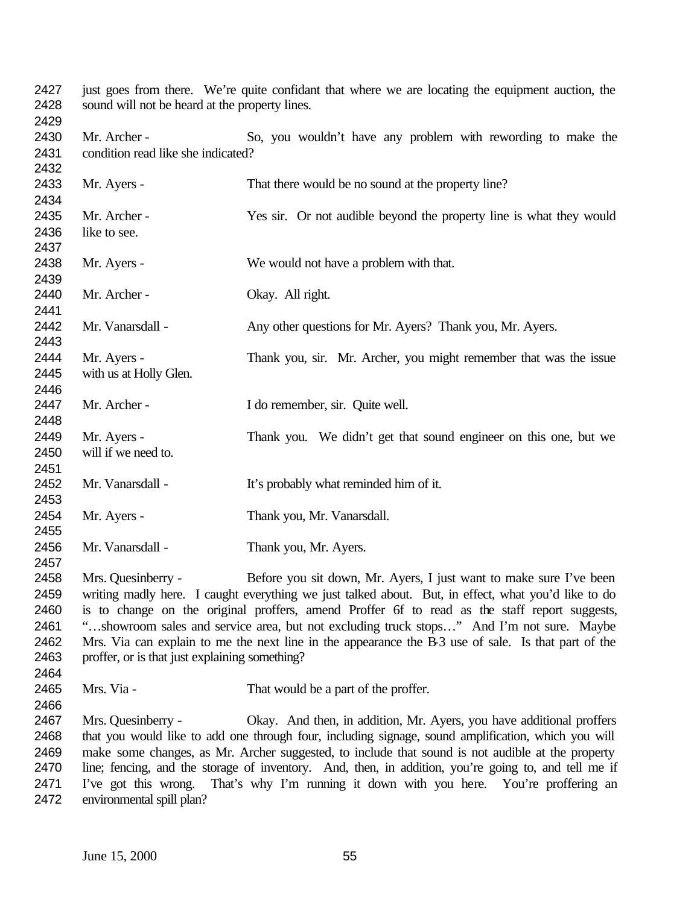just goes from there. We're quite confidant that where we are locating the equipment auction, the sound will not be heard at the property lines.

Mr. Archer - So, you wouldn't have any problem with rewording to make the condition read like she indicated?

Mr. Ayers - That there would be no sound at the property line?

Mr. Archer - Yes sir. Or not audible beyond the property line is what they would like to see.

Mr. Ayers - We would not have a problem with that.

Mr. Archer - Okay. All right.

Mr. Vanarsdall - Any other questions for Mr. Ayers? Thank you, Mr. Ayers.

Mr. Ayers - Thank you, sir. Mr. Archer, you might remember that was the issue with us at Holly Glen.

Mr. Archer - I do remember, sir. Quite well.

Mr. Ayers - Thank you. We didn't get that sound engineer on this one, but we will if we need to.

Mr. Vanarsdall - It's probably what reminded him of it.

Mr. Ayers - Thank you, Mr. Vanarsdall.

Mr. Vanarsdall - Thank you, Mr. Ayers.

Mrs. Quesinberry - Before you sit down, Mr. Ayers, I just want to make sure I've been writing madly here. I caught everything we just talked about. But, in effect, what you'd like to do is to change on the original proffers, amend Proffer 6f to read as the staff report suggests, "…showroom sales and service area, but not excluding truck stops…" And I'm not sure. Maybe Mrs. Via can explain to me the next line in the appearance the B-3 use of sale. Is that part of the proffer, or is that just explaining something?

Mrs. Via - That would be a part of the proffer.

Mrs. Quesinberry - Okay. And then, in addition, Mr. Ayers, you have additional proffers that you would like to add one through four, including signage, sound amplification, which you will make some changes, as Mr. Archer suggested, to include that sound is not audible at the property line; fencing, and the storage of inventory. And, then, in addition, you're going to, and tell me if I've got this wrong. That's why I'm running it down with you here. You're proffering an environmental spill plan?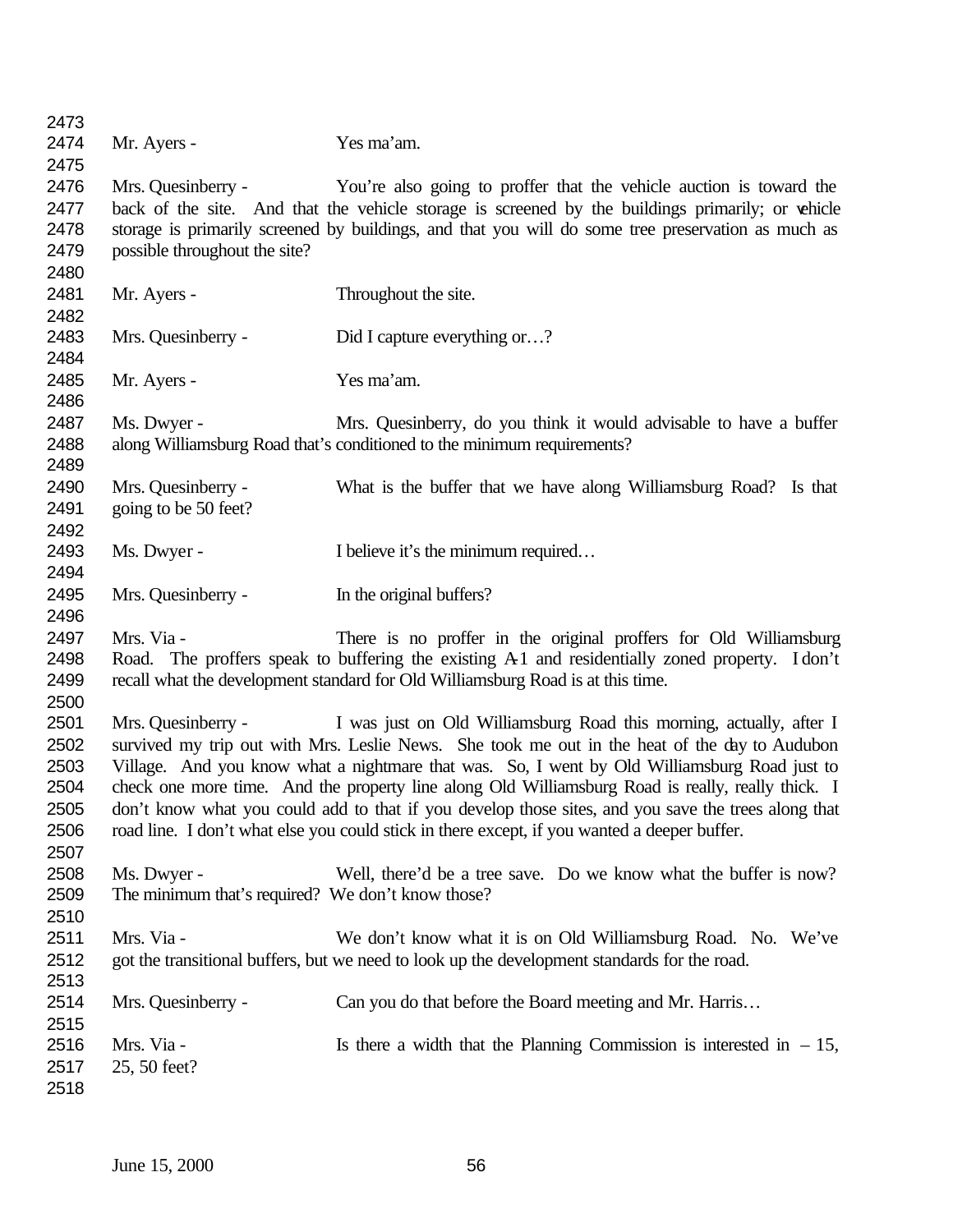Mr. Ayers - Yes ma'am.

Mrs. Quesinberry - You're also going to proffer that the vehicle auction is toward the back of the site. And that the vehicle storage is screened by the buildings primarily; or vehicle storage is primarily screened by buildings, and that you will do some tree preservation as much as possible throughout the site?

Mr. Ayers - Throughout the site.

Mrs. Quesinberry - Did I capture everything or…?

Mr. Ayers - Yes ma'am.

Ms. Dwyer - Mrs. Quesinberry, do you think it would advisable to have a buffer along Williamsburg Road that's conditioned to the minimum requirements?

Mrs. Quesinberry - What is the buffer that we have along Williamsburg Road? Is that going to be 50 feet?

Ms. Dwyer - I believe it's the minimum required…

Mrs. Quesinberry - In the original buffers?

Mrs. Via - There is no proffer in the original proffers for Old Williamsburg Road. The proffers speak to buffering the existing A-1 and residentially zoned property. I don't recall what the development standard for Old Williamsburg Road is at this time.

Mrs. Quesinberry - I was just on Old Williamsburg Road this morning, actually, after I survived my trip out with Mrs. Leslie News. She took me out in the heat of the day to Audubon Village. And you know what a nightmare that was. So, I went by Old Williamsburg Road just to check one more time. And the property line along Old Williamsburg Road is really, really thick. I don't know what you could add to that if you develop those sites, and you save the trees along that road line. I don't what else you could stick in there except, if you wanted a deeper buffer.

Ms. Dwyer - Well, there'd be a tree save. Do we know what the buffer is now? The minimum that's required? We don't know those?

Mrs. Via - We don't know what it is on Old Williamsburg Road. No. We've got the transitional buffers, but we need to look up the development standards for the road.

Mrs. Quesinberry - Can you do that before the Board meeting and Mr. Harris…

Mrs. Via - Is there a width that the Planning Commission is interested in – 15, 25, 50 feet?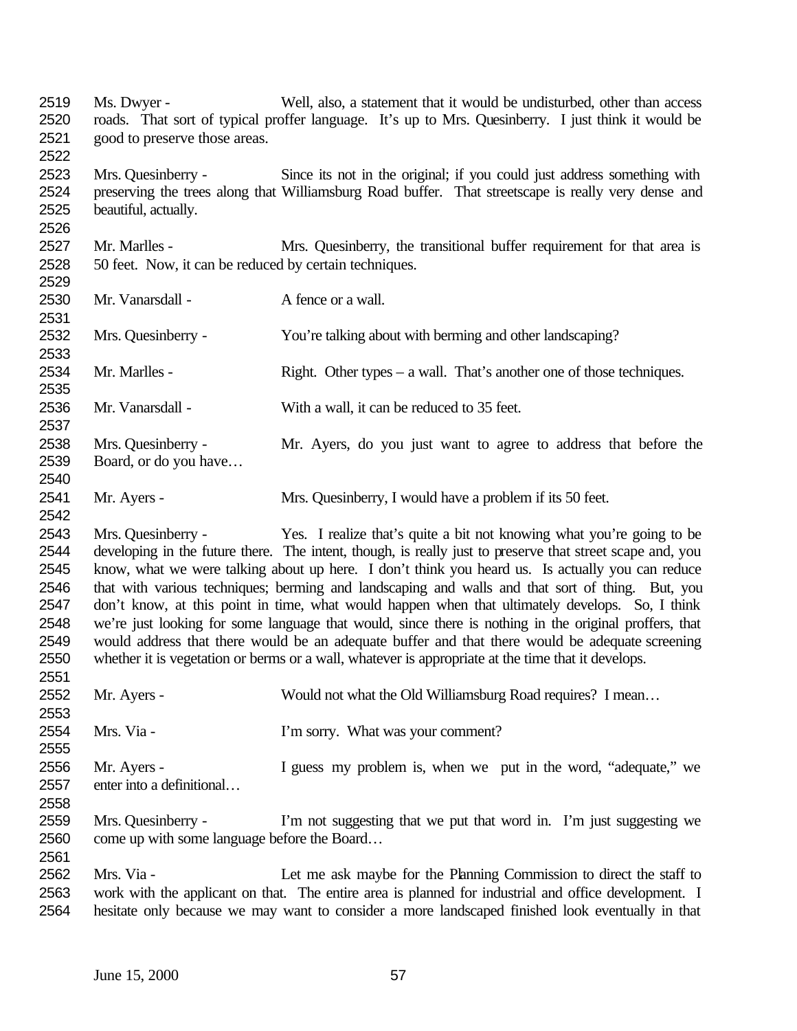Ms. Dwyer - Well, also, a statement that it would be undisturbed, other than access roads. That sort of typical proffer language. It's up to Mrs. Quesinberry. I just think it would be good to preserve those areas.

Mrs. Quesinberry - Since its not in the original; if you could just address something with preserving the trees along that Williamsburg Road buffer. That streetscape is really very dense and beautiful, actually.

Mr. Marlles - Mrs. Quesinberry, the transitional buffer requirement for that area is 50 feet. Now, it can be reduced by certain techniques.

Mr. Vanarsdall - A fence or a wall.

Mrs. Quesinberry - You're talking about with berming and other landscaping?

Mr. Marlles - Right. Other types – a wall. That's another one of those techniques.

Mr. Vanarsdall - With a wall, it can be reduced to 35 feet.

Mrs. Quesinberry - Mr. Ayers, do you just want to agree to address that before the Board, or do you have…

Mr. Ayers - Mrs. Quesinberry, I would have a problem if its 50 feet.

Mrs. Quesinberry - Yes. I realize that's quite a bit not knowing what you're going to be developing in the future there. The intent, though, is really just to preserve that street scape and, you know, what we were talking about up here. I don't think you heard us. Is actually you can reduce that with various techniques; berming and landscaping and walls and that sort of thing. But, you don't know, at this point in time, what would happen when that ultimately develops. So, I think we're just looking for some language that would, since there is nothing in the original proffers, that would address that there would be an adequate buffer and that there would be adequate screening whether it is vegetation or berms or a wall, whatever is appropriate at the time that it develops.

Mr. Ayers - Would not what the Old Williamsburg Road requires? I mean…

Mrs. Via - I'm sorry. What was your comment?

Mr. Ayers - I guess my problem is, when we put in the word, "adequate," we enter into a definitional…

Mrs. Quesinberry - I'm not suggesting that we put that word in. I'm just suggesting we come up with some language before the Board…

Mrs. Via - Let me ask maybe for the Planning Commission to direct the staff to work with the applicant on that. The entire area is planned for industrial and office development. I hesitate only because we may want to consider a more landscaped finished look eventually in that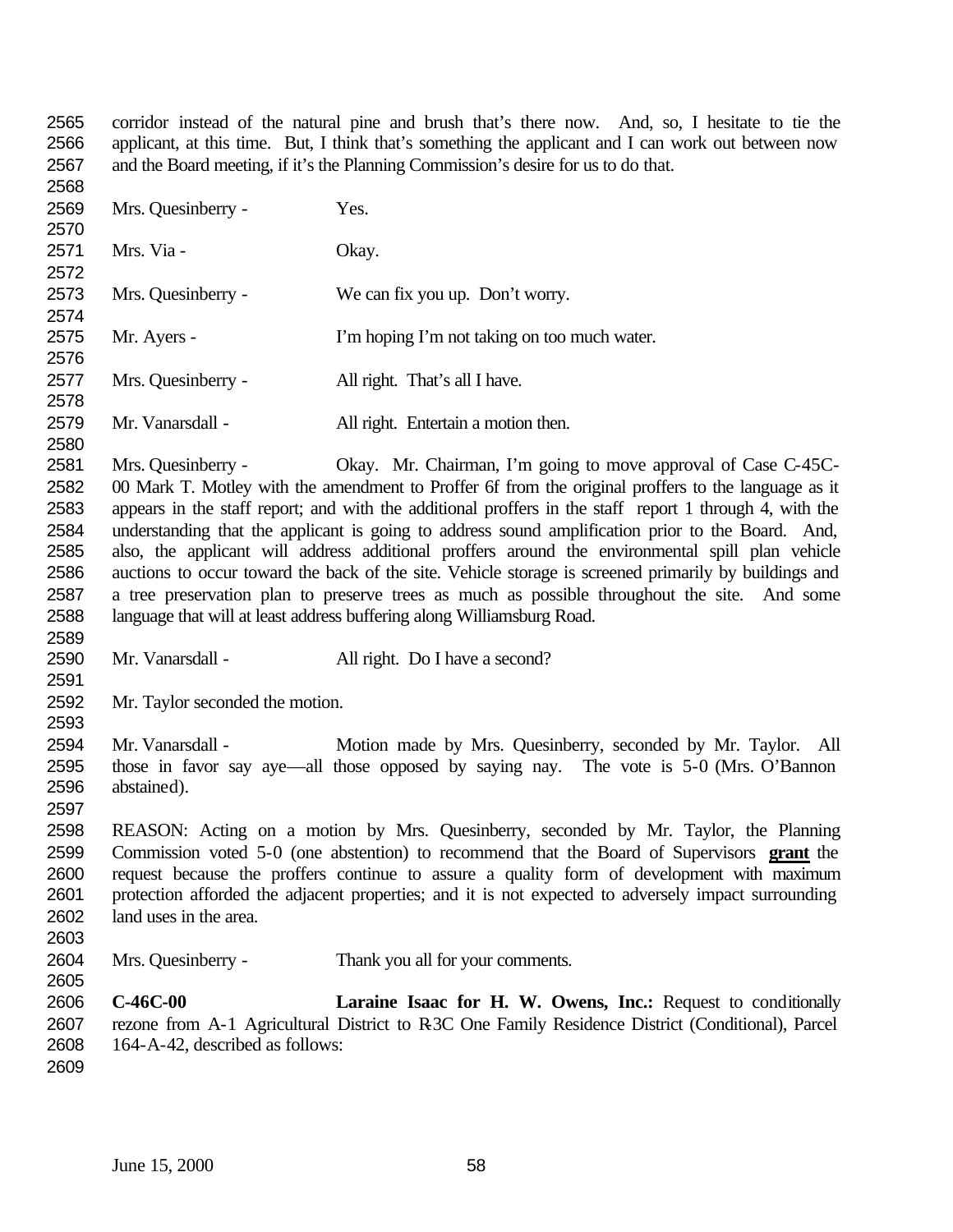corridor instead of the natural pine and brush that's there now. And, so, I hesitate to tie the applicant, at this time. But, I think that's something the applicant and I can work out between now and the Board meeting, if it's the Planning Commission's desire for us to do that.

Mrs. Quesinberry - Yes.

Mrs. Via - Okay.

Mrs. Quesinberry - We can fix you up. Don't worry.

Mr. Ayers - I'm hoping I'm not taking on too much water.

Mrs. Quesinberry - All right. That's all I have.

Mr. Vanarsdall - All right. Entertain a motion then.

Mrs. Quesinberry - Okay. Mr. Chairman, I'm going to move approval of Case C-45C-00 Mark T. Motley with the amendment to Proffer 6f from the original proffers to the language as it appears in the staff report; and with the additional proffers in the staff report 1 through 4, with the understanding that the applicant is going to address sound amplification prior to the Board. And, also, the applicant will address additional proffers around the environmental spill plan vehicle auctions to occur toward the back of the site. Vehicle storage is screened primarily by buildings and a tree preservation plan to preserve trees as much as possible throughout the site. And some language that will at least address buffering along Williamsburg Road.

Mr. Vanarsdall - All right. Do I have a second?

Mr. Taylor seconded the motion.

Mr. Vanarsdall - Motion made by Mrs. Quesinberry, seconded by Mr. Taylor. All those in favor say aye—all those opposed by saying nay. The vote is 5-0 (Mrs. O'Bannon abstained).

REASON: Acting on a motion by Mrs. Quesinberry, seconded by Mr. Taylor, the Planning Commission voted 5-0 (one abstention) to recommend that the Board of Supervisors **grant** the request because the proffers continue to assure a quality form of development with maximum protection afforded the adjacent properties; and it is not expected to adversely impact surrounding land uses in the area.

Mrs. Quesinberry - Thank you all for your comments.

**C-46C-00** **Laraine Isaac for H. W. Owens, Inc.:** Request to conditionally rezone from A-1 Agricultural District to R-3C One Family Residence District (Conditional), Parcel 164-A-42, described as follows: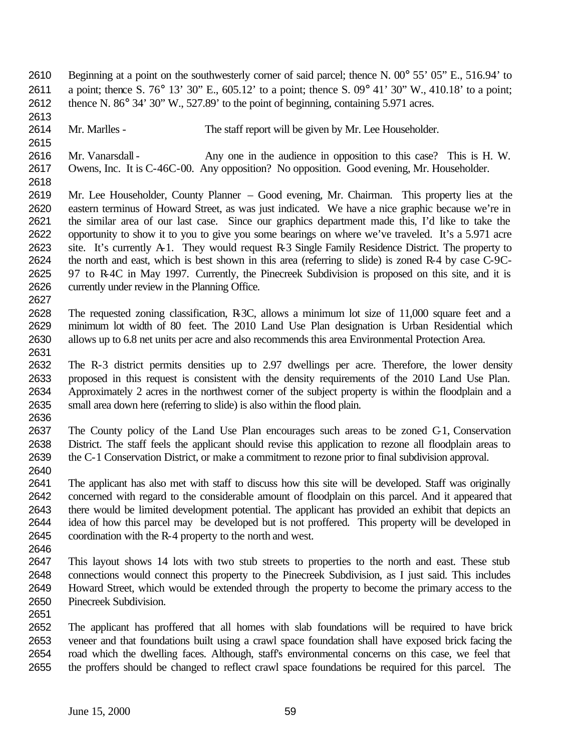Beginning at a point on the southwesterly corner of said parcel; thence N. 00° 55' 05" E., 516.94' to a point; thence S. 76° 13' 30" E., 605.12' to a point; thence S. 09° 41' 30" W., 410.18' to a point; thence N. 86° 34' 30" W., 527.89' to the point of beginning, containing 5.971 acres.

Mr. Marlles - The staff report will be given by Mr. Lee Householder.

Mr. Vanarsdall - Any one in the audience in opposition to this case? This is H. W. Owens, Inc. It is C-46C-00. Any opposition? No opposition. Good evening, Mr. Householder.

Mr. Lee Householder, County Planner – Good evening, Mr. Chairman. This property lies at the eastern terminus of Howard Street, as was just indicated. We have a nice graphic because we're in the similar area of our last case. Since our graphics department made this, I'd like to take the opportunity to show it to you to give you some bearings on where we've traveled. It's a 5.971 acre site. It's currently A-1. They would request R-3 Single Family Residence District. The property to the north and east, which is best shown in this area (referring to slide) is zoned R-4 by case C-9C-97 to R-4C in May 1997. Currently, the Pinecreek Subdivision is proposed on this site, and it is currently under review in the Planning Office.

The requested zoning classification, R-3C, allows a minimum lot size of 11,000 square feet and a minimum lot width of 80 feet. The 2010 Land Use Plan designation is Urban Residential which allows up to 6.8 net units per acre and also recommends this area Environmental Protection Area.

The R-3 district permits densities up to 2.97 dwellings per acre. Therefore, the lower density proposed in this request is consistent with the density requirements of the 2010 Land Use Plan. Approximately 2 acres in the northwest corner of the subject property is within the floodplain and a small area down here (referring to slide) is also within the flood plain.

The County policy of the Land Use Plan encourages such areas to be zoned C-1, Conservation District. The staff feels the applicant should revise this application to rezone all floodplain areas to the C-1 Conservation District, or make a commitment to rezone prior to final subdivision approval.

The applicant has also met with staff to discuss how this site will be developed. Staff was originally concerned with regard to the considerable amount of floodplain on this parcel. And it appeared that there would be limited development potential. The applicant has provided an exhibit that depicts an idea of how this parcel may be developed but is not proffered. This property will be developed in coordination with the R-4 property to the north and west.

This layout shows 14 lots with two stub streets to properties to the north and east. These stub connections would connect this property to the Pinecreek Subdivision, as I just said. This includes Howard Street, which would be extended through the property to become the primary access to the Pinecreek Subdivision.

The applicant has proffered that all homes with slab foundations will be required to have brick veneer and that foundations built using a crawl space foundation shall have exposed brick facing the road which the dwelling faces. Although, staff's environmental concerns on this case, we feel that the proffers should be changed to reflect crawl space foundations be required for this parcel. The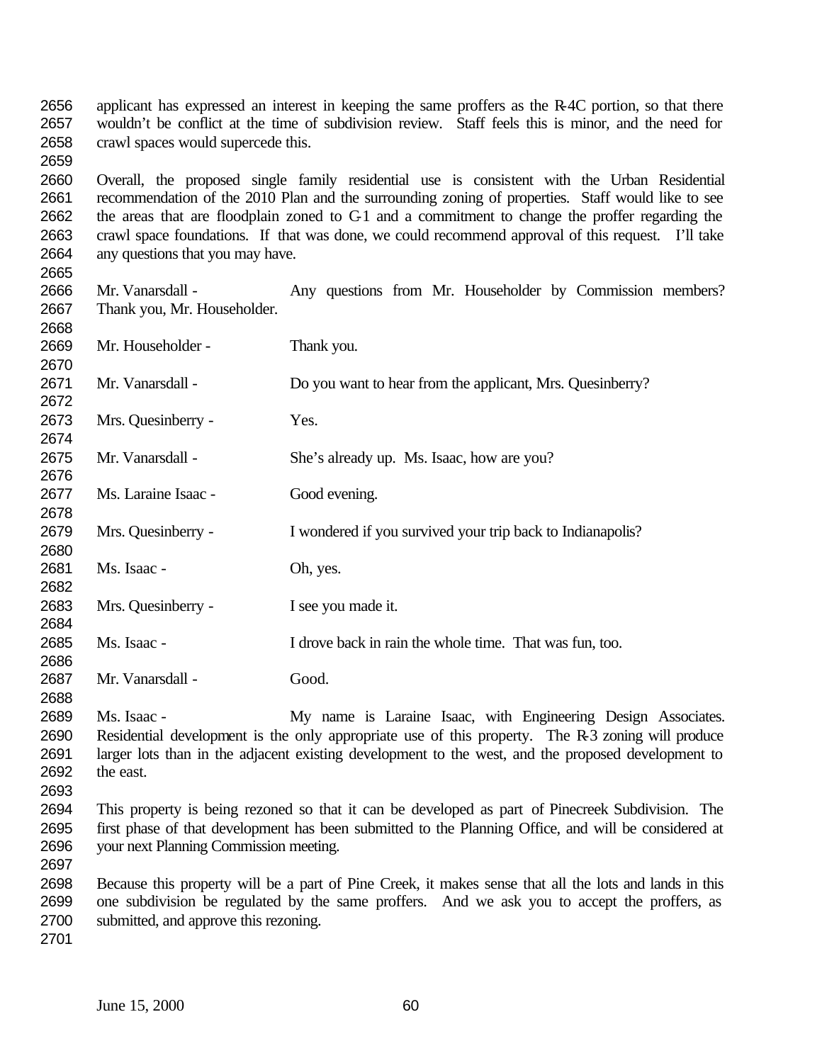applicant has expressed an interest in keeping the same proffers as the R-4C portion, so that there wouldn't be conflict at the time of subdivision review. Staff feels this is minor, and the need for crawl spaces would supercede this.

Overall, the proposed single family residential use is consistent with the Urban Residential recommendation of the 2010 Plan and the surrounding zoning of properties. Staff would like to see the areas that are floodplain zoned to C-1 and a commitment to change the proffer regarding the crawl space foundations. If that was done, we could recommend approval of this request. I'll take any questions that you may have.

Mr. Vanarsdall - Any questions from Mr. Householder by Commission members? Thank you, Mr. Householder.

Mr. Householder - Thank you.

Mr. Vanarsdall - Do you want to hear from the applicant, Mrs. Quesinberry?

Mrs. Quesinberry - Yes.

Mr. Vanarsdall - She's already up. Ms. Isaac, how are you?

Ms. Laraine Isaac - Good evening.

Mrs. Quesinberry - I wondered if you survived your trip back to Indianapolis?

Ms. Isaac - Oh, yes.

Mrs. Quesinberry - I see you made it.

Ms. Isaac - I drove back in rain the whole time. That was fun, too.

Mr. Vanarsdall - Good.

Ms. Isaac - My name is Laraine Isaac, with Engineering Design Associates. Residential development is the only appropriate use of this property. The R-3 zoning will produce larger lots than in the adjacent existing development to the west, and the proposed development to the east.

This property is being rezoned so that it can be developed as part of Pinecreek Subdivision. The first phase of that development has been submitted to the Planning Office, and will be considered at your next Planning Commission meeting.

Because this property will be a part of Pine Creek, it makes sense that all the lots and lands in this one subdivision be regulated by the same proffers. And we ask you to accept the proffers, as submitted, and approve this rezoning.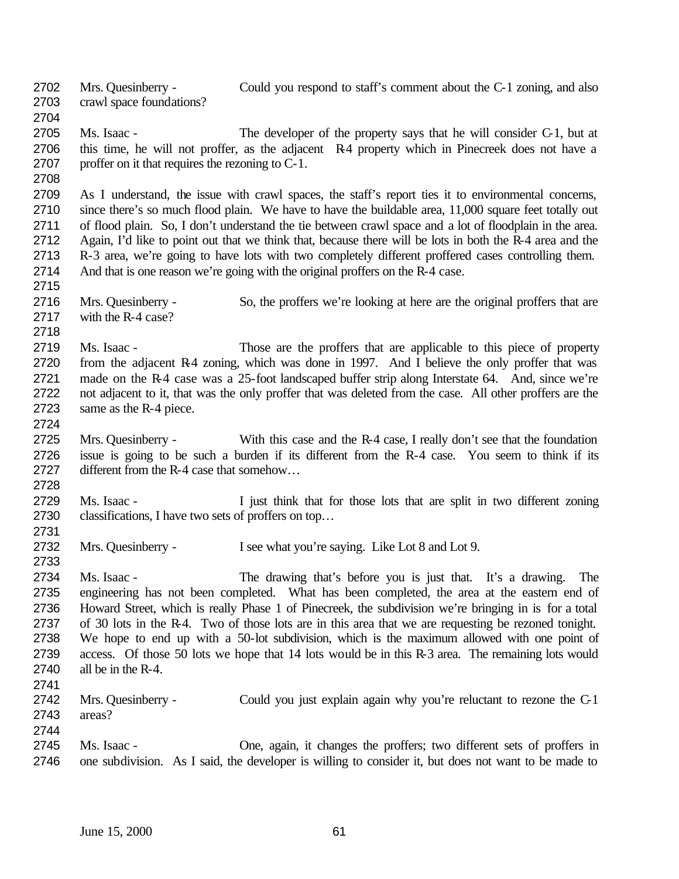Mrs. Quesinberry - Could you respond to staff's comment about the C-1 zoning, and also crawl space foundations?

Ms. Isaac - The developer of the property says that he will consider C-1, but at this time, he will not proffer, as the adjacent R-4 property which in Pinecreek does not have a proffer on it that requires the rezoning to C-1.

As I understand, the issue with crawl spaces, the staff's report ties it to environmental concerns, since there's so much flood plain. We have to have the buildable area, 11,000 square feet totally out of flood plain. So, I don't understand the tie between crawl space and a lot of floodplain in the area. Again, I'd like to point out that we think that, because there will be lots in both the R-4 area and the R-3 area, we're going to have lots with two completely different proffered cases controlling them. And that is one reason we're going with the original proffers on the R-4 case.

Mrs. Quesinberry - So, the proffers we're looking at here are the original proffers that are with the R-4 case?

Ms. Isaac - Those are the proffers that are applicable to this piece of property from the adjacent R-4 zoning, which was done in 1997. And I believe the only proffer that was made on the R-4 case was a 25-foot landscaped buffer strip along Interstate 64. And, since we're not adjacent to it, that was the only proffer that was deleted from the case. All other proffers are the same as the R-4 piece.

Mrs. Quesinberry - With this case and the R-4 case, I really don't see that the foundation issue is going to be such a burden if its different from the R-4 case. You seem to think if its different from the R-4 case that somehow…

Ms. Isaac - I just think that for those lots that are split in two different zoning classifications, I have two sets of proffers on top…

Mrs. Quesinberry - I see what you're saying. Like Lot 8 and Lot 9.

Ms. Isaac - The drawing that's before you is just that. It's a drawing. The engineering has not been completed. What has been completed, the area at the eastern end of Howard Street, which is really Phase 1 of Pinecreek, the subdivision we're bringing in is for a total of 30 lots in the R-4. Two of those lots are in this area that we are requesting be rezoned tonight. We hope to end up with a 50-lot subdivision, which is the maximum allowed with one point of access. Of those 50 lots we hope that 14 lots would be in this R-3 area. The remaining lots would all be in the R-4.

Mrs. Quesinberry - Could you just explain again why you're reluctant to rezone the C-1 areas?

Ms. Isaac - One, again, it changes the proffers; two different sets of proffers in one subdivision. As I said, the developer is willing to consider it, but does not want to be made to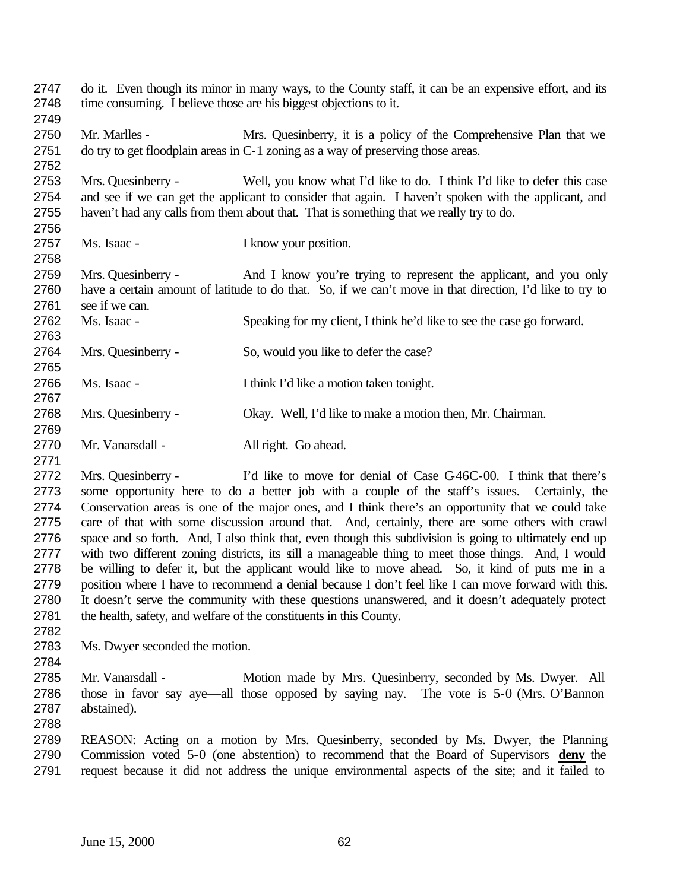do it. Even though its minor in many ways, to the County staff, it can be an expensive effort, and its time consuming. I believe those are his biggest objections to it.

Mr. Marlles - Mrs. Quesinberry, it is a policy of the Comprehensive Plan that we do try to get floodplain areas in C-1 zoning as a way of preserving those areas.

Mrs. Quesinberry - Well, you know what I'd like to do. I think I'd like to defer this case and see if we can get the applicant to consider that again. I haven't spoken with the applicant, and haven't had any calls from them about that. That is something that we really try to do.

Ms. Isaac - I know your position.

Mrs. Quesinberry - And I know you're trying to represent the applicant, and you only have a certain amount of latitude to do that. So, if we can't move in that direction, I'd like to try to see if we can.

Ms. Isaac - Speaking for my client, I think he'd like to see the case go forward.

Mrs. Quesinberry - So, would you like to defer the case?

Ms. Isaac - I think I'd like a motion taken tonight.

Mrs. Quesinberry - Okay. Well, I'd like to make a motion then, Mr. Chairman.

Mr. Vanarsdall - All right. Go ahead.

Mrs. Quesinberry - I'd like to move for denial of Case C-46C-00. I think that there's some opportunity here to do a better job with a couple of the staff's issues. Certainly, the Conservation areas is one of the major ones, and I think there's an opportunity that we could take care of that with some discussion around that. And, certainly, there are some others with crawl space and so forth. And, I also think that, even though this subdivision is going to ultimately end up with two different zoning districts, its still a manageable thing to meet those things. And, I would be willing to defer it, but the applicant would like to move ahead. So, it kind of puts me in a position where I have to recommend a denial because I don't feel like I can move forward with this. It doesn't serve the community with these questions unanswered, and it doesn't adequately protect the health, safety, and welfare of the constituents in this County.

Ms. Dwyer seconded the motion.

Mr. Vanarsdall - Motion made by Mrs. Quesinberry, seconded by Ms. Dwyer. All those in favor say aye—all those opposed by saying nay. The vote is 5-0 (Mrs. O'Bannon abstained).

REASON: Acting on a motion by Mrs. Quesinberry, seconded by Ms. Dwyer, the Planning Commission voted 5-0 (one abstention) to recommend that the Board of Supervisors **deny** the request because it did not address the unique environmental aspects of the site; and it failed to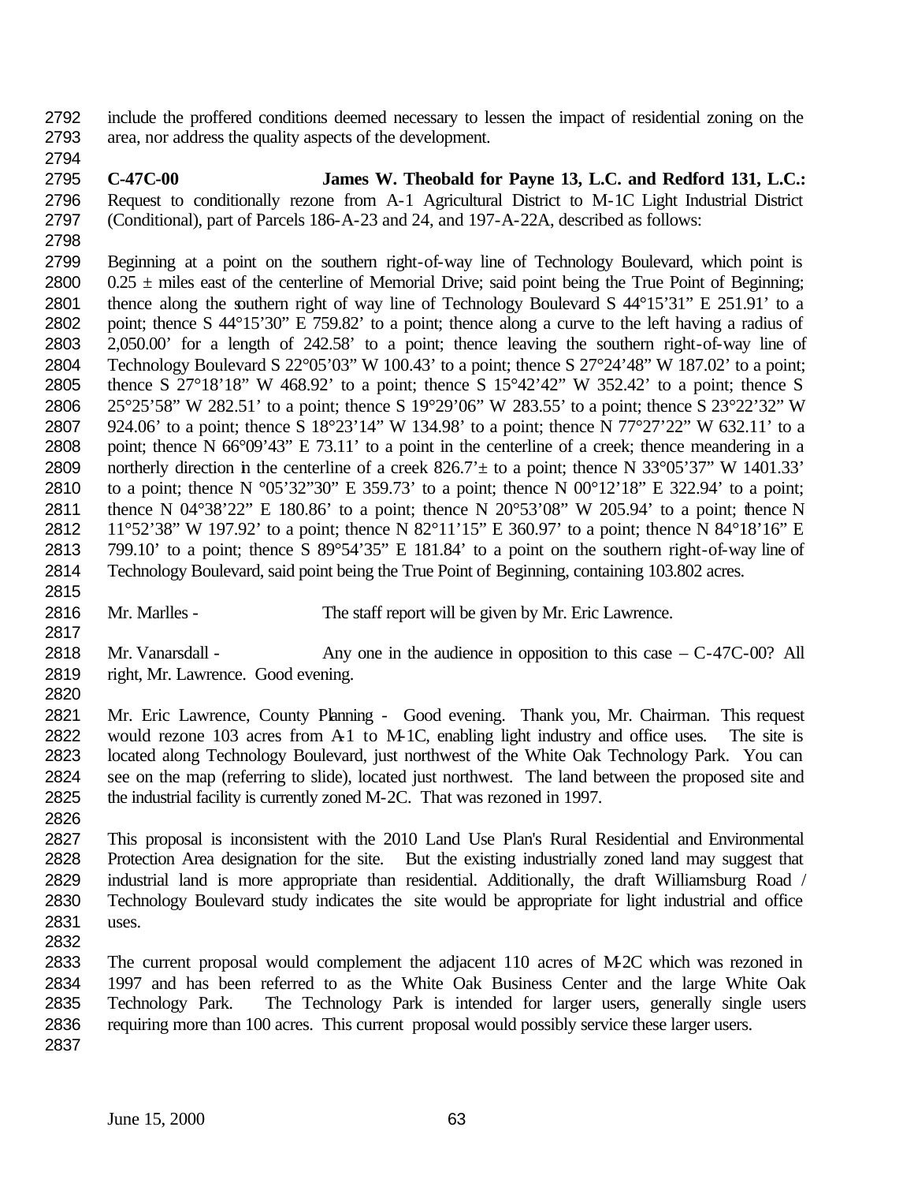include the proffered conditions deemed necessary to lessen the impact of residential zoning on the area, nor address the quality aspects of the development.

**C-47C-00 James W. Theobald for Payne 13, L.C. and Redford 131, L.C.:** Request to conditionally rezone from A-1 Agricultural District to M-1C Light Industrial District (Conditional), part of Parcels 186-A-23 and 24, and 197-A-22A, described as follows:

Beginning at a point on the southern right-of-way line of Technology Boulevard, which point is 0.25 ± miles east of the centerline of Memorial Drive; said point being the True Point of Beginning; thence along the southern right of way line of Technology Boulevard S 44°15'31" E 251.91' to a point; thence S 44°15'30" E 759.82' to a point; thence along a curve to the left having a radius of 2,050.00' for a length of 242.58' to a point; thence leaving the southern right-of-way line of Technology Boulevard S 22°05'03" W 100.43' to a point; thence S 27°24'48" W 187.02' to a point; thence S 27°18'18" W 468.92' to a point; thence S 15°42'42" W 352.42' to a point; thence S 25°25'58" W 282.51' to a point; thence S 19°29'06" W 283.55' to a point; thence S 23°22'32" W 924.06' to a point; thence S 18°23'14" W 134.98' to a point; thence N 77°27'22" W 632.11' to a point; thence N 66°09'43" E 73.11' to a point in the centerline of a creek; thence meandering in a northerly direction in the centerline of a creek 826.7'± to a point; thence N 33°05'37" W 1401.33' to a point; thence N °05'32"30" E 359.73' to a point; thence N 00°12'18" E 322.94' to a point; thence N 04°38'22" E 180.86' to a point; thence N 20°53'08" W 205.94' to a point; thence N 11°52'38" W 197.92' to a point; thence N 82°11'15" E 360.97' to a point; thence N 84°18'16" E 799.10' to a point; thence S 89°54'35" E 181.84' to a point on the southern right-of-way line of Technology Boulevard, said point being the True Point of Beginning, containing 103.802 acres.

Mr. Marlles - The staff report will be given by Mr. Eric Lawrence.

Mr. Vanarsdall - Any one in the audience in opposition to this case – C-47C-00? All right, Mr. Lawrence. Good evening.

Mr. Eric Lawrence, County Planning - Good evening. Thank you, Mr. Chairman. This request would rezone 103 acres from A-1 to M-1C, enabling light industry and office uses. The site is located along Technology Boulevard, just northwest of the White Oak Technology Park. You can see on the map (referring to slide), located just northwest. The land between the proposed site and the industrial facility is currently zoned M-2C. That was rezoned in 1997.

This proposal is inconsistent with the 2010 Land Use Plan's Rural Residential and Environmental Protection Area designation for the site. But the existing industrially zoned land may suggest that industrial land is more appropriate than residential. Additionally, the draft Williamsburg Road / Technology Boulevard study indicates the site would be appropriate for light industrial and office uses.

The current proposal would complement the adjacent 110 acres of M-2C which was rezoned in 1997 and has been referred to as the White Oak Business Center and the large White Oak Technology Park. The Technology Park is intended for larger users, generally single users requiring more than 100 acres. This current proposal would possibly service these larger users.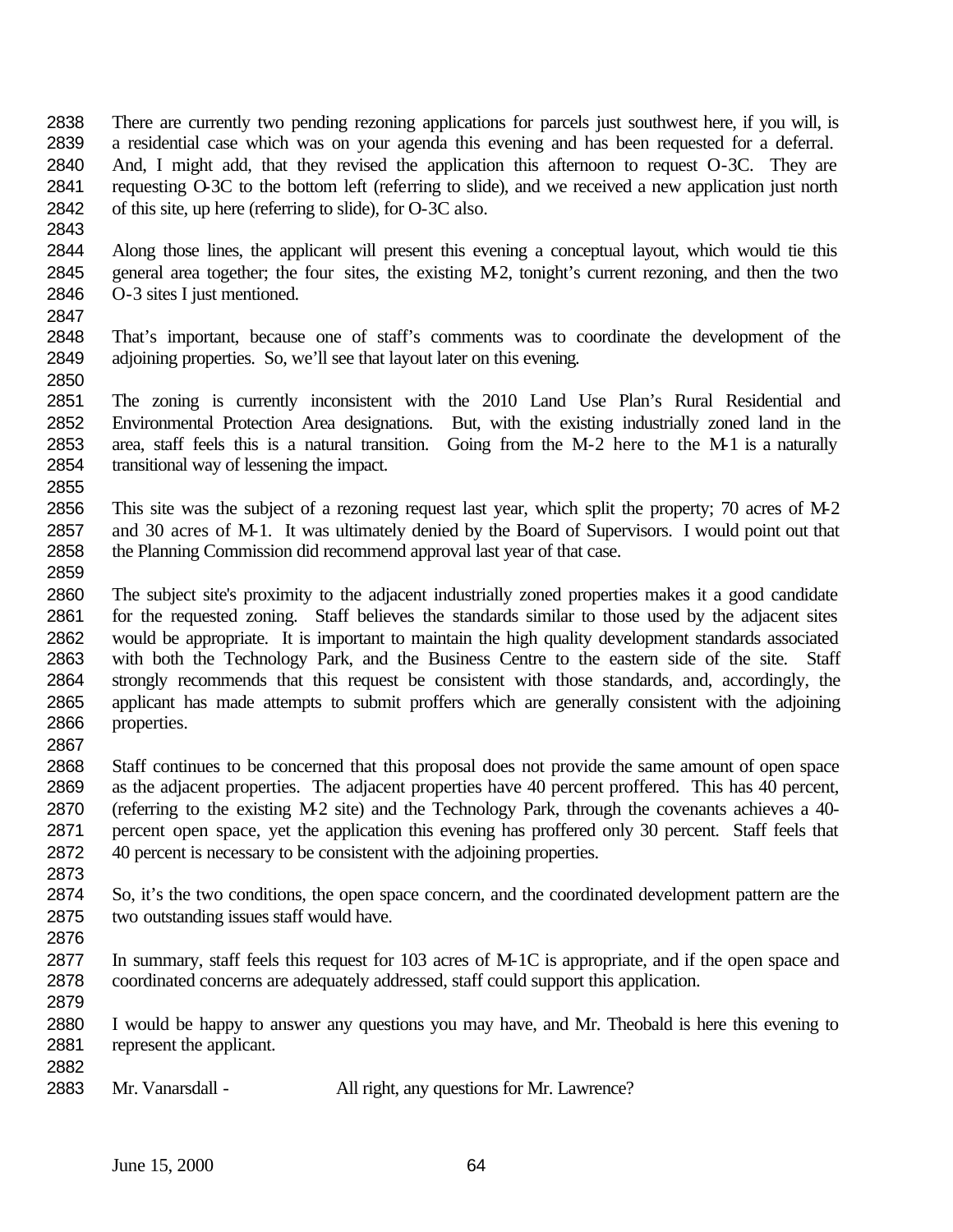There are currently two pending rezoning applications for parcels just southwest here, if you will, is a residential case which was on your agenda this evening and has been requested for a deferral. And, I might add, that they revised the application this afternoon to request O-3C. They are requesting O-3C to the bottom left (referring to slide), and we received a new application just north of this site, up here (referring to slide), for O-3C also.

Along those lines, the applicant will present this evening a conceptual layout, which would tie this general area together; the four sites, the existing M-2, tonight's current rezoning, and then the two O-3 sites I just mentioned.

That's important, because one of staff's comments was to coordinate the development of the adjoining properties. So, we'll see that layout later on this evening.

The zoning is currently inconsistent with the 2010 Land Use Plan's Rural Residential and Environmental Protection Area designations. But, with the existing industrially zoned land in the area, staff feels this is a natural transition. Going from the M-2 here to the M-1 is a naturally transitional way of lessening the impact.

This site was the subject of a rezoning request last year, which split the property; 70 acres of M-2 and 30 acres of M-1. It was ultimately denied by the Board of Supervisors. I would point out that the Planning Commission did recommend approval last year of that case.

The subject site's proximity to the adjacent industrially zoned properties makes it a good candidate for the requested zoning. Staff believes the standards similar to those used by the adjacent sites would be appropriate. It is important to maintain the high quality development standards associated with both the Technology Park, and the Business Centre to the eastern side of the site. Staff strongly recommends that this request be consistent with those standards, and, accordingly, the applicant has made attempts to submit proffers which are generally consistent with the adjoining properties.

Staff continues to be concerned that this proposal does not provide the same amount of open space as the adjacent properties. The adjacent properties have 40 percent proffered. This has 40 percent, (referring to the existing M-2 site) and the Technology Park, through the covenants achieves a 40-percent open space, yet the application this evening has proffered only 30 percent. Staff feels that 40 percent is necessary to be consistent with the adjoining properties.

So, it's the two conditions, the open space concern, and the coordinated development pattern are the two outstanding issues staff would have.

In summary, staff feels this request for 103 acres of M-1C is appropriate, and if the open space and coordinated concerns are adequately addressed, staff could support this application.

I would be happy to answer any questions you may have, and Mr. Theobald is here this evening to represent the applicant.

Mr. Vanarsdall - All right, any questions for Mr. Lawrence?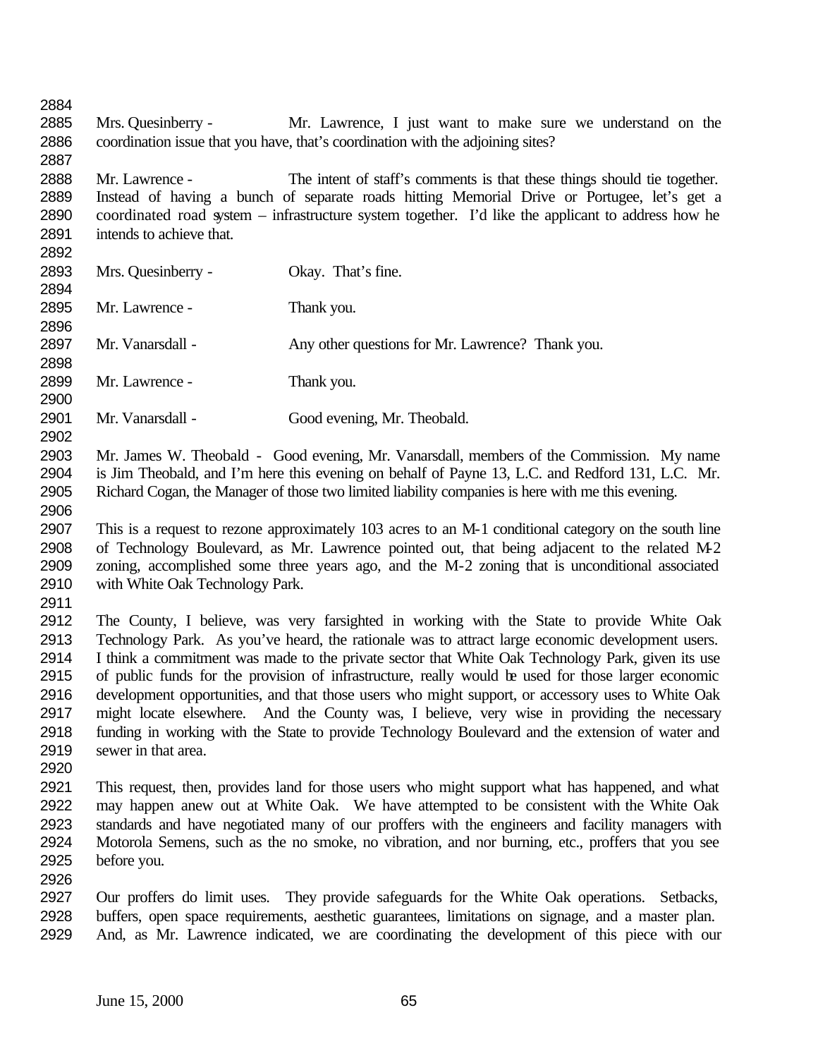Mrs. Quesinberry - Mr. Lawrence, I just want to make sure we understand on the coordination issue that you have, that's coordination with the adjoining sites?

Mr. Lawrence - The intent of staff's comments is that these things should tie together. Instead of having a bunch of separate roads hitting Memorial Drive or Portugee, let's get a coordinated road system – infrastructure system together. I'd like the applicant to address how he intends to achieve that.

Mrs. Quesinberry - Okay. That's fine.

Mr. Lawrence - Thank you.

Mr. Vanarsdall - Any other questions for Mr. Lawrence? Thank you.

Mr. Lawrence - Thank you.

Mr. Vanarsdall - Good evening, Mr. Theobald.

Mr. James W. Theobald - Good evening, Mr. Vanarsdall, members of the Commission. My name is Jim Theobald, and I'm here this evening on behalf of Payne 13, L.C. and Redford 131, L.C. Mr. Richard Cogan, the Manager of those two limited liability companies is here with me this evening.

This is a request to rezone approximately 103 acres to an M-1 conditional category on the south line of Technology Boulevard, as Mr. Lawrence pointed out, that being adjacent to the related M-2 zoning, accomplished some three years ago, and the M-2 zoning that is unconditional associated with White Oak Technology Park.

The County, I believe, was very farsighted in working with the State to provide White Oak Technology Park. As you've heard, the rationale was to attract large economic development users. I think a commitment was made to the private sector that White Oak Technology Park, given its use of public funds for the provision of infrastructure, really would be used for those larger economic development opportunities, and that those users who might support, or accessory uses to White Oak might locate elsewhere. And the County was, I believe, very wise in providing the necessary funding in working with the State to provide Technology Boulevard and the extension of water and sewer in that area.

This request, then, provides land for those users who might support what has happened, and what may happen anew out at White Oak. We have attempted to be consistent with the White Oak standards and have negotiated many of our proffers with the engineers and facility managers with Motorola Semens, such as the no smoke, no vibration, and nor burning, etc., proffers that you see before you.

Our proffers do limit uses. They provide safeguards for the White Oak operations. Setbacks, buffers, open space requirements, aesthetic guarantees, limitations on signage, and a master plan. And, as Mr. Lawrence indicated, we are coordinating the development of this piece with our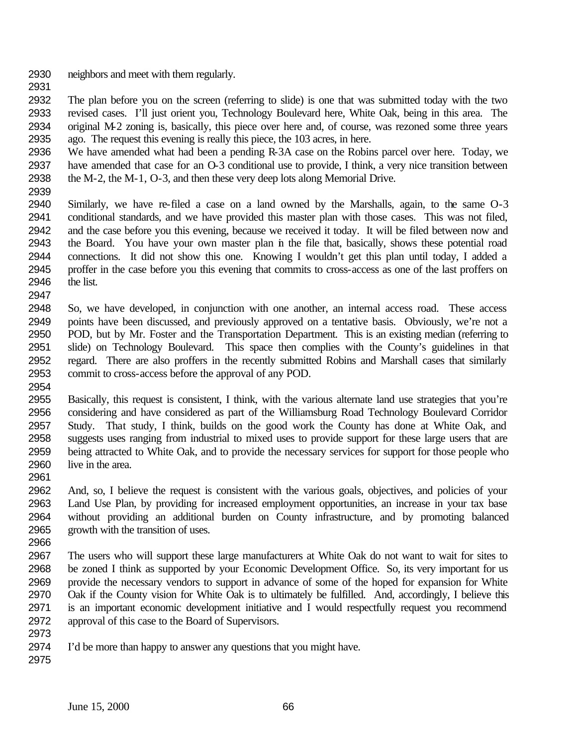neighbors and meet with them regularly.

The plan before you on the screen (referring to slide) is one that was submitted today with the two revised cases. I'll just orient you, Technology Boulevard here, White Oak, being in this area. The original M-2 zoning is, basically, this piece over here and, of course, was rezoned some three years ago. The request this evening is really this piece, the 103 acres, in here.
We have amended what had been a pending R-3A case on the Robins parcel over here. Today, we have amended that case for an O-3 conditional use to provide, I think, a very nice transition between the M-2, the M-1, O-3, and then these very deep lots along Memorial Drive.

Similarly, we have re-filed a case on a land owned by the Marshalls, again, to the same O-3 conditional standards, and we have provided this master plan with those cases. This was not filed, and the case before you this evening, because we received it today. It will be filed between now and the Board. You have your own master plan in the file that, basically, shows these potential road connections. It did not show this one. Knowing I wouldn't get this plan until today, I added a proffer in the case before you this evening that commits to cross-access as one of the last proffers on the list.

So, we have developed, in conjunction with one another, an internal access road. These access points have been discussed, and previously approved on a tentative basis. Obviously, we're not a POD, but by Mr. Foster and the Transportation Department. This is an existing median (referring to slide) on Technology Boulevard. This space then complies with the County's guidelines in that regard. There are also proffers in the recently submitted Robins and Marshall cases that similarly commit to cross-access before the approval of any POD.

Basically, this request is consistent, I think, with the various alternate land use strategies that you're considering and have considered as part of the Williamsburg Road Technology Boulevard Corridor Study. That study, I think, builds on the good work the County has done at White Oak, and suggests uses ranging from industrial to mixed uses to provide support for these large users that are being attracted to White Oak, and to provide the necessary services for support for those people who live in the area.

And, so, I believe the request is consistent with the various goals, objectives, and policies of your Land Use Plan, by providing for increased employment opportunities, an increase in your tax base without providing an additional burden on County infrastructure, and by promoting balanced growth with the transition of uses.

The users who will support these large manufacturers at White Oak do not want to wait for sites to be zoned I think as supported by your Economic Development Office. So, its very important for us provide the necessary vendors to support in advance of some of the hoped for expansion for White Oak if the County vision for White Oak is to ultimately be fulfilled. And, accordingly, I believe this is an important economic development initiative and I would respectfully request you recommend approval of this case to the Board of Supervisors.

I'd be more than happy to answer any questions that you might have.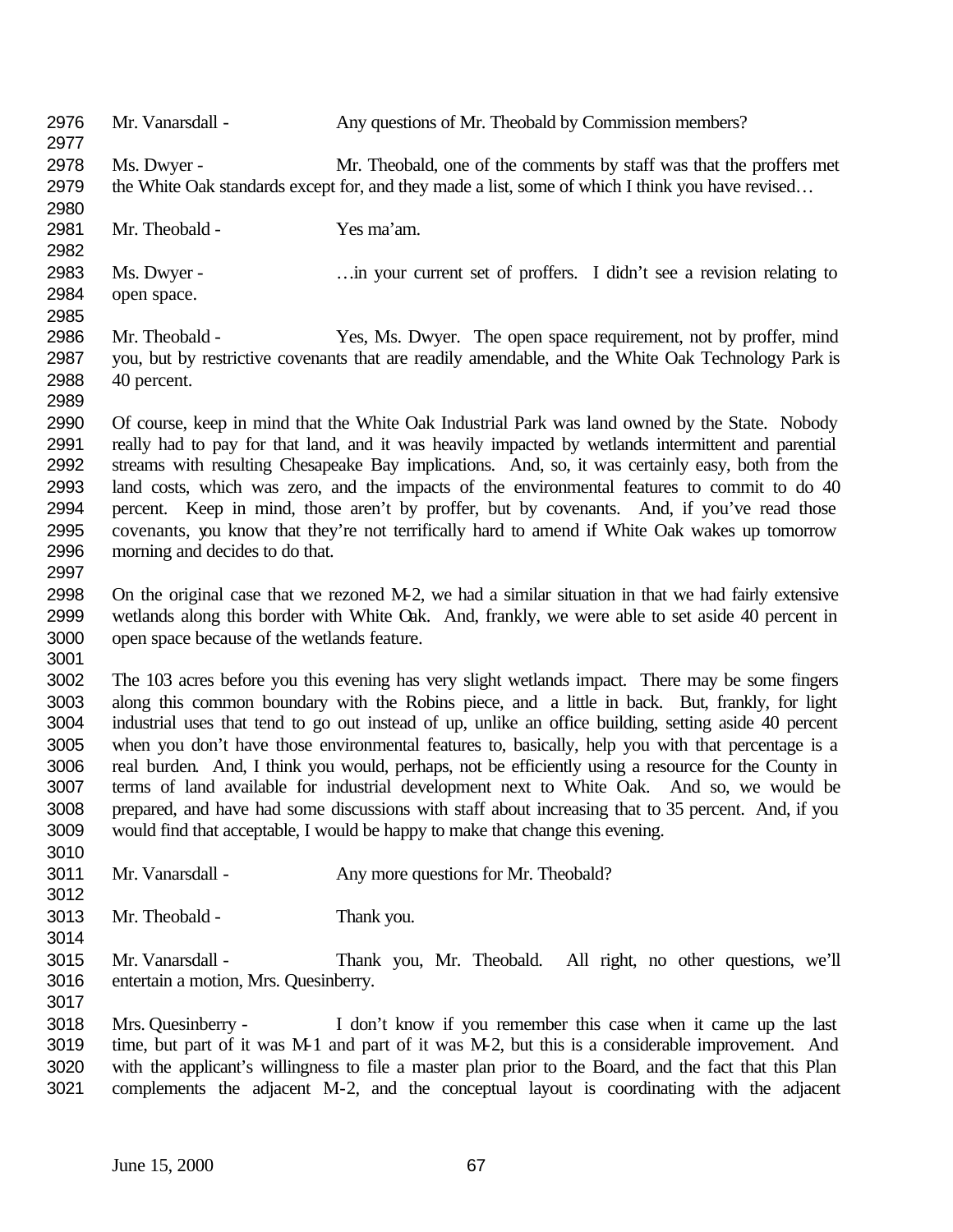Mr. Vanarsdall - Any questions of Mr. Theobald by Commission members?

Ms. Dwyer - Mr. Theobald, one of the comments by staff was that the proffers met the White Oak standards except for, and they made a list, some of which I think you have revised…

Mr. Theobald - Yes ma'am.

Ms. Dwyer - …in your current set of proffers. I didn't see a revision relating to open space.

Mr. Theobald - Yes, Ms. Dwyer. The open space requirement, not by proffer, mind you, but by restrictive covenants that are readily amendable, and the White Oak Technology Park is 40 percent.

Of course, keep in mind that the White Oak Industrial Park was land owned by the State. Nobody really had to pay for that land, and it was heavily impacted by wetlands intermittent and parential streams with resulting Chesapeake Bay implications. And, so, it was certainly easy, both from the land costs, which was zero, and the impacts of the environmental features to commit to do 40 percent. Keep in mind, those aren't by proffer, but by covenants. And, if you've read those covenants, you know that they're not terrifically hard to amend if White Oak wakes up tomorrow morning and decides to do that.

On the original case that we rezoned M-2, we had a similar situation in that we had fairly extensive wetlands along this border with White Oak. And, frankly, we were able to set aside 40 percent in open space because of the wetlands feature.

The 103 acres before you this evening has very slight wetlands impact. There may be some fingers along this common boundary with the Robins piece, and a little in back. But, frankly, for light industrial uses that tend to go out instead of up, unlike an office building, setting aside 40 percent when you don't have those environmental features to, basically, help you with that percentage is a real burden. And, I think you would, perhaps, not be efficiently using a resource for the County in terms of land available for industrial development next to White Oak. And so, we would be prepared, and have had some discussions with staff about increasing that to 35 percent. And, if you would find that acceptable, I would be happy to make that change this evening.

Mr. Vanarsdall - Any more questions for Mr. Theobald?

Mr. Theobald - Thank you.

Mr. Vanarsdall - Thank you, Mr. Theobald. All right, no other questions, we'll entertain a motion, Mrs. Quesinberry.

Mrs. Quesinberry - I don't know if you remember this case when it came up the last time, but part of it was M-1 and part of it was M-2, but this is a considerable improvement. And with the applicant's willingness to file a master plan prior to the Board, and the fact that this Plan complements the adjacent M-2, and the conceptual layout is coordinating with the adjacent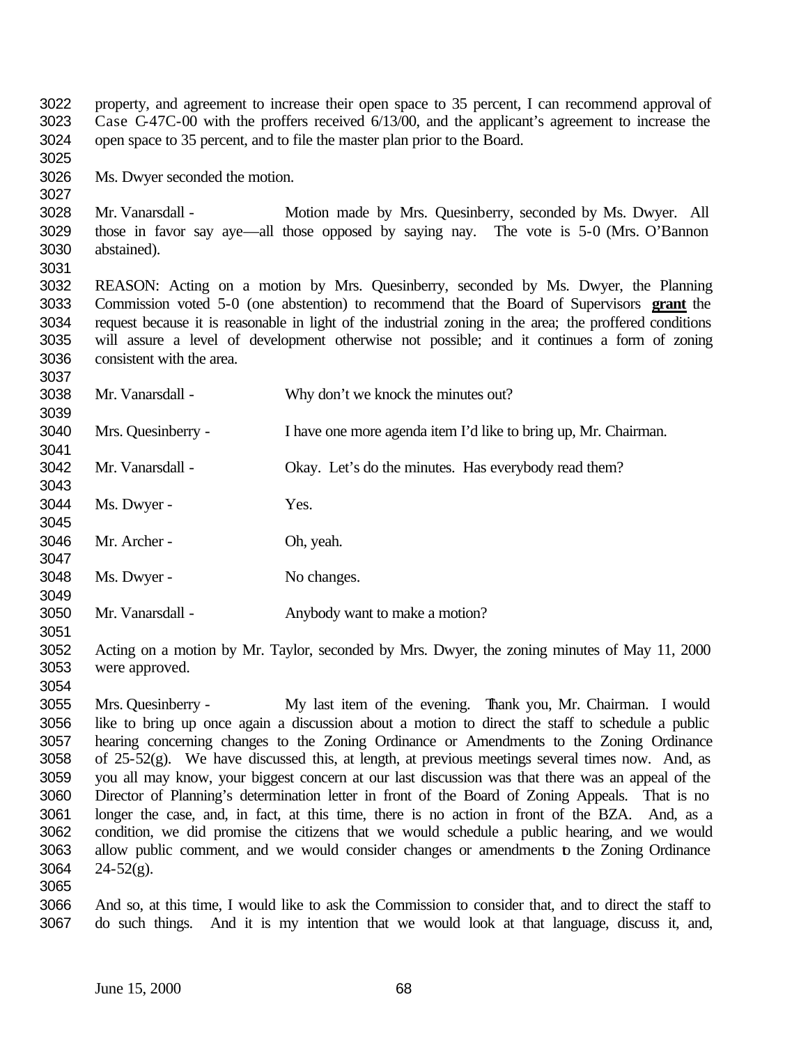property, and agreement to increase their open space to 35 percent, I can recommend approval of Case C-47C-00 with the proffers received 6/13/00, and the applicant's agreement to increase the open space to 35 percent, and to file the master plan prior to the Board.

Ms. Dwyer seconded the motion.

Mr. Vanarsdall - Motion made by Mrs. Quesinberry, seconded by Ms. Dwyer. All those in favor say aye—all those opposed by saying nay. The vote is 5-0 (Mrs. O'Bannon abstained).

REASON: Acting on a motion by Mrs. Quesinberry, seconded by Ms. Dwyer, the Planning Commission voted 5-0 (one abstention) to recommend that the Board of Supervisors **grant** the request because it is reasonable in light of the industrial zoning in the area; the proffered conditions will assure a level of development otherwise not possible; and it continues a form of zoning consistent with the area.

Mr. Vanarsdall - Why don't we knock the minutes out?

Mrs. Quesinberry - I have one more agenda item I'd like to bring up, Mr. Chairman.

Mr. Vanarsdall - Okay. Let's do the minutes. Has everybody read them?

Ms. Dwyer - Yes.

Mr. Archer - Oh, yeah.

Ms. Dwyer - No changes.

Mr. Vanarsdall - Anybody want to make a motion?

Acting on a motion by Mr. Taylor, seconded by Mrs. Dwyer, the zoning minutes of May 11, 2000 were approved.

Mrs. Quesinberry - My last item of the evening. Thank you, Mr. Chairman. I would like to bring up once again a discussion about a motion to direct the staff to schedule a public hearing concerning changes to the Zoning Ordinance or Amendments to the Zoning Ordinance of 25-52(g). We have discussed this, at length, at previous meetings several times now. And, as you all may know, your biggest concern at our last discussion was that there was an appeal of the Director of Planning's determination letter in front of the Board of Zoning Appeals. That is no longer the case, and, in fact, at this time, there is no action in front of the BZA. And, as a condition, we did promise the citizens that we would schedule a public hearing, and we would allow public comment, and we would consider changes or amendments to the Zoning Ordinance 24-52(g).

And so, at this time, I would like to ask the Commission to consider that, and to direct the staff to do such things. And it is my intention that we would look at that language, discuss it, and,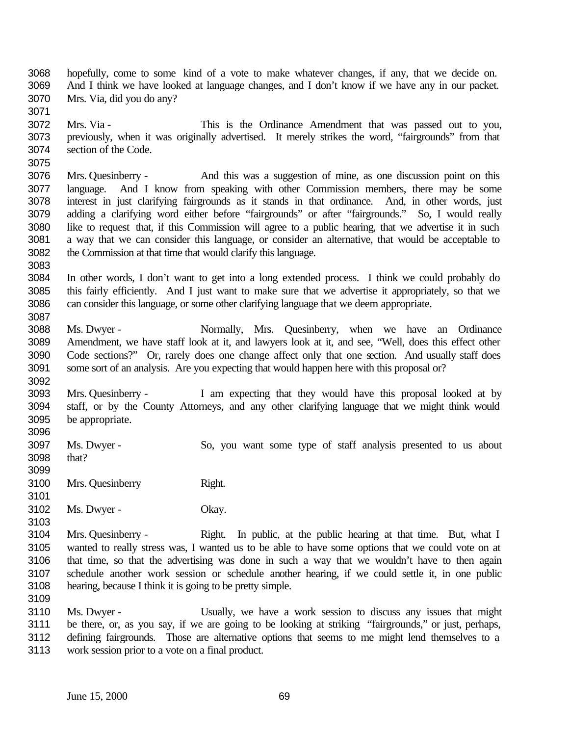hopefully, come to some kind of a vote to make whatever changes, if any, that we decide on. And I think we have looked at language changes, and I don't know if we have any in our packet. Mrs. Via, did you do any?

Mrs. Via - This is the Ordinance Amendment that was passed out to you, previously, when it was originally advertised. It merely strikes the word, "fairgrounds" from that section of the Code.

Mrs. Quesinberry - And this was a suggestion of mine, as one discussion point on this language. And I know from speaking with other Commission members, there may be some interest in just clarifying fairgrounds as it stands in that ordinance. And, in other words, just adding a clarifying word either before "fairgrounds" or after "fairgrounds." So, I would really like to request that, if this Commission will agree to a public hearing, that we advertise it in such a way that we can consider this language, or consider an alternative, that would be acceptable to the Commission at that time that would clarify this language.

In other words, I don't want to get into a long extended process. I think we could probably do this fairly efficiently. And I just want to make sure that we advertise it appropriately, so that we can consider this language, or some other clarifying language that we deem appropriate.

Ms. Dwyer - Normally, Mrs. Quesinberry, when we have an Ordinance Amendment, we have staff look at it, and lawyers look at it, and see, "Well, does this effect other Code sections?" Or, rarely does one change affect only that one section. And usually staff does some sort of an analysis. Are you expecting that would happen here with this proposal or?

Mrs. Quesinberry - I am expecting that they would have this proposal looked at by staff, or by the County Attorneys, and any other clarifying language that we might think would be appropriate.

Ms. Dwyer - So, you want some type of staff analysis presented to us about that?

Mrs. Quesinberry Right.

Ms. Dwyer - Okay.

Mrs. Quesinberry - Right. In public, at the public hearing at that time. But, what I wanted to really stress was, I wanted us to be able to have some options that we could vote on at that time, so that the advertising was done in such a way that we wouldn't have to then again schedule another work session or schedule another hearing, if we could settle it, in one public hearing, because I think it is going to be pretty simple.

Ms. Dwyer - Usually, we have a work session to discuss any issues that might be there, or, as you say, if we are going to be looking at striking "fairgrounds," or just, perhaps, defining fairgrounds. Those are alternative options that seems to me might lend themselves to a work session prior to a vote on a final product.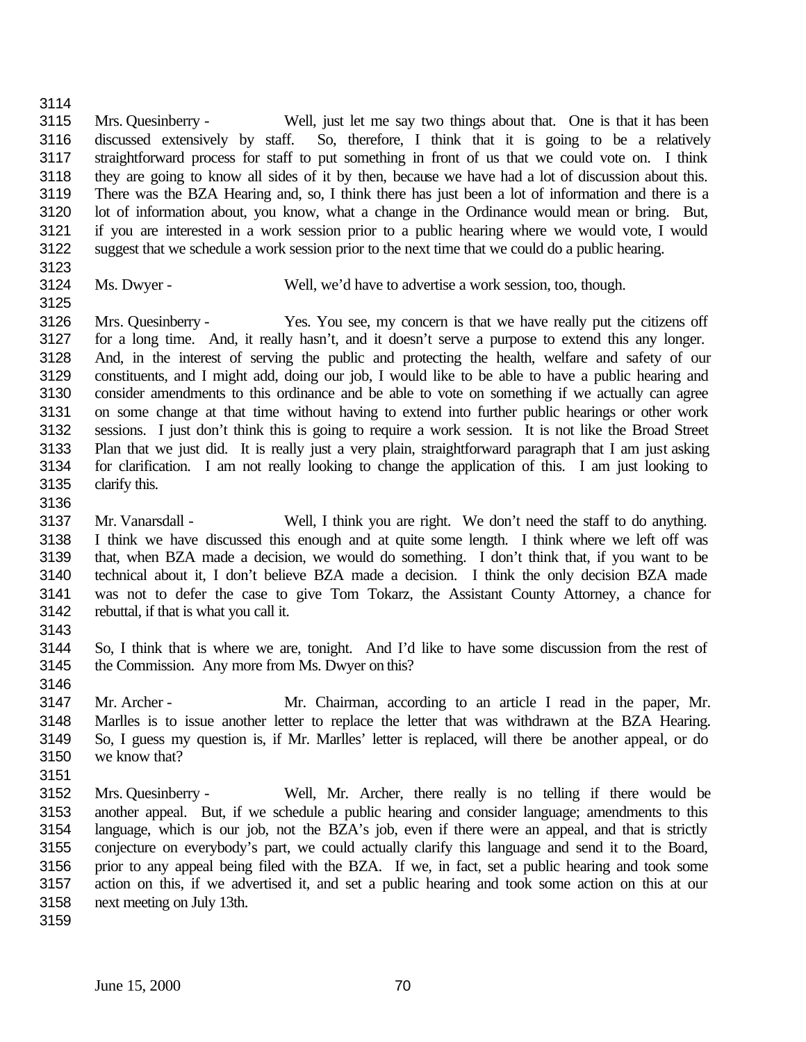Mrs. Quesinberry - Well, just let me say two things about that. One is that it has been discussed extensively by staff. So, therefore, I think that it is going to be a relatively straightforward process for staff to put something in front of us that we could vote on. I think they are going to know all sides of it by then, because we have had a lot of discussion about this. There was the BZA Hearing and, so, I think there has just been a lot of information and there is a lot of information about, you know, what a change in the Ordinance would mean or bring. But, if you are interested in a work session prior to a public hearing where we would vote, I would suggest that we schedule a work session prior to the next time that we could do a public hearing.

Ms. Dwyer - Well, we'd have to advertise a work session, too, though.

Mrs. Quesinberry - Yes. You see, my concern is that we have really put the citizens off for a long time. And, it really hasn't, and it doesn't serve a purpose to extend this any longer. And, in the interest of serving the public and protecting the health, welfare and safety of our constituents, and I might add, doing our job, I would like to be able to have a public hearing and consider amendments to this ordinance and be able to vote on something if we actually can agree on some change at that time without having to extend into further public hearings or other work sessions. I just don't think this is going to require a work session. It is not like the Broad Street Plan that we just did. It is really just a very plain, straightforward paragraph that I am just asking for clarification. I am not really looking to change the application of this. I am just looking to clarify this.

Mr. Vanarsdall - Well, I think you are right. We don't need the staff to do anything. I think we have discussed this enough and at quite some length. I think where we left off was that, when BZA made a decision, we would do something. I don't think that, if you want to be technical about it, I don't believe BZA made a decision. I think the only decision BZA made was not to defer the case to give Tom Tokarz, the Assistant County Attorney, a chance for rebuttal, if that is what you call it.

So, I think that is where we are, tonight. And I'd like to have some discussion from the rest of the Commission. Any more from Ms. Dwyer on this?

Mr. Archer - Mr. Chairman, according to an article I read in the paper, Mr. Marlles is to issue another letter to replace the letter that was withdrawn at the BZA Hearing. So, I guess my question is, if Mr. Marlles' letter is replaced, will there be another appeal, or do we know that?

Mrs. Quesinberry - Well, Mr. Archer, there really is no telling if there would be another appeal. But, if we schedule a public hearing and consider language; amendments to this language, which is our job, not the BZA's job, even if there were an appeal, and that is strictly conjecture on everybody's part, we could actually clarify this language and send it to the Board, prior to any appeal being filed with the BZA. If we, in fact, set a public hearing and took some action on this, if we advertised it, and set a public hearing and took some action on this at our next meeting on July 13th.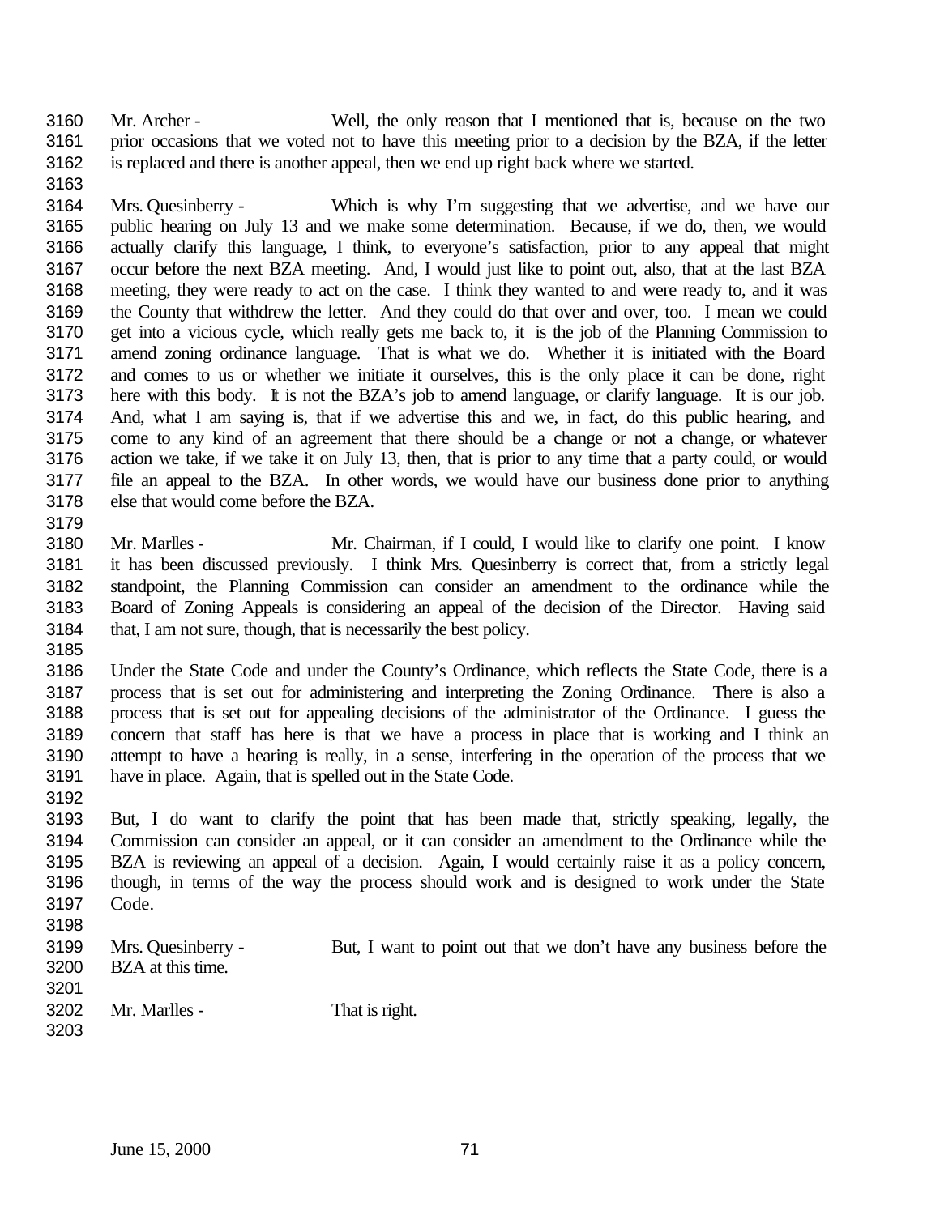Mr. Archer - Well, the only reason that I mentioned that is, because on the two prior occasions that we voted not to have this meeting prior to a decision by the BZA, if the letter is replaced and there is another appeal, then we end up right back where we started.

Mrs. Quesinberry - Which is why I'm suggesting that we advertise, and we have our public hearing on July 13 and we make some determination. Because, if we do, then, we would actually clarify this language, I think, to everyone's satisfaction, prior to any appeal that might occur before the next BZA meeting. And, I would just like to point out, also, that at the last BZA meeting, they were ready to act on the case. I think they wanted to and were ready to, and it was the County that withdrew the letter. And they could do that over and over, too. I mean we could get into a vicious cycle, which really gets me back to, it is the job of the Planning Commission to amend zoning ordinance language. That is what we do. Whether it is initiated with the Board and comes to us or whether we initiate it ourselves, this is the only place it can be done, right here with this body. It is not the BZA's job to amend language, or clarify language. It is our job. And, what I am saying is, that if we advertise this and we, in fact, do this public hearing, and come to any kind of an agreement that there should be a change or not a change, or whatever action we take, if we take it on July 13, then, that is prior to any time that a party could, or would file an appeal to the BZA. In other words, we would have our business done prior to anything else that would come before the BZA.

Mr. Marlles - Mr. Chairman, if I could, I would like to clarify one point. I know it has been discussed previously. I think Mrs. Quesinberry is correct that, from a strictly legal standpoint, the Planning Commission can consider an amendment to the ordinance while the Board of Zoning Appeals is considering an appeal of the decision of the Director. Having said that, I am not sure, though, that is necessarily the best policy.

Under the State Code and under the County's Ordinance, which reflects the State Code, there is a process that is set out for administering and interpreting the Zoning Ordinance. There is also a process that is set out for appealing decisions of the administrator of the Ordinance. I guess the concern that staff has here is that we have a process in place that is working and I think an attempt to have a hearing is really, in a sense, interfering in the operation of the process that we have in place. Again, that is spelled out in the State Code.

But, I do want to clarify the point that has been made that, strictly speaking, legally, the Commission can consider an appeal, or it can consider an amendment to the Ordinance while the BZA is reviewing an appeal of a decision. Again, I would certainly raise it as a policy concern, though, in terms of the way the process should work and is designed to work under the State Code.

Mrs. Quesinberry - But, I want to point out that we don't have any business before the BZA at this time.

Mr. Marlles - That is right.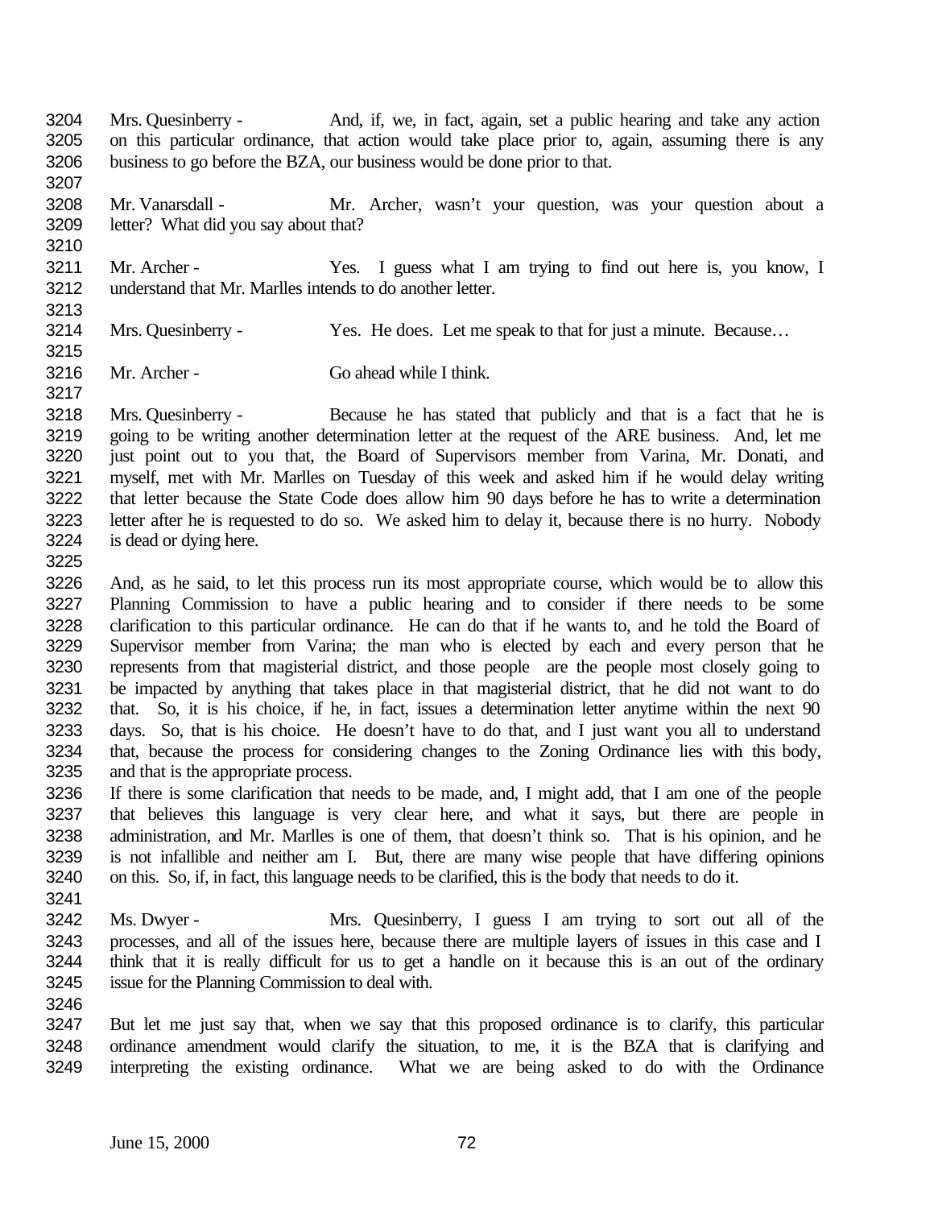Mrs. Quesinberry - And, if, we, in fact, again, set a public hearing and take any action on this particular ordinance, that action would take place prior to, again, assuming there is any business to go before the BZA, our business would be done prior to that.

Mr. Vanarsdall - Mr. Archer, wasn't your question, was your question about a letter? What did you say about that?

Mr. Archer - Yes. I guess what I am trying to find out here is, you know, I understand that Mr. Marlles intends to do another letter.

Mrs. Quesinberry - Yes. He does. Let me speak to that for just a minute. Because…

Mr. Archer - Go ahead while I think.

Mrs. Quesinberry - Because he has stated that publicly and that is a fact that he is going to be writing another determination letter at the request of the ARE business. And, let me just point out to you that, the Board of Supervisors member from Varina, Mr. Donati, and myself, met with Mr. Marlles on Tuesday of this week and asked him if he would delay writing that letter because the State Code does allow him 90 days before he has to write a determination letter after he is requested to do so. We asked him to delay it, because there is no hurry. Nobody is dead or dying here.

And, as he said, to let this process run its most appropriate course, which would be to allow this Planning Commission to have a public hearing and to consider if there needs to be some clarification to this particular ordinance. He can do that if he wants to, and he told the Board of Supervisor member from Varina; the man who is elected by each and every person that he represents from that magisterial district, and those people are the people most closely going to be impacted by anything that takes place in that magisterial district, that he did not want to do that. So, it is his choice, if he, in fact, issues a determination letter anytime within the next 90 days. So, that is his choice. He doesn't have to do that, and I just want you all to understand that, because the process for considering changes to the Zoning Ordinance lies with this body, and that is the appropriate process.

If there is some clarification that needs to be made, and, I might add, that I am one of the people that believes this language is very clear here, and what it says, but there are people in administration, and Mr. Marlles is one of them, that doesn't think so. That is his opinion, and he is not infallible and neither am I. But, there are many wise people that have differing opinions on this. So, if, in fact, this language needs to be clarified, this is the body that needs to do it.

Ms. Dwyer - Mrs. Quesinberry, I guess I am trying to sort out all of the processes, and all of the issues here, because there are multiple layers of issues in this case and I think that it is really difficult for us to get a handle on it because this is an out of the ordinary issue for the Planning Commission to deal with.

But let me just say that, when we say that this proposed ordinance is to clarify, this particular ordinance amendment would clarify the situation, to me, it is the BZA that is clarifying and interpreting the existing ordinance. What we are being asked to do with the Ordinance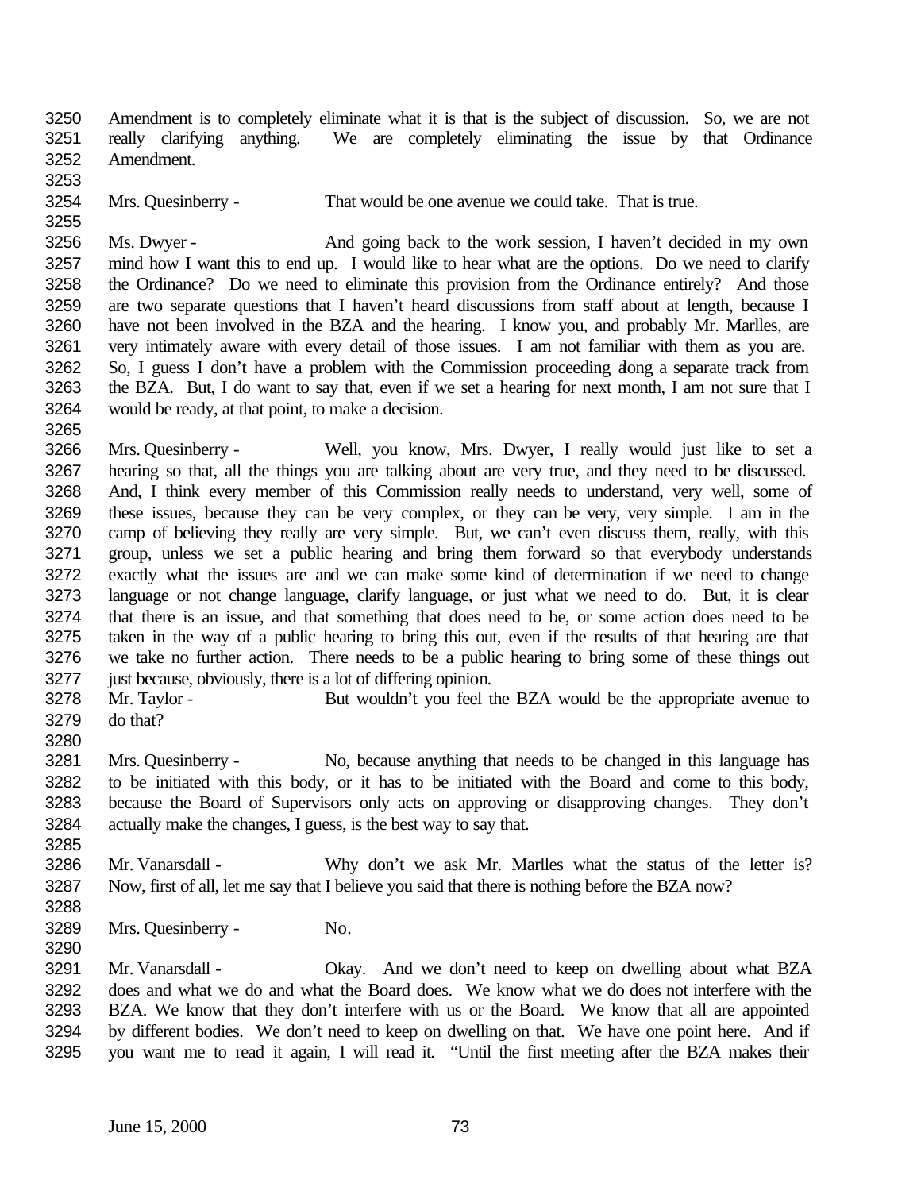Amendment is to completely eliminate what it is that is the subject of discussion. So, we are not really clarifying anything. We are completely eliminating the issue by that Ordinance Amendment.

Mrs. Quesinberry - That would be one avenue we could take. That is true.

Ms. Dwyer - And going back to the work session, I haven't decided in my own mind how I want this to end up. I would like to hear what are the options. Do we need to clarify the Ordinance? Do we need to eliminate this provision from the Ordinance entirely? And those are two separate questions that I haven't heard discussions from staff about at length, because I have not been involved in the BZA and the hearing. I know you, and probably Mr. Marlles, are very intimately aware with every detail of those issues. I am not familiar with them as you are. So, I guess I don't have a problem with the Commission proceeding along a separate track from the BZA. But, I do want to say that, even if we set a hearing for next month, I am not sure that I would be ready, at that point, to make a decision.

Mrs. Quesinberry - Well, you know, Mrs. Dwyer, I really would just like to set a hearing so that, all the things you are talking about are very true, and they need to be discussed. And, I think every member of this Commission really needs to understand, very well, some of these issues, because they can be very complex, or they can be very, very simple. I am in the camp of believing they really are very simple. But, we can't even discuss them, really, with this group, unless we set a public hearing and bring them forward so that everybody understands exactly what the issues are and we can make some kind of determination if we need to change language or not change language, clarify language, or just what we need to do. But, it is clear that there is an issue, and that something that does need to be, or some action does need to be taken in the way of a public hearing to bring this out, even if the results of that hearing are that we take no further action. There needs to be a public hearing to bring some of these things out just because, obviously, there is a lot of differing opinion.

Mr. Taylor - But wouldn't you feel the BZA would be the appropriate avenue to do that?

Mrs. Quesinberry - No, because anything that needs to be changed in this language has to be initiated with this body, or it has to be initiated with the Board and come to this body, because the Board of Supervisors only acts on approving or disapproving changes. They don't actually make the changes, I guess, is the best way to say that.

Mr. Vanarsdall - Why don't we ask Mr. Marlles what the status of the letter is? Now, first of all, let me say that I believe you said that there is nothing before the BZA now?

Mrs. Quesinberry - No.

Mr. Vanarsdall - Okay. And we don't need to keep on dwelling about what BZA does and what we do and what the Board does. We know what we do does not interfere with the BZA. We know that they don't interfere with us or the Board. We know that all are appointed by different bodies. We don't need to keep on dwelling on that. We have one point here. And if you want me to read it again, I will read it. "Until the first meeting after the BZA makes their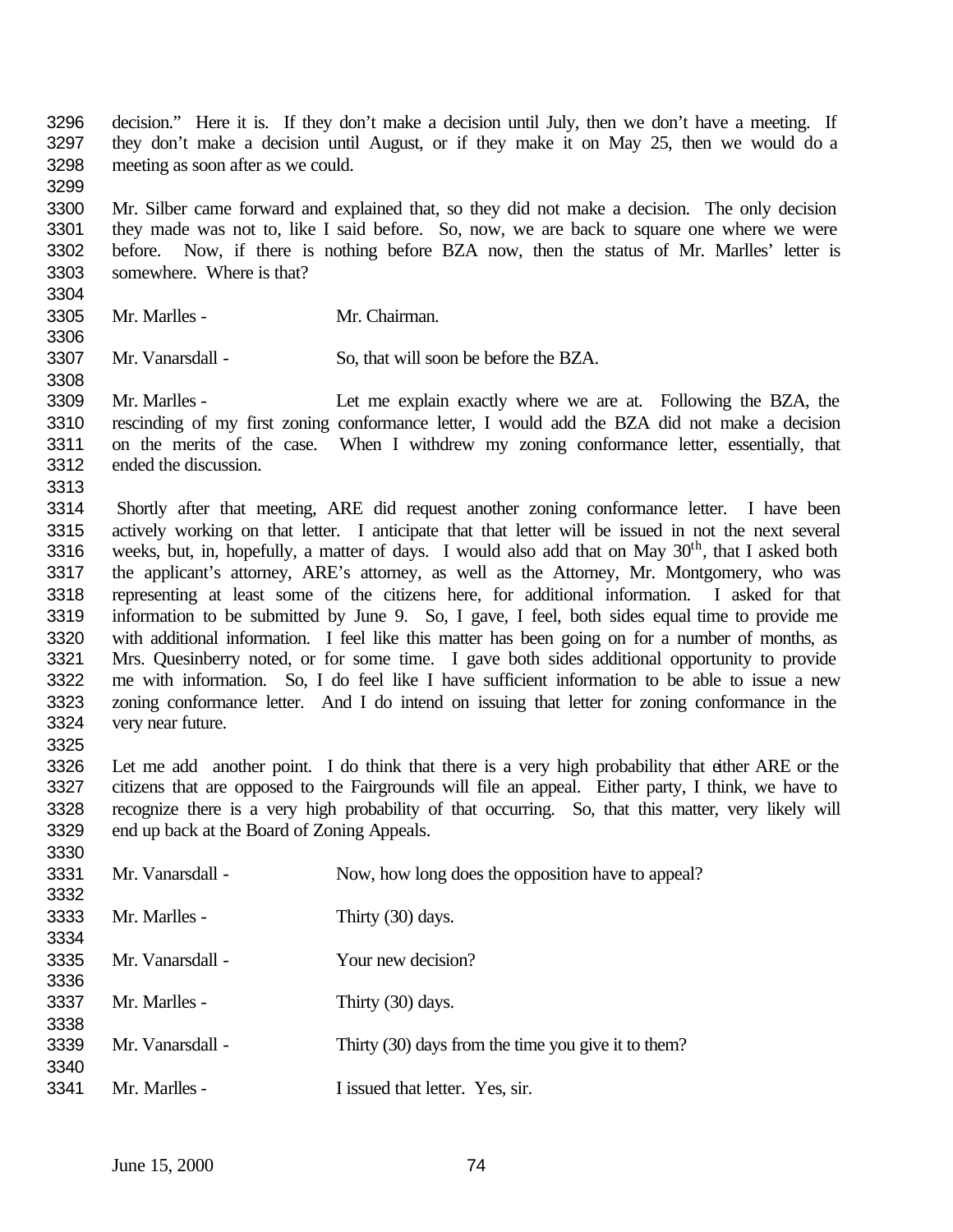decision." Here it is. If they don't make a decision until July, then we don't have a meeting. If they don't make a decision until August, or if they make it on May 25, then we would do a meeting as soon after as we could.

Mr. Silber came forward and explained that, so they did not make a decision. The only decision they made was not to, like I said before. So, now, we are back to square one where we were before. Now, if there is nothing before BZA now, then the status of Mr. Marlles' letter is somewhere. Where is that?

Mr. Marlles - Mr. Chairman.

Mr. Vanarsdall - So, that will soon be before the BZA.

Mr. Marlles - Let me explain exactly where we are at. Following the BZA, the rescinding of my first zoning conformance letter, I would add the BZA did not make a decision on the merits of the case. When I withdrew my zoning conformance letter, essentially, that ended the discussion.

Shortly after that meeting, ARE did request another zoning conformance letter. I have been actively working on that letter. I anticipate that that letter will be issued in not the next several weeks, but, in, hopefully, a matter of days. I would also add that on May 30th, that I asked both the applicant's attorney, ARE's attorney, as well as the Attorney, Mr. Montgomery, who was representing at least some of the citizens here, for additional information. I asked for that information to be submitted by June 9. So, I gave, I feel, both sides equal time to provide me with additional information. I feel like this matter has been going on for a number of months, as Mrs. Quesinberry noted, or for some time. I gave both sides additional opportunity to provide me with information. So, I do feel like I have sufficient information to be able to issue a new zoning conformance letter. And I do intend on issuing that letter for zoning conformance in the very near future.

Let me add another point. I do think that there is a very high probability that either ARE or the citizens that are opposed to the Fairgrounds will file an appeal. Either party, I think, we have to recognize there is a very high probability of that occurring. So, that this matter, very likely will end up back at the Board of Zoning Appeals.

Mr. Vanarsdall - Now, how long does the opposition have to appeal?

Mr. Marlles - Thirty (30) days.

Mr. Vanarsdall - Your new decision?

Mr. Marlles - Thirty (30) days.

Mr. Vanarsdall - Thirty (30) days from the time you give it to them?

Mr. Marlles - I issued that letter. Yes, sir.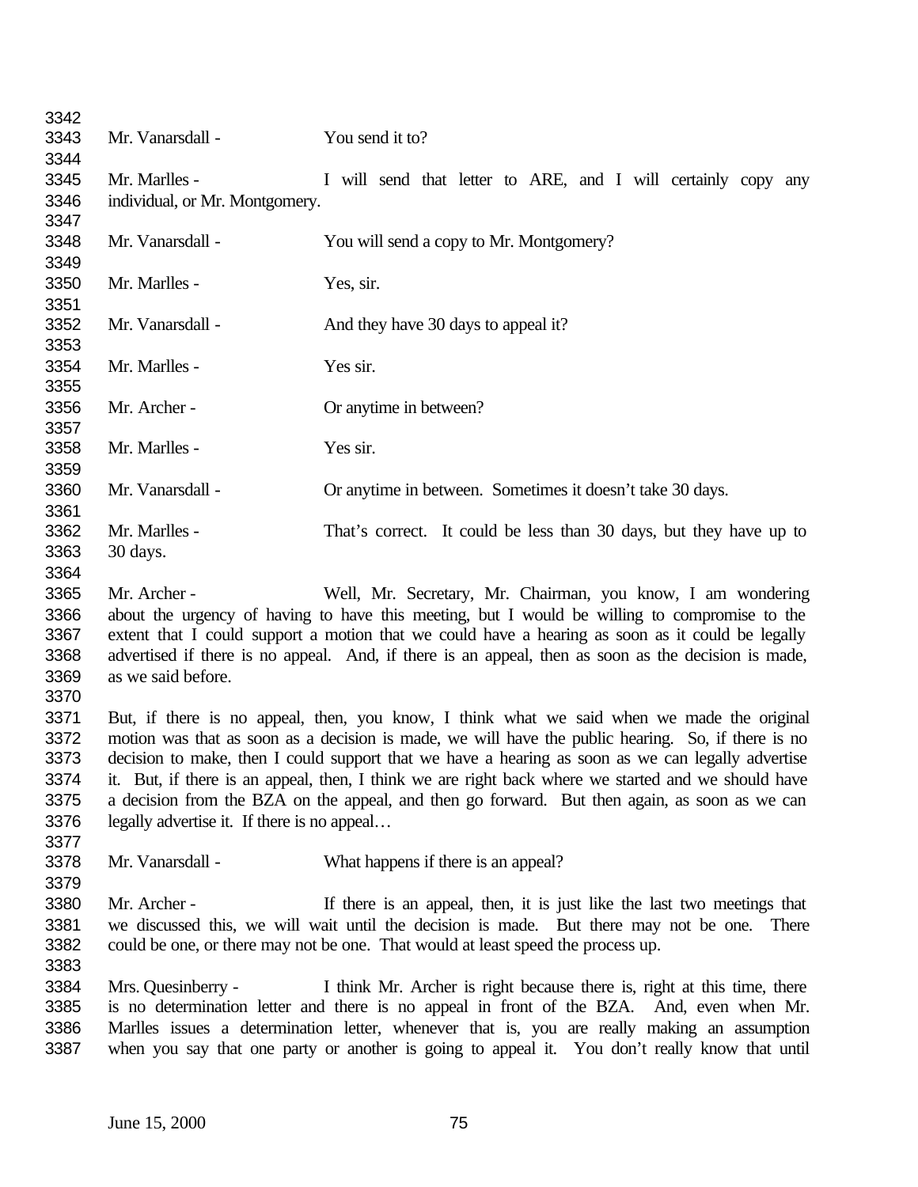Mr. Vanarsdall - You send it to?

Mr. Marlles - I will send that letter to ARE, and I will certainly copy any individual, or Mr. Montgomery.

Mr. Vanarsdall - You will send a copy to Mr. Montgomery?

Mr. Marlles - Yes, sir.

Mr. Vanarsdall - And they have 30 days to appeal it?

Mr. Marlles - Yes sir.

Mr. Archer - Or anytime in between?

Mr. Marlles - Yes sir.

Mr. Vanarsdall - Or anytime in between. Sometimes it doesn't take 30 days.

Mr. Marlles - That's correct. It could be less than 30 days, but they have up to 30 days.

Mr. Archer - Well, Mr. Secretary, Mr. Chairman, you know, I am wondering about the urgency of having to have this meeting, but I would be willing to compromise to the extent that I could support a motion that we could have a hearing as soon as it could be legally advertised if there is no appeal. And, if there is an appeal, then as soon as the decision is made, as we said before.

But, if there is no appeal, then, you know, I think what we said when we made the original motion was that as soon as a decision is made, we will have the public hearing. So, if there is no decision to make, then I could support that we have a hearing as soon as we can legally advertise it. But, if there is an appeal, then, I think we are right back where we started and we should have a decision from the BZA on the appeal, and then go forward. But then again, as soon as we can legally advertise it. If there is no appeal…

Mr. Vanarsdall - What happens if there is an appeal?

Mr. Archer - If there is an appeal, then, it is just like the last two meetings that we discussed this, we will wait until the decision is made. But there may not be one. There could be one, or there may not be one. That would at least speed the process up.

Mrs. Quesinberry - I think Mr. Archer is right because there is, right at this time, there is no determination letter and there is no appeal in front of the BZA. And, even when Mr. Marlles issues a determination letter, whenever that is, you are really making an assumption when you say that one party or another is going to appeal it. You don't really know that until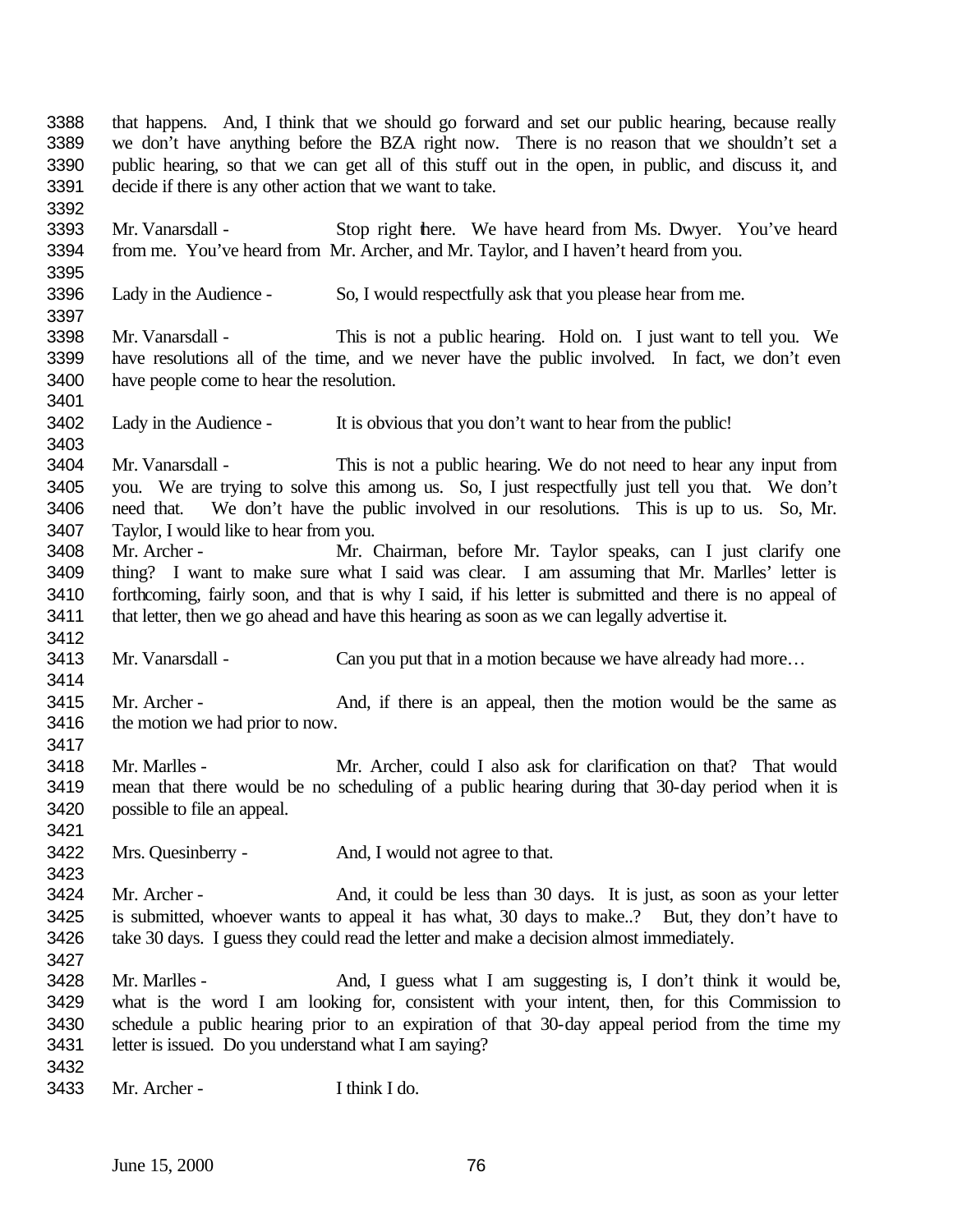3388 that happens. And, I think that we should go forward and set our public hearing, because really
3389 we don't have anything before the BZA right now. There is no reason that we shouldn't set a
3390 public hearing, so that we can get all of this stuff out in the open, in public, and discuss it, and
3391 decide if there is any other action that we want to take.
3392
3393 Mr. Vanarsdall - Stop right there. We have heard from Ms. Dwyer. You've heard
3394 from me. You've heard from Mr. Archer, and Mr. Taylor, and I haven't heard from you.
3395
3396 Lady in the Audience - So, I would respectfully ask that you please hear from me.
3397
3398 Mr. Vanarsdall - This is not a public hearing. Hold on. I just want to tell you. We
3399 have resolutions all of the time, and we never have the public involved. In fact, we don't even
3400 have people come to hear the resolution.
3401
3402 Lady in the Audience - It is obvious that you don't want to hear from the public!
3403
3404 Mr. Vanarsdall - This is not a public hearing. We do not need to hear any input from
3405 you. We are trying to solve this among us. So, I just respectfully just tell you that. We don't
3406 need that. We don't have the public involved in our resolutions. This is up to us. So, Mr.
3407 Taylor, I would like to hear from you.
3408 Mr. Archer - Mr. Chairman, before Mr. Taylor speaks, can I just clarify one
3409 thing? I want to make sure what I said was clear. I am assuming that Mr. Marlles' letter is
3410 forthcoming, fairly soon, and that is why I said, if his letter is submitted and there is no appeal of
3411 that letter, then we go ahead and have this hearing as soon as we can legally advertise it.
3412
3413 Mr. Vanarsdall - Can you put that in a motion because we have already had more…
3414
3415 Mr. Archer - And, if there is an appeal, then the motion would be the same as
3416 the motion we had prior to now.
3417
3418 Mr. Marlles - Mr. Archer, could I also ask for clarification on that? That would
3419 mean that there would be no scheduling of a public hearing during that 30-day period when it is
3420 possible to file an appeal.
3421
3422 Mrs. Quesinberry - And, I would not agree to that.
3423
3424 Mr. Archer - And, it could be less than 30 days. It is just, as soon as your letter
3425 is submitted, whoever wants to appeal it has what, 30 days to make..? But, they don't have to
3426 take 30 days. I guess they could read the letter and make a decision almost immediately.
3427
3428 Mr. Marlles - And, I guess what I am suggesting is, I don't think it would be,
3429 what is the word I am looking for, consistent with your intent, then, for this Commission to
3430 schedule a public hearing prior to an expiration of that 30-day appeal period from the time my
3431 letter is issued. Do you understand what I am saying?
3432
3433 Mr. Archer - I think I do.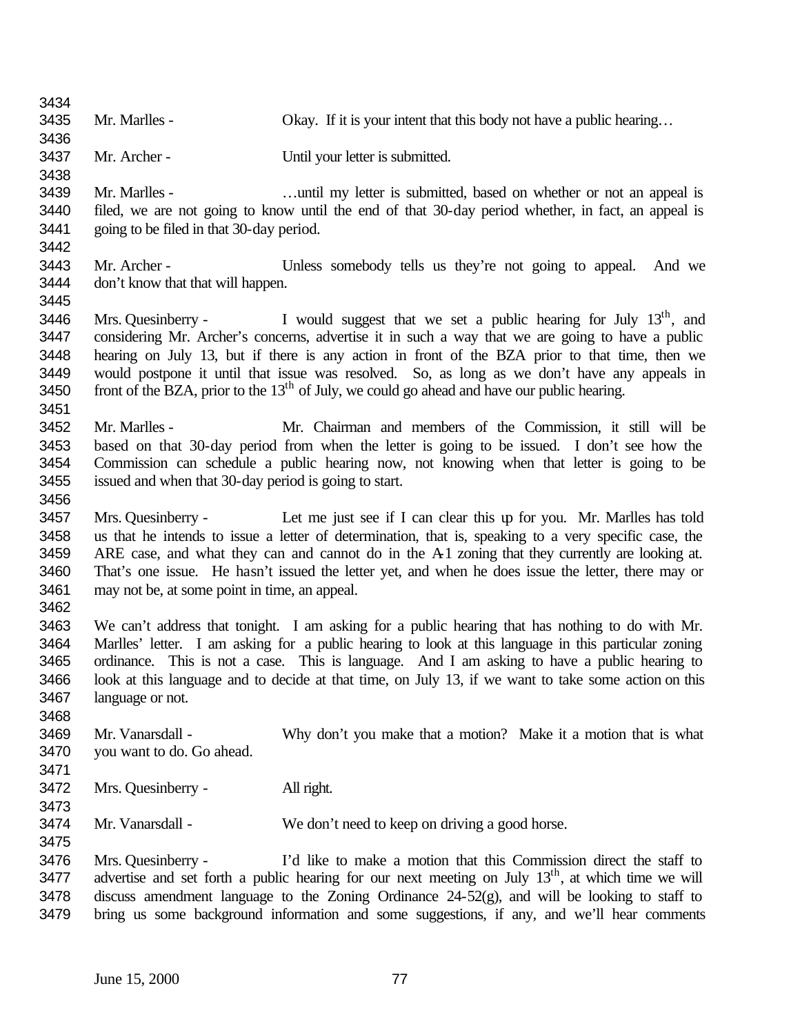Mr. Marlles - Okay. If it is your intent that this body not have a public hearing…

Mr. Archer - Until your letter is submitted.

Mr. Marlles - …until my letter is submitted, based on whether or not an appeal is filed, we are not going to know until the end of that 30-day period whether, in fact, an appeal is going to be filed in that 30-day period.

Mr. Archer - Unless somebody tells us they're not going to appeal. And we don't know that that will happen.

Mrs. Quesinberry - I would suggest that we set a public hearing for July 13th, and considering Mr. Archer's concerns, advertise it in such a way that we are going to have a public hearing on July 13, but if there is any action in front of the BZA prior to that time, then we would postpone it until that issue was resolved. So, as long as we don't have any appeals in front of the BZA, prior to the 13th of July, we could go ahead and have our public hearing.

Mr. Marlles - Mr. Chairman and members of the Commission, it still will be based on that 30-day period from when the letter is going to be issued. I don't see how the Commission can schedule a public hearing now, not knowing when that letter is going to be issued and when that 30-day period is going to start.

Mrs. Quesinberry - Let me just see if I can clear this up for you. Mr. Marlles has told us that he intends to issue a letter of determination, that is, speaking to a very specific case, the ARE case, and what they can and cannot do in the A-1 zoning that they currently are looking at. That's one issue. He hasn't issued the letter yet, and when he does issue the letter, there may or may not be, at some point in time, an appeal.

We can't address that tonight. I am asking for a public hearing that has nothing to do with Mr. Marlles' letter. I am asking for a public hearing to look at this language in this particular zoning ordinance. This is not a case. This is language. And I am asking to have a public hearing to look at this language and to decide at that time, on July 13, if we want to take some action on this language or not.

Mr. Vanarsdall - Why don't you make that a motion? Make it a motion that is what you want to do. Go ahead.

Mrs. Quesinberry - All right.

Mr. Vanarsdall - We don't need to keep on driving a good horse.

Mrs. Quesinberry - I'd like to make a motion that this Commission direct the staff to advertise and set forth a public hearing for our next meeting on July 13th, at which time we will discuss amendment language to the Zoning Ordinance 24-52(g), and will be looking to staff to bring us some background information and some suggestions, if any, and we'll hear comments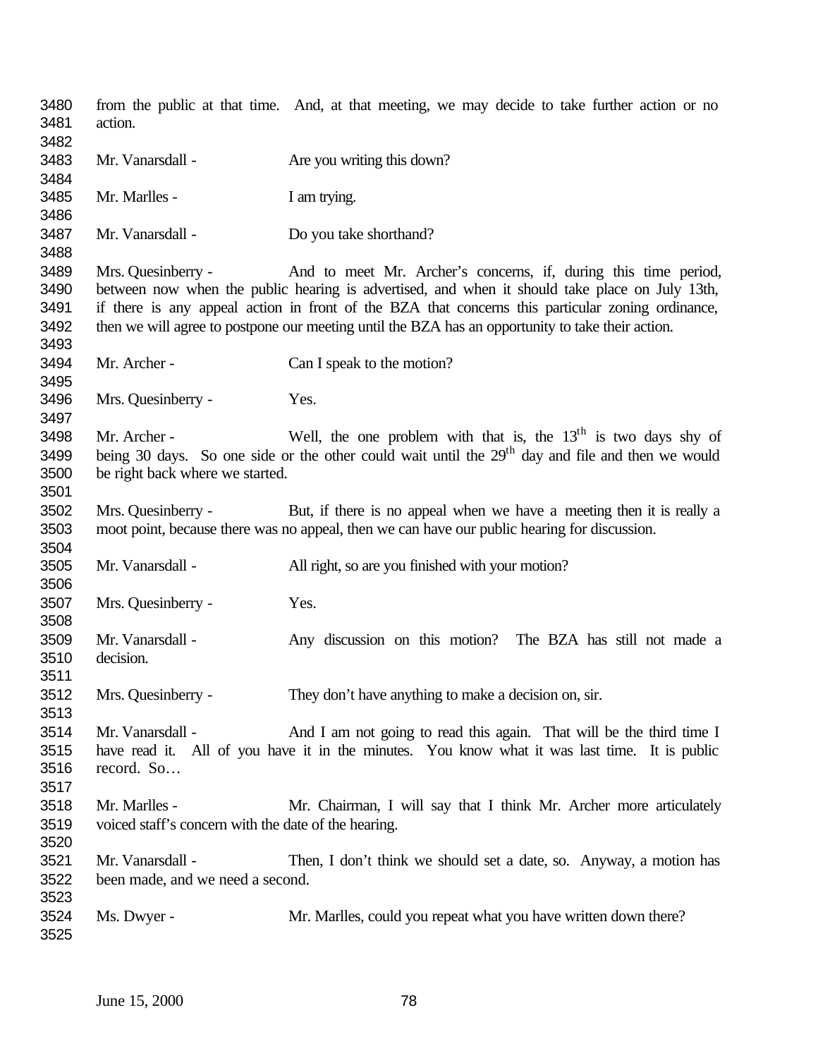from the public at that time. And, at that meeting, we may decide to take further action or no action.

Mr. Vanarsdall - Are you writing this down?

Mr. Marlles - I am trying.

Mr. Vanarsdall - Do you take shorthand?

Mrs. Quesinberry - And to meet Mr. Archer's concerns, if, during this time period, between now when the public hearing is advertised, and when it should take place on July 13th, if there is any appeal action in front of the BZA that concerns this particular zoning ordinance, then we will agree to postpone our meeting until the BZA has an opportunity to take their action.

Mr. Archer - Can I speak to the motion?

Mrs. Quesinberry - Yes.

Mr. Archer - Well, the one problem with that is, the 13th is two days shy of being 30 days. So one side or the other could wait until the 29th day and file and then we would be right back where we started.

Mrs. Quesinberry - But, if there is no appeal when we have a meeting then it is really a moot point, because there was no appeal, then we can have our public hearing for discussion.

Mr. Vanarsdall - All right, so are you finished with your motion?

Mrs. Quesinberry - Yes.

Mr. Vanarsdall - Any discussion on this motion? The BZA has still not made a decision.

Mrs. Quesinberry - They don't have anything to make a decision on, sir.

Mr. Vanarsdall - And I am not going to read this again. That will be the third time I have read it. All of you have it in the minutes. You know what it was last time. It is public record. So…

Mr. Marlles - Mr. Chairman, I will say that I think Mr. Archer more articulately voiced staff's concern with the date of the hearing.

Mr. Vanarsdall - Then, I don't think we should set a date, so. Anyway, a motion has been made, and we need a second.

Ms. Dwyer - Mr. Marlles, could you repeat what you have written down there?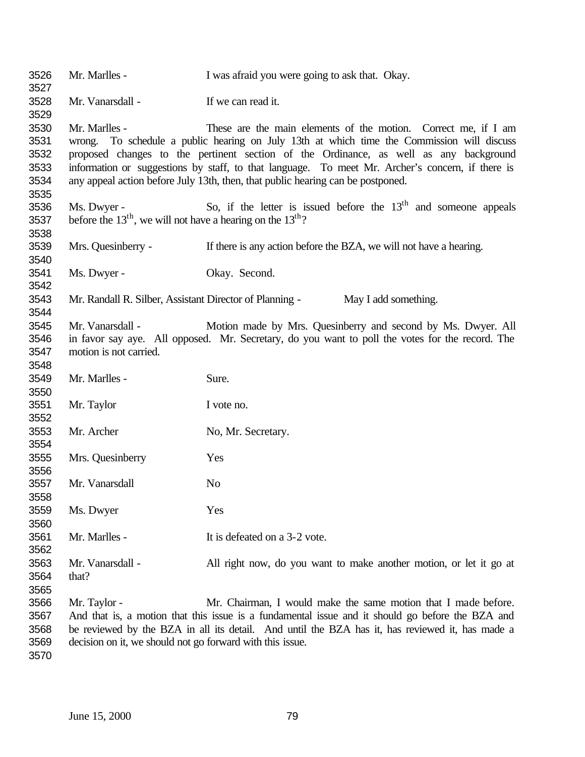Mr. Marlles - I was afraid you were going to ask that. Okay.

Mr. Vanarsdall - If we can read it.

Mr. Marlles - These are the main elements of the motion. Correct me, if I am wrong. To schedule a public hearing on July 13th at which time the Commission will discuss proposed changes to the pertinent section of the Ordinance, as well as any background information or suggestions by staff, to that language. To meet Mr. Archer's concern, if there is any appeal action before July 13th, then, that public hearing can be postponed.

Ms. Dwyer - So, if the letter is issued before the 13th and someone appeals before the 13th, we will not have a hearing on the 13th?

Mrs. Quesinberry - If there is any action before the BZA, we will not have a hearing.

Ms. Dwyer - Okay. Second.

Mr. Randall R. Silber, Assistant Director of Planning - May I add something.

Mr. Vanarsdall - Motion made by Mrs. Quesinberry and second by Ms. Dwyer. All in favor say aye. All opposed. Mr. Secretary, do you want to poll the votes for the record. The motion is not carried.

Mr. Marlles - Sure.

Mr. Taylor I vote no.

Mr. Archer No, Mr. Secretary.

Mrs. Quesinberry Yes

Mr. Vanarsdall No

Ms. Dwyer Yes

Mr. Marlles - It is defeated on a 3-2 vote.

Mr. Vanarsdall - All right now, do you want to make another motion, or let it go at that?

Mr. Taylor - Mr. Chairman, I would make the same motion that I made before. And that is, a motion that this issue is a fundamental issue and it should go before the BZA and be reviewed by the BZA in all its detail. And until the BZA has it, has reviewed it, has made a decision on it, we should not go forward with this issue.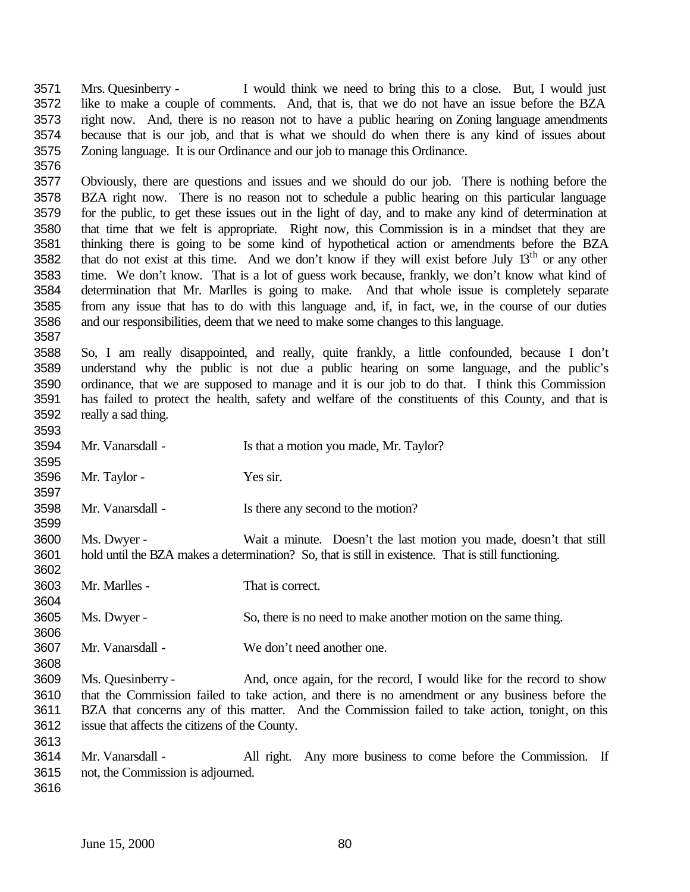Mrs. Quesinberry - I would think we need to bring this to a close. But, I would just like to make a couple of comments. And, that is, that we do not have an issue before the BZA right now. And, there is no reason not to have a public hearing on Zoning language amendments because that is our job, and that is what we should do when there is any kind of issues about Zoning language. It is our Ordinance and our job to manage this Ordinance.

Obviously, there are questions and issues and we should do our job. There is nothing before the BZA right now. There is no reason not to schedule a public hearing on this particular language for the public, to get these issues out in the light of day, and to make any kind of determination at that time that we felt is appropriate. Right now, this Commission is in a mindset that they are thinking there is going to be some kind of hypothetical action or amendments before the BZA that do not exist at this time. And we don't know if they will exist before July 13th or any other time. We don't know. That is a lot of guess work because, frankly, we don't know what kind of determination that Mr. Marlles is going to make. And that whole issue is completely separate from any issue that has to do with this language and, if, in fact, we, in the course of our duties and our responsibilities, deem that we need to make some changes to this language.

So, I am really disappointed, and really, quite frankly, a little confounded, because I don't understand why the public is not due a public hearing on some language, and the public's ordinance, that we are supposed to manage and it is our job to do that. I think this Commission has failed to protect the health, safety and welfare of the constituents of this County, and that is really a sad thing.

Mr. Vanarsdall - Is that a motion you made, Mr. Taylor?

Mr. Taylor - Yes sir.

Mr. Vanarsdall - Is there any second to the motion?

Ms. Dwyer - Wait a minute. Doesn't the last motion you made, doesn't that still hold until the BZA makes a determination? So, that is still in existence. That is still functioning.

Mr. Marlles - That is correct.

Ms. Dwyer - So, there is no need to make another motion on the same thing.

Mr. Vanarsdall - We don't need another one.

Ms. Quesinberry - And, once again, for the record, I would like for the record to show that the Commission failed to take action, and there is no amendment or any business before the BZA that concerns any of this matter. And the Commission failed to take action, tonight, on this issue that affects the citizens of the County.

Mr. Vanarsdall - All right. Any more business to come before the Commission. If not, the Commission is adjourned.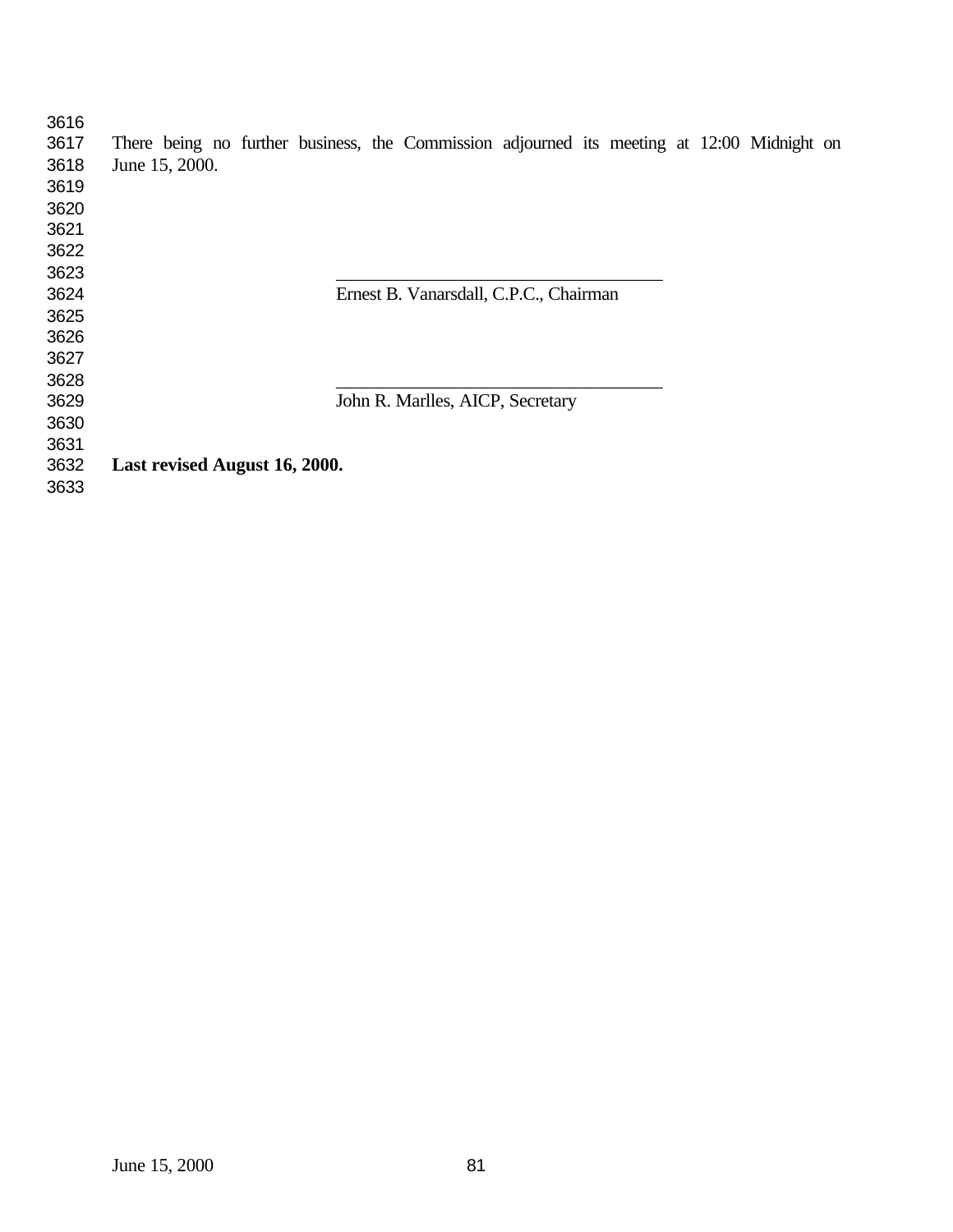There being no further business, the Commission adjourned its meeting at 12:00 Midnight on June 15, 2000.

\_\_\_\_\_\_\_\_\_\_\_\_\_\_\_\_\_\_\_\_\_\_\_\_\_\_\_\_\_\_\_\_\_\_\_\_

Ernest B. Vanarsdall, C.P.C., Chairman

\_\_\_\_\_\_\_\_\_\_\_\_\_\_\_\_\_\_\_\_\_\_\_\_\_\_\_\_\_\_\_\_\_\_\_\_

John R. Marlles, AICP, Secretary

**Last revised August 16, 2000.**